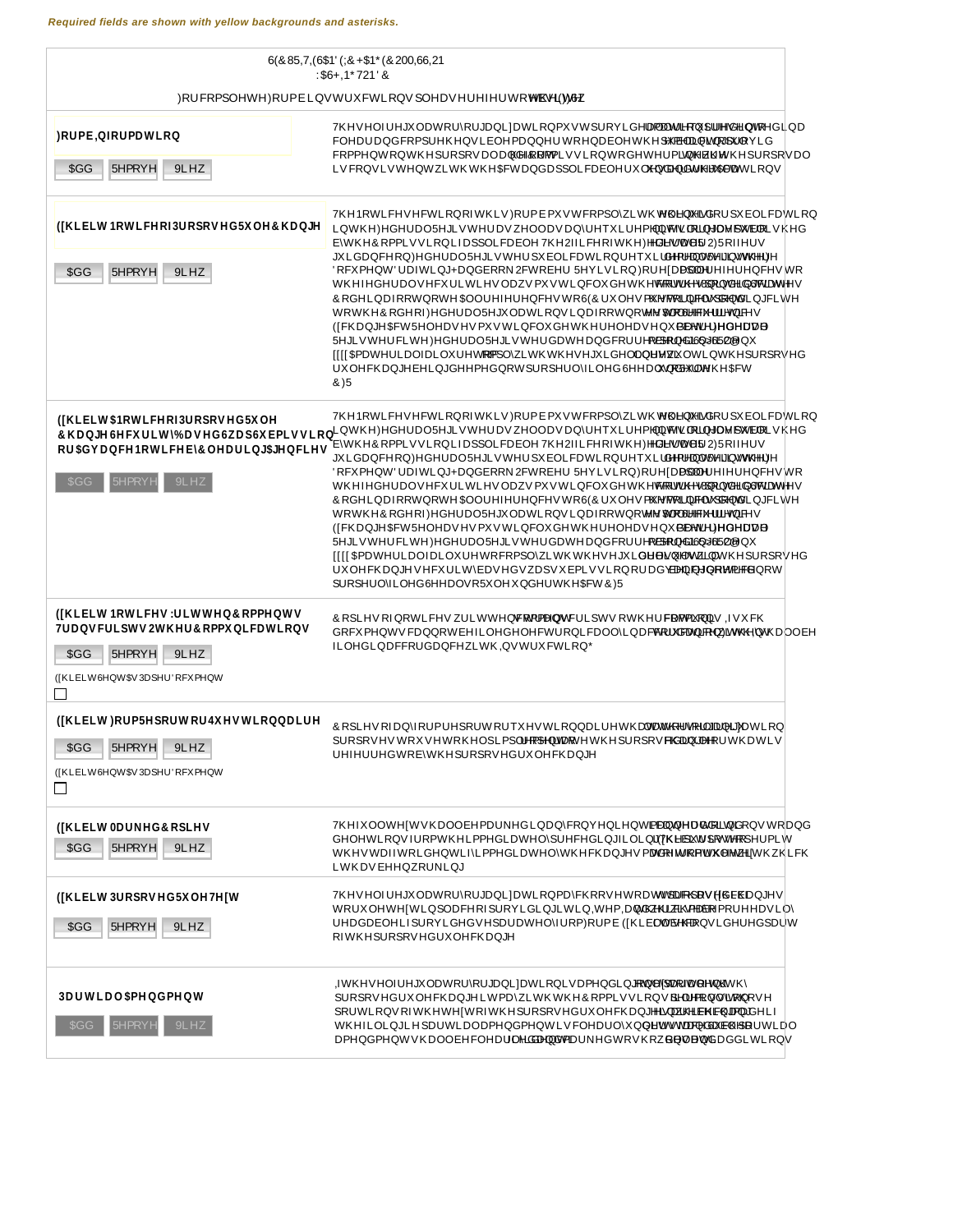*Required fields are shown with yellow backgrounds and asterisks.*

SECURITIES AND EXCHANGE COMMISSION
WASHINGTON, D.C.

For complete Form 19b-4 instructions please refer to the EFFS website.

| | |
|---|---|
| **Form Information**<br><br>Add Remove View | The self-regulatory organization must provide all required information, presented in a clear and comprehensible manner, to enable the public to provide meaningful comment on the proposal and for the Commission to determine whether the proposal is consistent with the Act and applicable rules and regulations under the Act. |
| **Exhibit 1 Notice of Proposed Rule Change**<br><br>Add Remove View | The Notice section of this Form 19b-4 must comply with the guidelines for publication in the Federal Register as well as any requirements for electronic filing as published by the Commission (if applicable). The Office of the Federal Register (OFR) offers guidance on Federal Register publication requirements in the Federal Register Document Drafting Handbook, October 1998 Revision. For example, all references to the federal securities laws must include the corresponding cite to the United States Code in a footnote. All references to SEC rules must include the corresponding cite to the Code of Federal Regulations in a footnote. All references to Securities Exchange Act Releases must include the release number, release date, Federal Register cite, Federal Register date, and corresponding file number (e.g., SR-[SRO]-xx-xx). A material failure to comply with these guidelines will result in the proposed rule change being deemed not properly filed. See also Rule 0-3 under the Act (17 CFR 240.0-3) |
| **Exhibit 1A Notice of Proposed Rule Change, Security-Based Swap Submission, or Advance Notice by Clearing Agencies**<br><br>Add Remove View | The Notice section of this Form 19b-4 must comply with the guidelines for publication in the Federal Register as well as any requirements for electronic filing as published by the Commission (if applicable). The Office of the Federal Register (OFR) offers guidance on Federal Register publication requirements in the Federal Register Document Drafting Handbook, October 1998 Revision. For example, all references to the federal securities laws must include the corresponding cite to the United States Code in a footnote. All references to SEC rules must include the corresponding cite to the Code of Federal Regulations in a footnote. All references to Securities Exchange Act Releases must include the release number, release date, Federal Register cite, Federal Register date, and corresponding file number (e.g., SR-[SRO]-xx-xx). A material failure to comply with these guidelines will result in the proposed rule change, security-based swap submission, or advance notice being deemed not properly filed. See also Rule 0-3 under the Act (17 CFR 240.0-3) |
| **Exhibit 2 Notices, Written Comments, Transcripts, Other Communications**<br><br>Add Remove View<br><br>Exhibit Sent As Paper Document ☐ | Copies of notices, written comments, transcripts, other communications. If such documents cannot be filed electronically in accordance with Instruction F, they shall be filed in accordance with Instruction G. |
| **Exhibit 3 Form, Report, or Questionnaire**<br><br>Add Remove View<br><br>Exhibit Sent As Paper Document ☐ | Copies of any form, report, or questionnaire that the self-regulatory organization proposes to use to help implement or operate the proposed rule change, or that is referred to by the proposed rule change. |
| **Exhibit 4 Marked Copies**<br><br>Add Remove View | The full text shall be marked, in any convenient manner, to indicate additions to and deletions from the immediately preceding filing. The purpose of Exhibit 4 is to permit the staff to identify immediately the changes made from the text of the rule with which it has been working. |
| **Exhibit 5 Proposed Rule Text**<br><br>Add Remove View | The self-regulatory organization may choose to attach as Exhibit 5 proposed changes to rule text in place of providing it in Item I and which may otherwise be more easily readable if provided separately from Form 19b-4. Exhibit 5 shall be considered part of the proposed rule change. |
| **Partial Amendment**<br><br>Add Remove View | If the self-regulatory organization is amending only part of the text of a lengthy proposed rule change, it may, with the Commission's permission, file only those portions of the text of the proposed rule change in which changes are being made if the filing (i.e. partial amendment) is clearly understandable on its face. Such partial amendment shall be clearly identified and marked to show deletions and additions. |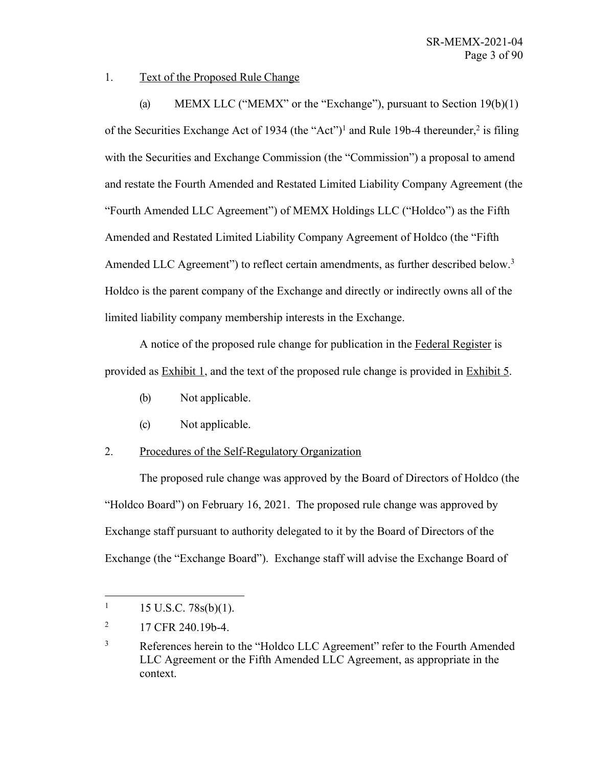1. Text of the Proposed Rule Change

(a) MEMX LLC ("MEMX" or the "Exchange"), pursuant to Section 19(b)(1) of the Securities Exchange Act of 1934 (the "Act")[1] and Rule 19b-4 thereunder,[2] is filing with the Securities and Exchange Commission (the "Commission") a proposal to amend and restate the Fourth Amended and Restated Limited Liability Company Agreement (the "Fourth Amended LLC Agreement") of MEMX Holdings LLC ("Holdco") as the Fifth Amended and Restated Limited Liability Company Agreement of Holdco (the "Fifth Amended LLC Agreement") to reflect certain amendments, as further described below.[3] Holdco is the parent company of the Exchange and directly or indirectly owns all of the limited liability company membership interests in the Exchange.

A notice of the proposed rule change for publication in the Federal Register is provided as Exhibit 1, and the text of the proposed rule change is provided in Exhibit 5.

(b) Not applicable.

(c) Not applicable.

2. Procedures of the Self-Regulatory Organization

The proposed rule change was approved by the Board of Directors of Holdco (the "Holdco Board") on February 16, 2021. The proposed rule change was approved by Exchange staff pursuant to authority delegated to it by the Board of Directors of the Exchange (the "Exchange Board"). Exchange staff will advise the Exchange Board of

---

[1] 15 U.S.C. 78s(b)(1).

[2] 17 CFR 240.19b-4.

[3] References herein to the "Holdco LLC Agreement" refer to the Fourth Amended LLC Agreement or the Fifth Amended LLC Agreement, as appropriate in the context.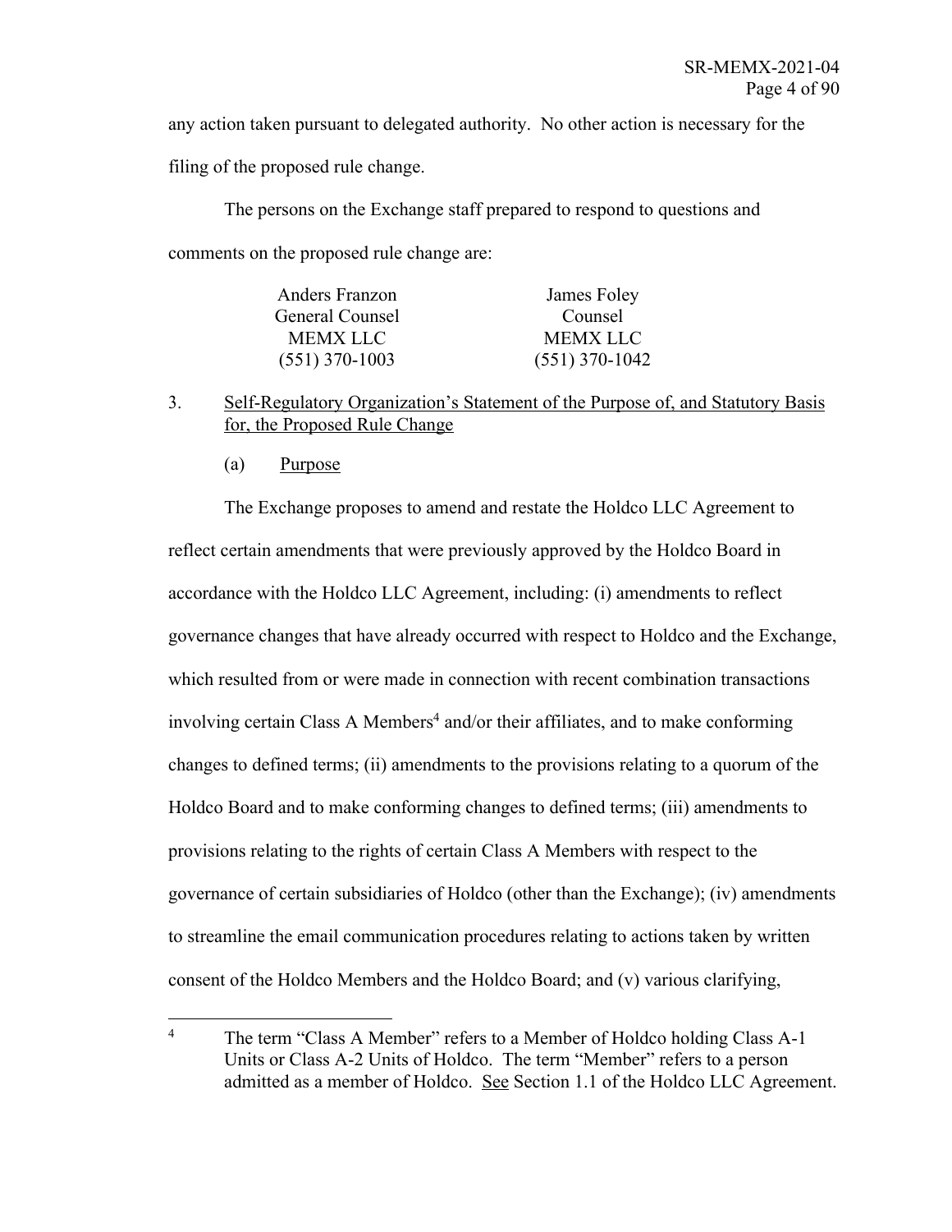any action taken pursuant to delegated authority. No other action is necessary for the filing of the proposed rule change.

The persons on the Exchange staff prepared to respond to questions and comments on the proposed rule change are:

| Anders Franzon | James Foley |
|---|---|
| General Counsel | Counsel |
| MEMX LLC | MEMX LLC |
| (551) 370-1003 | (551) 370-1042 |

3. Self-Regulatory Organization's Statement of the Purpose of, and Statutory Basis for, the Proposed Rule Change

(a) Purpose

The Exchange proposes to amend and restate the Holdco LLC Agreement to reflect certain amendments that were previously approved by the Holdco Board in accordance with the Holdco LLC Agreement, including: (i) amendments to reflect governance changes that have already occurred with respect to Holdco and the Exchange, which resulted from or were made in connection with recent combination transactions involving certain Class A Members[4] and/or their affiliates, and to make conforming changes to defined terms; (ii) amendments to the provisions relating to a quorum of the Holdco Board and to make conforming changes to defined terms; (iii) amendments to provisions relating to the rights of certain Class A Members with respect to the governance of certain subsidiaries of Holdco (other than the Exchange); (iv) amendments to streamline the email communication procedures relating to actions taken by written consent of the Holdco Members and the Holdco Board; and (v) various clarifying,

[4] The term "Class A Member" refers to a Member of Holdco holding Class A-1 Units or Class A-2 Units of Holdco. The term "Member" refers to a person admitted as a member of Holdco. See Section 1.1 of the Holdco LLC Agreement.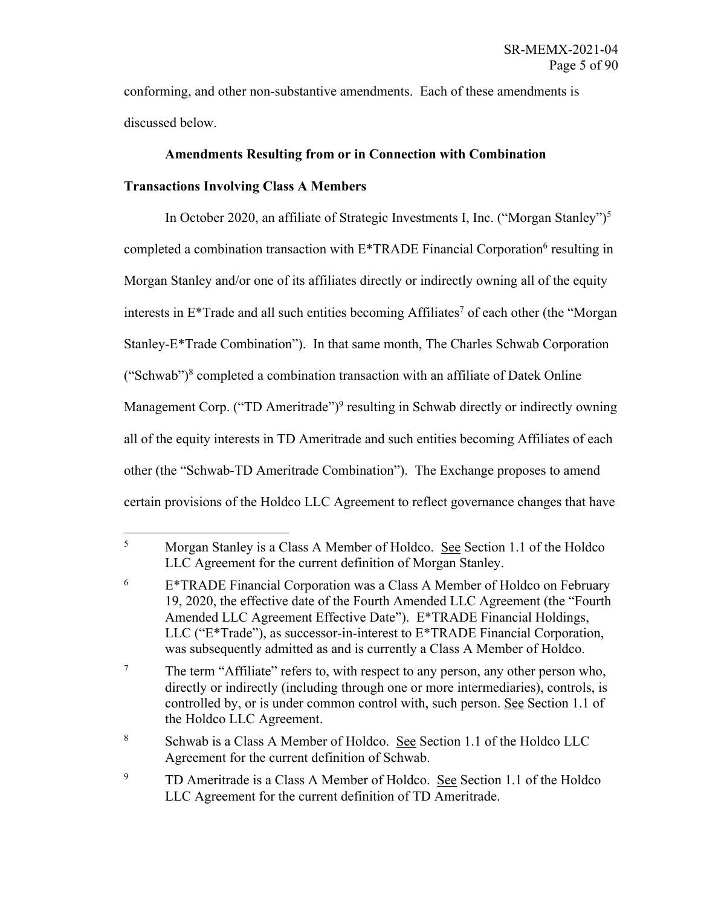conforming, and other non-substantive amendments. Each of these amendments is discussed below.

**Amendments Resulting from or in Connection with Combination Transactions Involving Class A Members**

In October 2020, an affiliate of Strategic Investments I, Inc. ("Morgan Stanley")[5] completed a combination transaction with E*TRADE Financial Corporation[6] resulting in Morgan Stanley and/or one of its affiliates directly or indirectly owning all of the equity interests in E*Trade and all such entities becoming Affiliates[7] of each other (the "Morgan Stanley-E*Trade Combination"). In that same month, The Charles Schwab Corporation ("Schwab")[8] completed a combination transaction with an affiliate of Datek Online Management Corp. ("TD Ameritrade")[9] resulting in Schwab directly or indirectly owning all of the equity interests in TD Ameritrade and such entities becoming Affiliates of each other (the "Schwab-TD Ameritrade Combination"). The Exchange proposes to amend certain provisions of the Holdco LLC Agreement to reflect governance changes that have

---

[5] Morgan Stanley is a Class A Member of Holdco. See Section 1.1 of the Holdco LLC Agreement for the current definition of Morgan Stanley.

[6] E*TRADE Financial Corporation was a Class A Member of Holdco on February 19, 2020, the effective date of the Fourth Amended LLC Agreement (the "Fourth Amended LLC Agreement Effective Date"). E*TRADE Financial Holdings, LLC ("E*Trade"), as successor-in-interest to E*TRADE Financial Corporation, was subsequently admitted as and is currently a Class A Member of Holdco.

[7] The term "Affiliate" refers to, with respect to any person, any other person who, directly or indirectly (including through one or more intermediaries), controls, is controlled by, or is under common control with, such person. See Section 1.1 of the Holdco LLC Agreement.

[8] Schwab is a Class A Member of Holdco. See Section 1.1 of the Holdco LLC Agreement for the current definition of Schwab.

[9] TD Ameritrade is a Class A Member of Holdco. See Section 1.1 of the Holdco LLC Agreement for the current definition of TD Ameritrade.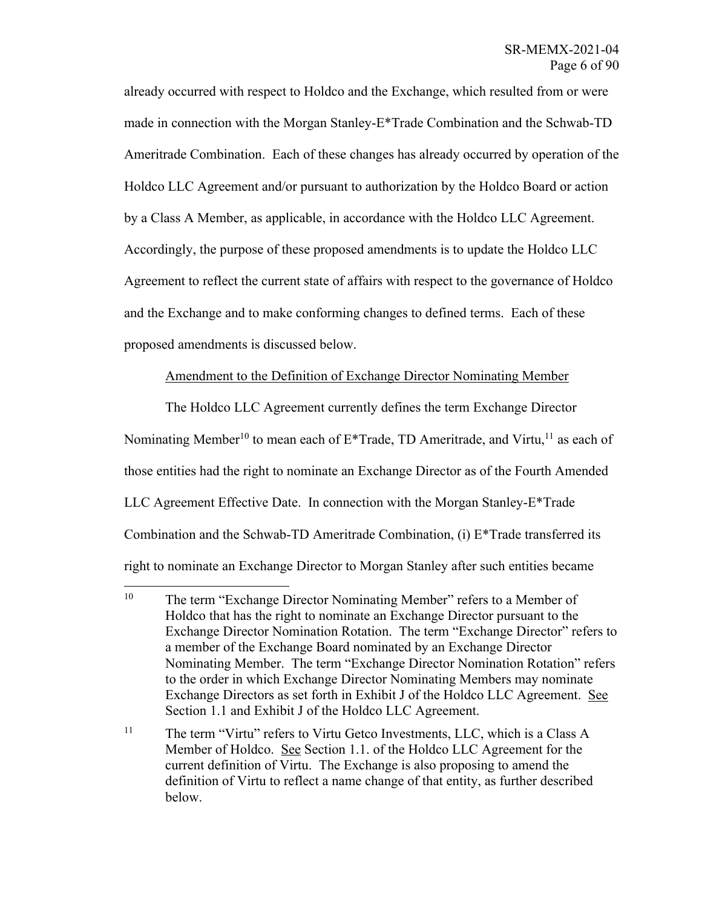already occurred with respect to Holdco and the Exchange, which resulted from or were made in connection with the Morgan Stanley-E*Trade Combination and the Schwab-TD Ameritrade Combination. Each of these changes has already occurred by operation of the Holdco LLC Agreement and/or pursuant to authorization by the Holdco Board or action by a Class A Member, as applicable, in accordance with the Holdco LLC Agreement. Accordingly, the purpose of these proposed amendments is to update the Holdco LLC Agreement to reflect the current state of affairs with respect to the governance of Holdco and the Exchange and to make conforming changes to defined terms. Each of these proposed amendments is discussed below.

Amendment to the Definition of Exchange Director Nominating Member

The Holdco LLC Agreement currently defines the term Exchange Director Nominating Member[10] to mean each of E*Trade, TD Ameritrade, and Virtu,[11] as each of those entities had the right to nominate an Exchange Director as of the Fourth Amended LLC Agreement Effective Date. In connection with the Morgan Stanley-E*Trade Combination and the Schwab-TD Ameritrade Combination, (i) E*Trade transferred its right to nominate an Exchange Director to Morgan Stanley after such entities became

---

[10] The term "Exchange Director Nominating Member" refers to a Member of Holdco that has the right to nominate an Exchange Director pursuant to the Exchange Director Nomination Rotation. The term "Exchange Director" refers to a member of the Exchange Board nominated by an Exchange Director Nominating Member. The term "Exchange Director Nomination Rotation" refers to the order in which Exchange Director Nominating Members may nominate Exchange Directors as set forth in Exhibit J of the Holdco LLC Agreement. See Section 1.1 and Exhibit J of the Holdco LLC Agreement.

[11] The term "Virtu" refers to Virtu Getco Investments, LLC, which is a Class A Member of Holdco. See Section 1.1. of the Holdco LLC Agreement for the current definition of Virtu. The Exchange is also proposing to amend the definition of Virtu to reflect a name change of that entity, as further described below.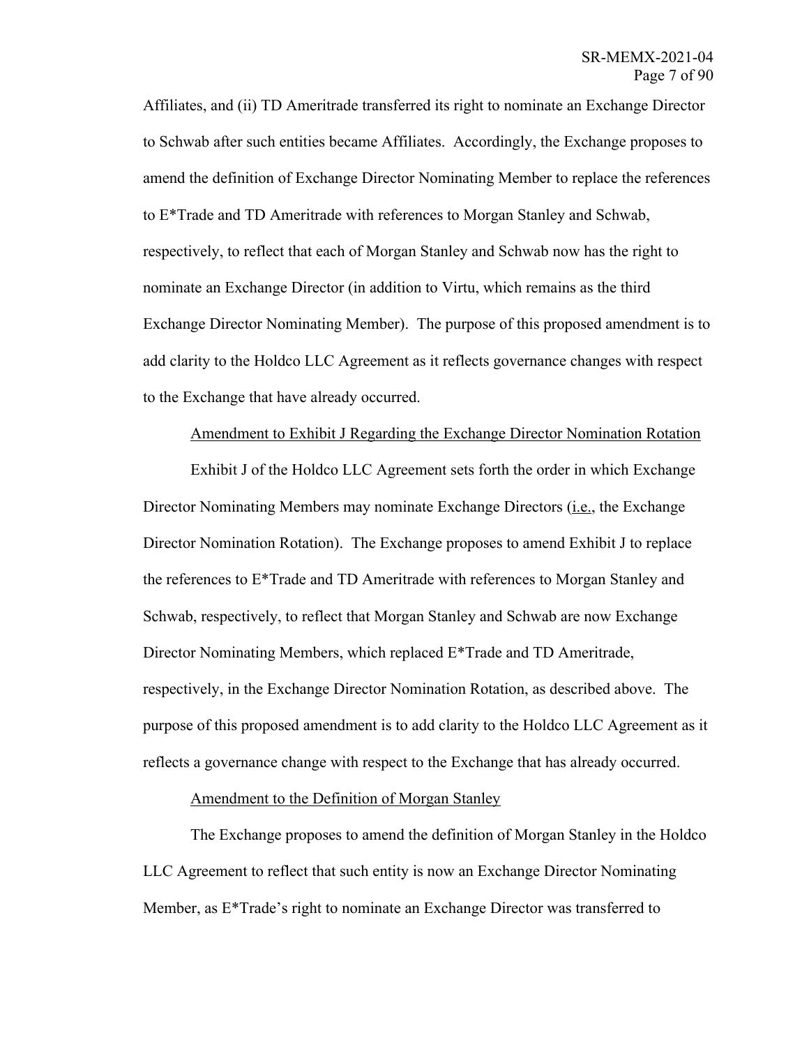Affiliates, and (ii) TD Ameritrade transferred its right to nominate an Exchange Director to Schwab after such entities became Affiliates. Accordingly, the Exchange proposes to amend the definition of Exchange Director Nominating Member to replace the references to E*Trade and TD Ameritrade with references to Morgan Stanley and Schwab, respectively, to reflect that each of Morgan Stanley and Schwab now has the right to nominate an Exchange Director (in addition to Virtu, which remains as the third Exchange Director Nominating Member). The purpose of this proposed amendment is to add clarity to the Holdco LLC Agreement as it reflects governance changes with respect to the Exchange that have already occurred.

<u>Amendment to Exhibit J Regarding the Exchange Director Nomination Rotation</u>

Exhibit J of the Holdco LLC Agreement sets forth the order in which Exchange Director Nominating Members may nominate Exchange Directors (<u>i.e.</u>, the Exchange Director Nomination Rotation). The Exchange proposes to amend Exhibit J to replace the references to E*Trade and TD Ameritrade with references to Morgan Stanley and Schwab, respectively, to reflect that Morgan Stanley and Schwab are now Exchange Director Nominating Members, which replaced E*Trade and TD Ameritrade, respectively, in the Exchange Director Nomination Rotation, as described above. The purpose of this proposed amendment is to add clarity to the Holdco LLC Agreement as it reflects a governance change with respect to the Exchange that has already occurred.

<u>Amendment to the Definition of Morgan Stanley</u>

The Exchange proposes to amend the definition of Morgan Stanley in the Holdco LLC Agreement to reflect that such entity is now an Exchange Director Nominating Member, as E*Trade's right to nominate an Exchange Director was transferred to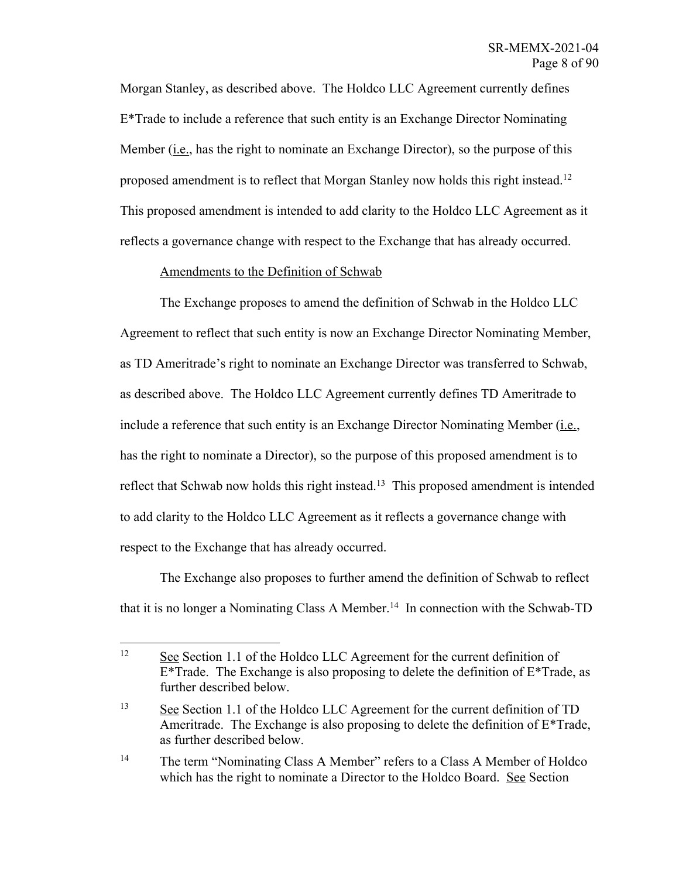Morgan Stanley, as described above. The Holdco LLC Agreement currently defines E*Trade to include a reference that such entity is an Exchange Director Nominating Member (i.e., has the right to nominate an Exchange Director), so the purpose of this proposed amendment is to reflect that Morgan Stanley now holds this right instead.[12] This proposed amendment is intended to add clarity to the Holdco LLC Agreement as it reflects a governance change with respect to the Exchange that has already occurred.

Amendments to the Definition of Schwab

The Exchange proposes to amend the definition of Schwab in the Holdco LLC Agreement to reflect that such entity is now an Exchange Director Nominating Member, as TD Ameritrade's right to nominate an Exchange Director was transferred to Schwab, as described above. The Holdco LLC Agreement currently defines TD Ameritrade to include a reference that such entity is an Exchange Director Nominating Member (i.e., has the right to nominate a Director), so the purpose of this proposed amendment is to reflect that Schwab now holds this right instead.[13] This proposed amendment is intended to add clarity to the Holdco LLC Agreement as it reflects a governance change with respect to the Exchange that has already occurred.

The Exchange also proposes to further amend the definition of Schwab to reflect that it is no longer a Nominating Class A Member.[14] In connection with the Schwab-TD

---

[12] See Section 1.1 of the Holdco LLC Agreement for the current definition of E*Trade. The Exchange is also proposing to delete the definition of E*Trade, as further described below.

[13] See Section 1.1 of the Holdco LLC Agreement for the current definition of TD Ameritrade. The Exchange is also proposing to delete the definition of E*Trade, as further described below.

[14] The term "Nominating Class A Member" refers to a Class A Member of Holdco which has the right to nominate a Director to the Holdco Board. See Section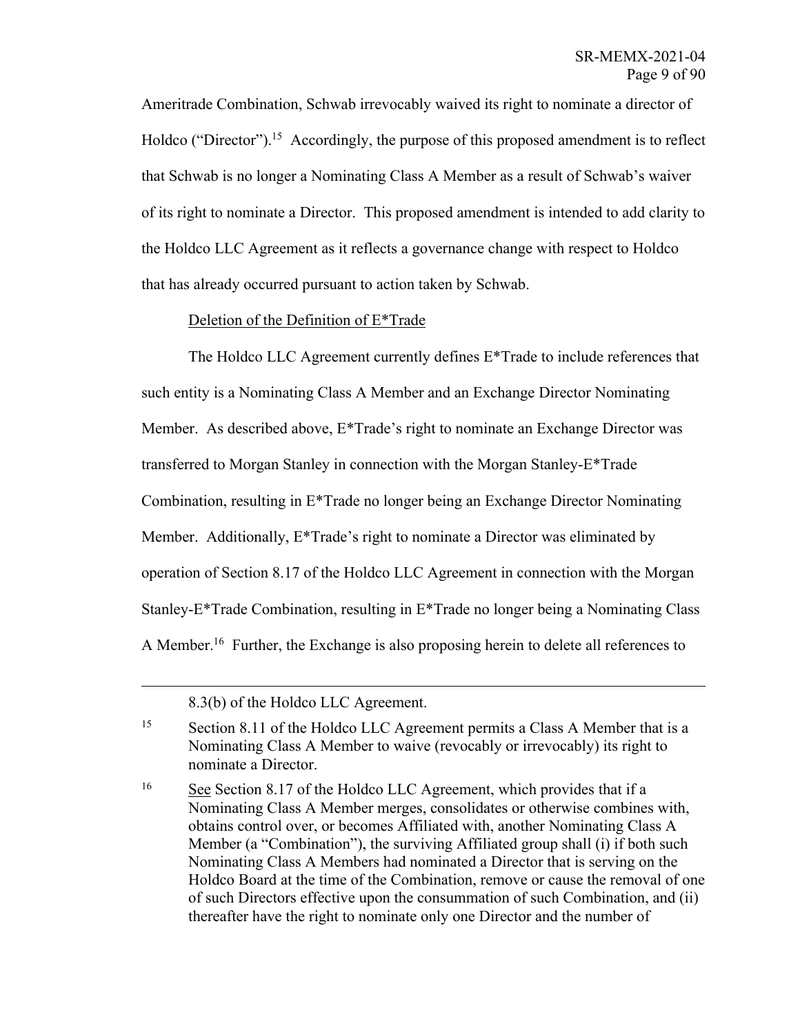Ameritrade Combination, Schwab irrevocably waived its right to nominate a director of Holdco ("Director").[15] Accordingly, the purpose of this proposed amendment is to reflect that Schwab is no longer a Nominating Class A Member as a result of Schwab's waiver of its right to nominate a Director. This proposed amendment is intended to add clarity to the Holdco LLC Agreement as it reflects a governance change with respect to Holdco that has already occurred pursuant to action taken by Schwab.

Deletion of the Definition of E*Trade

The Holdco LLC Agreement currently defines E*Trade to include references that such entity is a Nominating Class A Member and an Exchange Director Nominating Member. As described above, E*Trade's right to nominate an Exchange Director was transferred to Morgan Stanley in connection with the Morgan Stanley-E*Trade Combination, resulting in E*Trade no longer being an Exchange Director Nominating Member. Additionally, E*Trade's right to nominate a Director was eliminated by operation of Section 8.17 of the Holdco LLC Agreement in connection with the Morgan Stanley-E*Trade Combination, resulting in E*Trade no longer being a Nominating Class A Member.[16] Further, the Exchange is also proposing herein to delete all references to

---

8.3(b) of the Holdco LLC Agreement.

[15] Section 8.11 of the Holdco LLC Agreement permits a Class A Member that is a Nominating Class A Member to waive (revocably or irrevocably) its right to nominate a Director.

[16] See Section 8.17 of the Holdco LLC Agreement, which provides that if a Nominating Class A Member merges, consolidates or otherwise combines with, obtains control over, or becomes Affiliated with, another Nominating Class A Member (a "Combination"), the surviving Affiliated group shall (i) if both such Nominating Class A Members had nominated a Director that is serving on the Holdco Board at the time of the Combination, remove or cause the removal of one of such Directors effective upon the consummation of such Combination, and (ii) thereafter have the right to nominate only one Director and the number of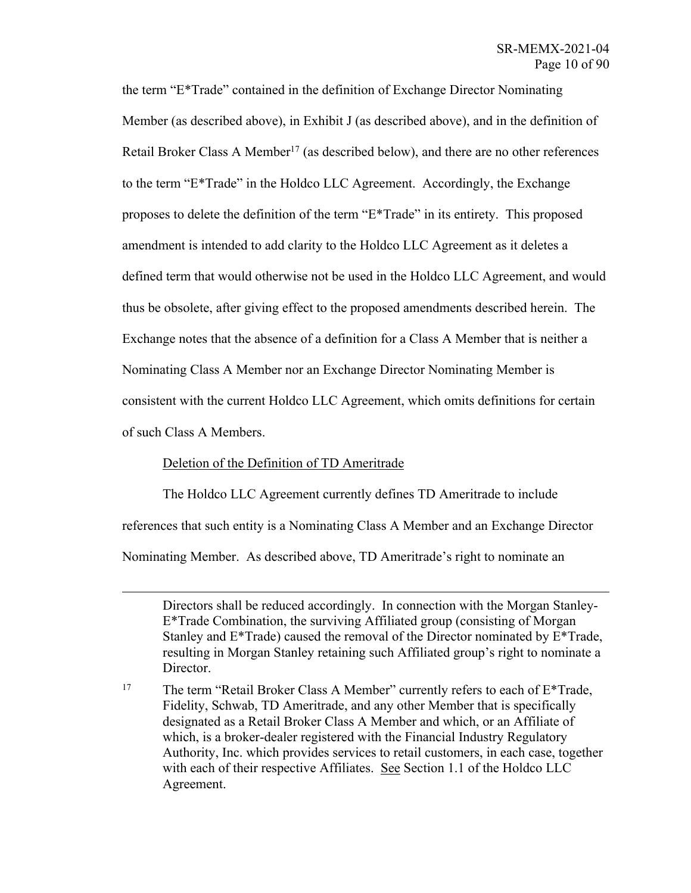the term "E*Trade" contained in the definition of Exchange Director Nominating Member (as described above), in Exhibit J (as described above), and in the definition of Retail Broker Class A Member[17] (as described below), and there are no other references to the term "E*Trade" in the Holdco LLC Agreement. Accordingly, the Exchange proposes to delete the definition of the term "E*Trade" in its entirety. This proposed amendment is intended to add clarity to the Holdco LLC Agreement as it deletes a defined term that would otherwise not be used in the Holdco LLC Agreement, and would thus be obsolete, after giving effect to the proposed amendments described herein. The Exchange notes that the absence of a definition for a Class A Member that is neither a Nominating Class A Member nor an Exchange Director Nominating Member is consistent with the current Holdco LLC Agreement, which omits definitions for certain of such Class A Members.

<u>Deletion of the Definition of TD Ameritrade</u>

The Holdco LLC Agreement currently defines TD Ameritrade to include references that such entity is a Nominating Class A Member and an Exchange Director Nominating Member. As described above, TD Ameritrade's right to nominate an

---

Directors shall be reduced accordingly. In connection with the Morgan Stanley-E*Trade Combination, the surviving Affiliated group (consisting of Morgan Stanley and E*Trade) caused the removal of the Director nominated by E*Trade, resulting in Morgan Stanley retaining such Affiliated group's right to nominate a Director.

[17] The term "Retail Broker Class A Member" currently refers to each of E*Trade, Fidelity, Schwab, TD Ameritrade, and any other Member that is specifically designated as a Retail Broker Class A Member and which, or an Affiliate of which, is a broker-dealer registered with the Financial Industry Regulatory Authority, Inc. which provides services to retail customers, in each case, together with each of their respective Affiliates. <u>See</u> Section 1.1 of the Holdco LLC Agreement.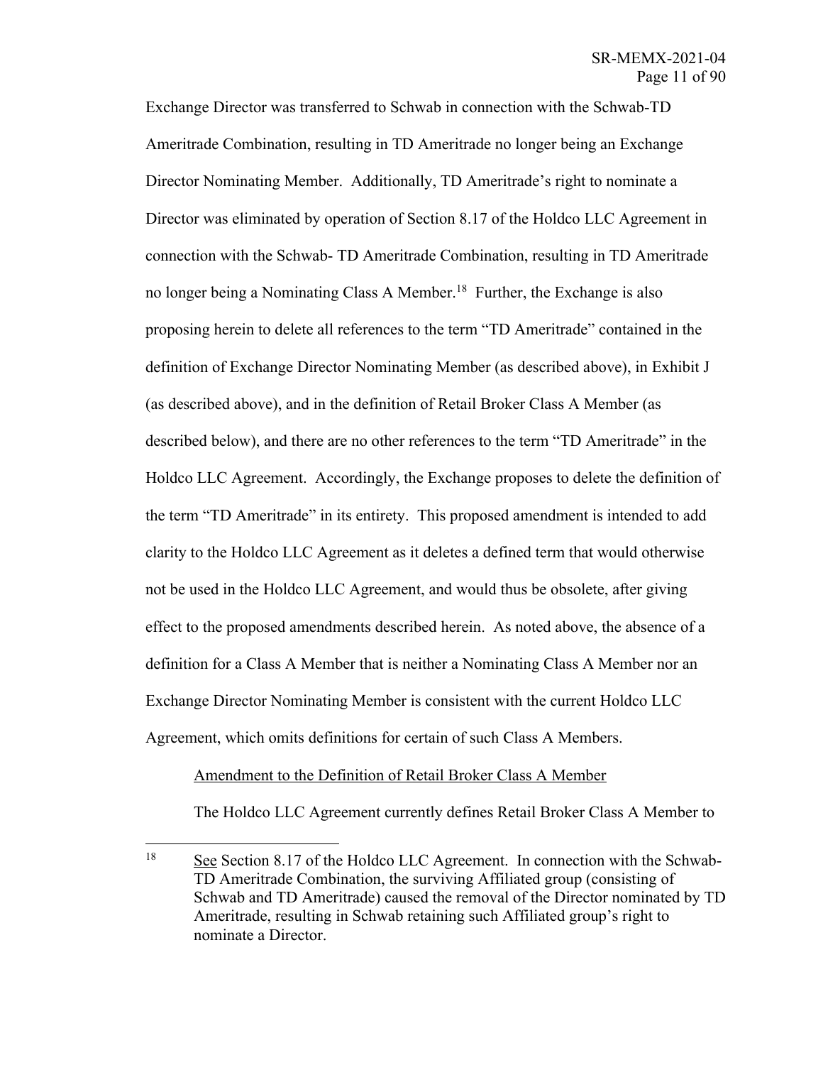Exchange Director was transferred to Schwab in connection with the Schwab-TD Ameritrade Combination, resulting in TD Ameritrade no longer being an Exchange Director Nominating Member. Additionally, TD Ameritrade's right to nominate a Director was eliminated by operation of Section 8.17 of the Holdco LLC Agreement in connection with the Schwab- TD Ameritrade Combination, resulting in TD Ameritrade no longer being a Nominating Class A Member.[18] Further, the Exchange is also proposing herein to delete all references to the term "TD Ameritrade" contained in the definition of Exchange Director Nominating Member (as described above), in Exhibit J (as described above), and in the definition of Retail Broker Class A Member (as described below), and there are no other references to the term "TD Ameritrade" in the Holdco LLC Agreement. Accordingly, the Exchange proposes to delete the definition of the term "TD Ameritrade" in its entirety. This proposed amendment is intended to add clarity to the Holdco LLC Agreement as it deletes a defined term that would otherwise not be used in the Holdco LLC Agreement, and would thus be obsolete, after giving effect to the proposed amendments described herein. As noted above, the absence of a definition for a Class A Member that is neither a Nominating Class A Member nor an Exchange Director Nominating Member is consistent with the current Holdco LLC Agreement, which omits definitions for certain of such Class A Members.

Amendment to the Definition of Retail Broker Class A Member

The Holdco LLC Agreement currently defines Retail Broker Class A Member to

---

[18] See Section 8.17 of the Holdco LLC Agreement. In connection with the Schwab-TD Ameritrade Combination, the surviving Affiliated group (consisting of Schwab and TD Ameritrade) caused the removal of the Director nominated by TD Ameritrade, resulting in Schwab retaining such Affiliated group's right to nominate a Director.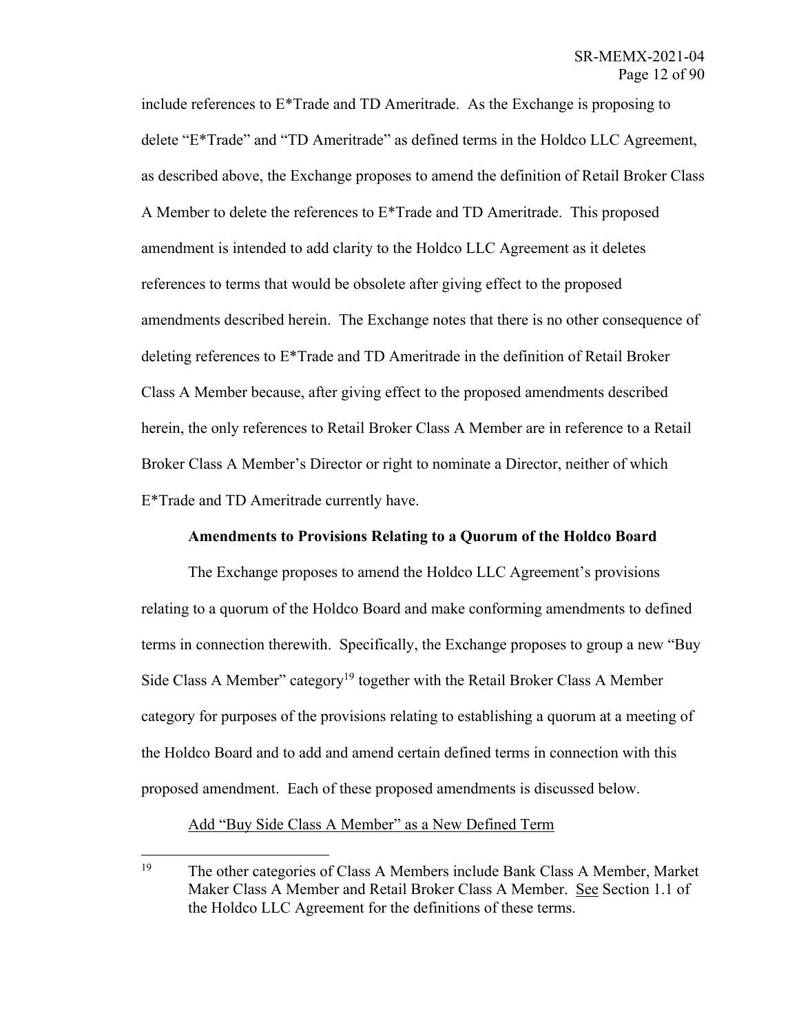include references to E*Trade and TD Ameritrade. As the Exchange is proposing to delete "E*Trade" and "TD Ameritrade" as defined terms in the Holdco LLC Agreement, as described above, the Exchange proposes to amend the definition of Retail Broker Class A Member to delete the references to E*Trade and TD Ameritrade. This proposed amendment is intended to add clarity to the Holdco LLC Agreement as it deletes references to terms that would be obsolete after giving effect to the proposed amendments described herein. The Exchange notes that there is no other consequence of deleting references to E*Trade and TD Ameritrade in the definition of Retail Broker Class A Member because, after giving effect to the proposed amendments described herein, the only references to Retail Broker Class A Member are in reference to a Retail Broker Class A Member's Director or right to nominate a Director, neither of which E*Trade and TD Ameritrade currently have.

**Amendments to Provisions Relating to a Quorum of the Holdco Board**

The Exchange proposes to amend the Holdco LLC Agreement's provisions relating to a quorum of the Holdco Board and make conforming amendments to defined terms in connection therewith. Specifically, the Exchange proposes to group a new "Buy Side Class A Member" category[19] together with the Retail Broker Class A Member category for purposes of the provisions relating to establishing a quorum at a meeting of the Holdco Board and to add and amend certain defined terms in connection with this proposed amendment. Each of these proposed amendments is discussed below.

Add "Buy Side Class A Member" as a New Defined Term

---

[19] The other categories of Class A Members include Bank Class A Member, Market Maker Class A Member and Retail Broker Class A Member. See Section 1.1 of the Holdco LLC Agreement for the definitions of these terms.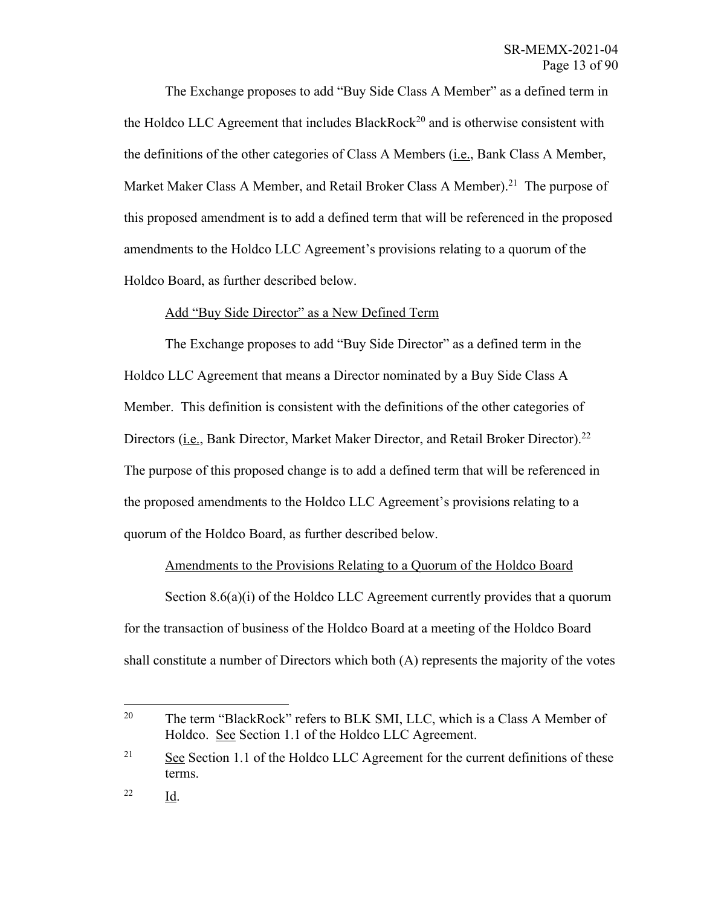The Exchange proposes to add "Buy Side Class A Member" as a defined term in the Holdco LLC Agreement that includes BlackRock[20] and is otherwise consistent with the definitions of the other categories of Class A Members (i.e., Bank Class A Member, Market Maker Class A Member, and Retail Broker Class A Member).[21] The purpose of this proposed amendment is to add a defined term that will be referenced in the proposed amendments to the Holdco LLC Agreement's provisions relating to a quorum of the Holdco Board, as further described below.

Add "Buy Side Director" as a New Defined Term

The Exchange proposes to add "Buy Side Director" as a defined term in the Holdco LLC Agreement that means a Director nominated by a Buy Side Class A Member. This definition is consistent with the definitions of the other categories of Directors (i.e., Bank Director, Market Maker Director, and Retail Broker Director).[22] The purpose of this proposed change is to add a defined term that will be referenced in the proposed amendments to the Holdco LLC Agreement's provisions relating to a quorum of the Holdco Board, as further described below.

Amendments to the Provisions Relating to a Quorum of the Holdco Board

Section 8.6(a)(i) of the Holdco LLC Agreement currently provides that a quorum for the transaction of business of the Holdco Board at a meeting of the Holdco Board shall constitute a number of Directors which both (A) represents the majority of the votes

---

[20] The term "BlackRock" refers to BLK SMI, LLC, which is a Class A Member of Holdco. See Section 1.1 of the Holdco LLC Agreement.

[21] See Section 1.1 of the Holdco LLC Agreement for the current definitions of these terms.

[22] Id.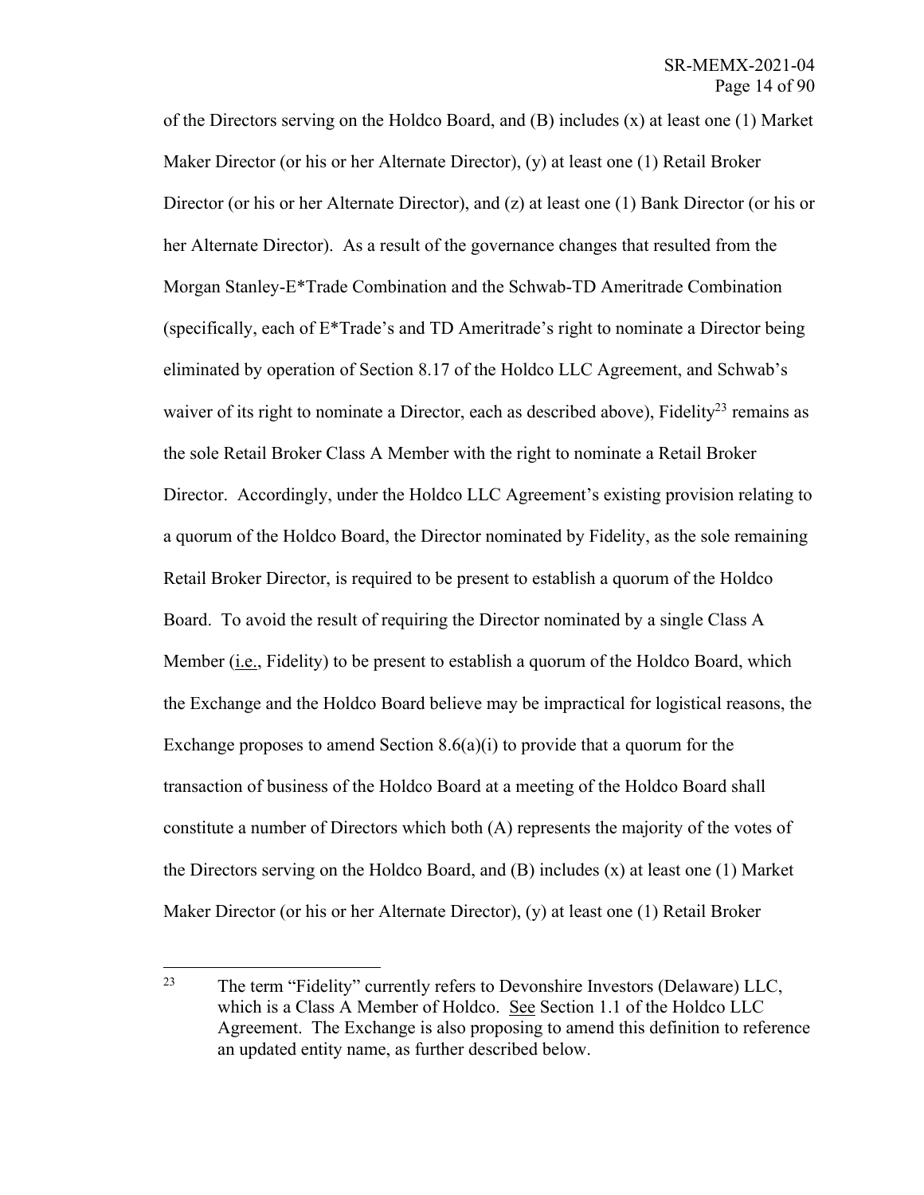of the Directors serving on the Holdco Board, and (B) includes (x) at least one (1) Market Maker Director (or his or her Alternate Director), (y) at least one (1) Retail Broker Director (or his or her Alternate Director), and (z) at least one (1) Bank Director (or his or her Alternate Director). As a result of the governance changes that resulted from the Morgan Stanley-E*Trade Combination and the Schwab-TD Ameritrade Combination (specifically, each of E*Trade's and TD Ameritrade's right to nominate a Director being eliminated by operation of Section 8.17 of the Holdco LLC Agreement, and Schwab's waiver of its right to nominate a Director, each as described above), Fidelity[23] remains as the sole Retail Broker Class A Member with the right to nominate a Retail Broker Director. Accordingly, under the Holdco LLC Agreement's existing provision relating to a quorum of the Holdco Board, the Director nominated by Fidelity, as the sole remaining Retail Broker Director, is required to be present to establish a quorum of the Holdco Board. To avoid the result of requiring the Director nominated by a single Class A Member (i.e., Fidelity) to be present to establish a quorum of the Holdco Board, which the Exchange and the Holdco Board believe may be impractical for logistical reasons, the Exchange proposes to amend Section 8.6(a)(i) to provide that a quorum for the transaction of business of the Holdco Board at a meeting of the Holdco Board shall constitute a number of Directors which both (A) represents the majority of the votes of the Directors serving on the Holdco Board, and (B) includes (x) at least one (1) Market Maker Director (or his or her Alternate Director), (y) at least one (1) Retail Broker

[23] The term "Fidelity" currently refers to Devonshire Investors (Delaware) LLC, which is a Class A Member of Holdco. See Section 1.1 of the Holdco LLC Agreement. The Exchange is also proposing to amend this definition to reference an updated entity name, as further described below.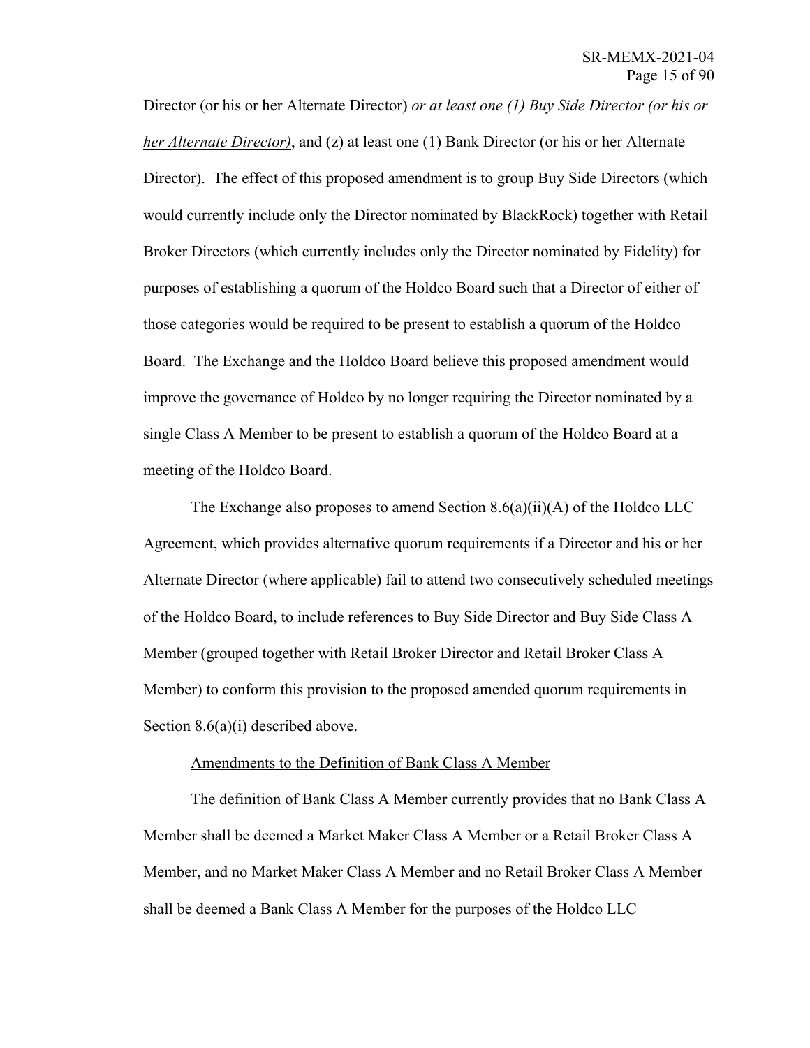Director (or his or her Alternate Director) *or at least one (1) Buy Side Director (or his or her Alternate Director)*, and (z) at least one (1) Bank Director (or his or her Alternate Director). The effect of this proposed amendment is to group Buy Side Directors (which would currently include only the Director nominated by BlackRock) together with Retail Broker Directors (which currently includes only the Director nominated by Fidelity) for purposes of establishing a quorum of the Holdco Board such that a Director of either of those categories would be required to be present to establish a quorum of the Holdco Board. The Exchange and the Holdco Board believe this proposed amendment would improve the governance of Holdco by no longer requiring the Director nominated by a single Class A Member to be present to establish a quorum of the Holdco Board at a meeting of the Holdco Board.

The Exchange also proposes to amend Section 8.6(a)(ii)(A) of the Holdco LLC Agreement, which provides alternative quorum requirements if a Director and his or her Alternate Director (where applicable) fail to attend two consecutively scheduled meetings of the Holdco Board, to include references to Buy Side Director and Buy Side Class A Member (grouped together with Retail Broker Director and Retail Broker Class A Member) to conform this provision to the proposed amended quorum requirements in Section 8.6(a)(i) described above.

Amendments to the Definition of Bank Class A Member

The definition of Bank Class A Member currently provides that no Bank Class A Member shall be deemed a Market Maker Class A Member or a Retail Broker Class A Member, and no Market Maker Class A Member and no Retail Broker Class A Member shall be deemed a Bank Class A Member for the purposes of the Holdco LLC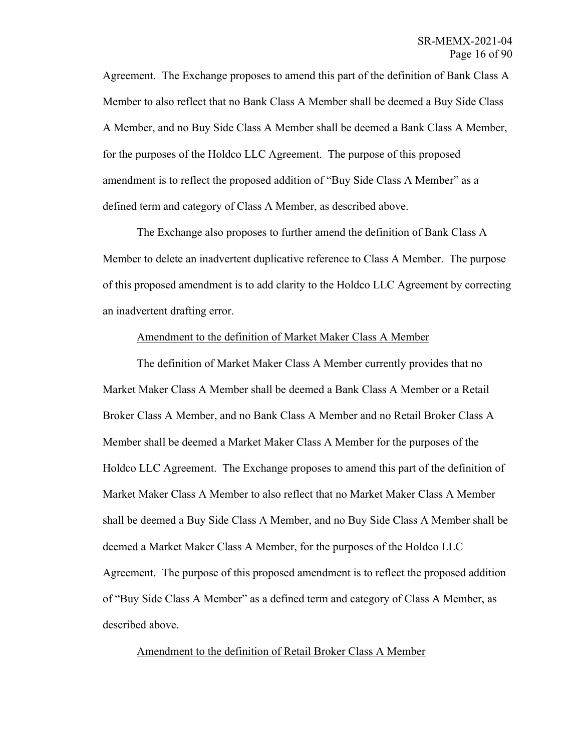Agreement. The Exchange proposes to amend this part of the definition of Bank Class A Member to also reflect that no Bank Class A Member shall be deemed a Buy Side Class A Member, and no Buy Side Class A Member shall be deemed a Bank Class A Member, for the purposes of the Holdco LLC Agreement. The purpose of this proposed amendment is to reflect the proposed addition of "Buy Side Class A Member" as a defined term and category of Class A Member, as described above.

The Exchange also proposes to further amend the definition of Bank Class A Member to delete an inadvertent duplicative reference to Class A Member. The purpose of this proposed amendment is to add clarity to the Holdco LLC Agreement by correcting an inadvertent drafting error.

<u>Amendment to the definition of Market Maker Class A Member</u>

The definition of Market Maker Class A Member currently provides that no Market Maker Class A Member shall be deemed a Bank Class A Member or a Retail Broker Class A Member, and no Bank Class A Member and no Retail Broker Class A Member shall be deemed a Market Maker Class A Member for the purposes of the Holdco LLC Agreement. The Exchange proposes to amend this part of the definition of Market Maker Class A Member to also reflect that no Market Maker Class A Member shall be deemed a Buy Side Class A Member, and no Buy Side Class A Member shall be deemed a Market Maker Class A Member, for the purposes of the Holdco LLC Agreement. The purpose of this proposed amendment is to reflect the proposed addition of "Buy Side Class A Member" as a defined term and category of Class A Member, as described above.

<u>Amendment to the definition of Retail Broker Class A Member</u>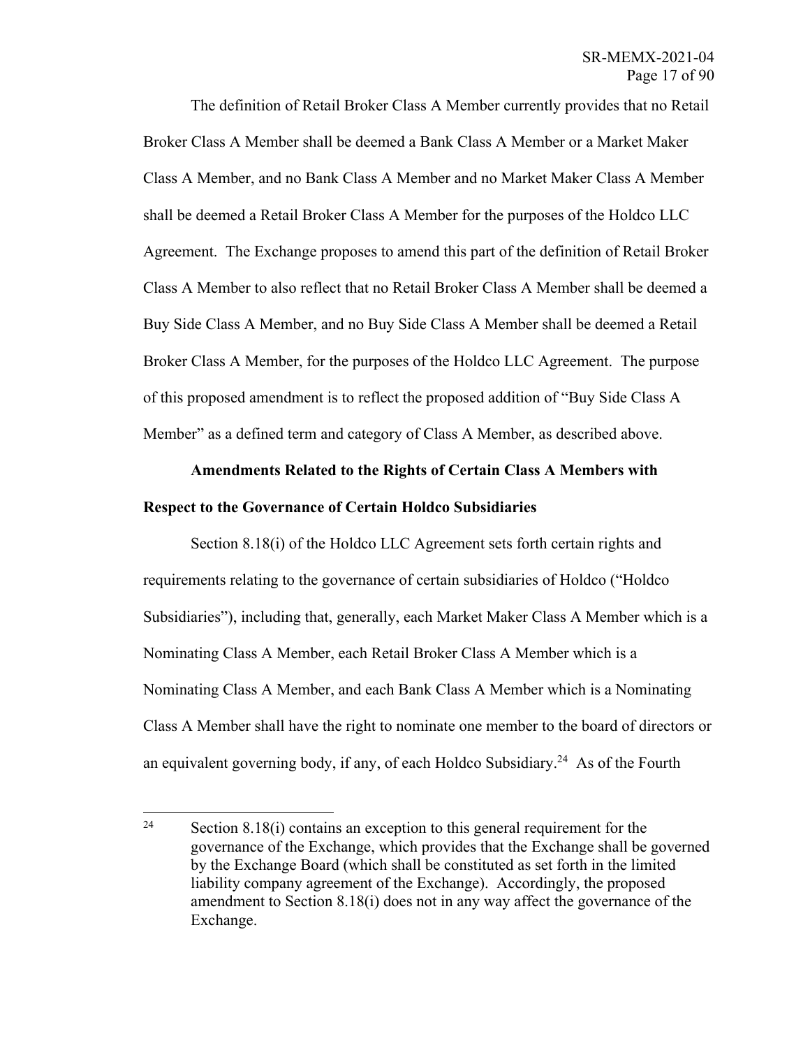The definition of Retail Broker Class A Member currently provides that no Retail Broker Class A Member shall be deemed a Bank Class A Member or a Market Maker Class A Member, and no Bank Class A Member and no Market Maker Class A Member shall be deemed a Retail Broker Class A Member for the purposes of the Holdco LLC Agreement. The Exchange proposes to amend this part of the definition of Retail Broker Class A Member to also reflect that no Retail Broker Class A Member shall be deemed a Buy Side Class A Member, and no Buy Side Class A Member shall be deemed a Retail Broker Class A Member, for the purposes of the Holdco LLC Agreement. The purpose of this proposed amendment is to reflect the proposed addition of "Buy Side Class A Member" as a defined term and category of Class A Member, as described above.

**Amendments Related to the Rights of Certain Class A Members with Respect to the Governance of Certain Holdco Subsidiaries**

Section 8.18(i) of the Holdco LLC Agreement sets forth certain rights and requirements relating to the governance of certain subsidiaries of Holdco ("Holdco Subsidiaries"), including that, generally, each Market Maker Class A Member which is a Nominating Class A Member, each Retail Broker Class A Member which is a Nominating Class A Member, and each Bank Class A Member which is a Nominating Class A Member shall have the right to nominate one member to the board of directors or an equivalent governing body, if any, of each Holdco Subsidiary.[24] As of the Fourth

[24] Section 8.18(i) contains an exception to this general requirement for the governance of the Exchange, which provides that the Exchange shall be governed by the Exchange Board (which shall be constituted as set forth in the limited liability company agreement of the Exchange). Accordingly, the proposed amendment to Section 8.18(i) does not in any way affect the governance of the Exchange.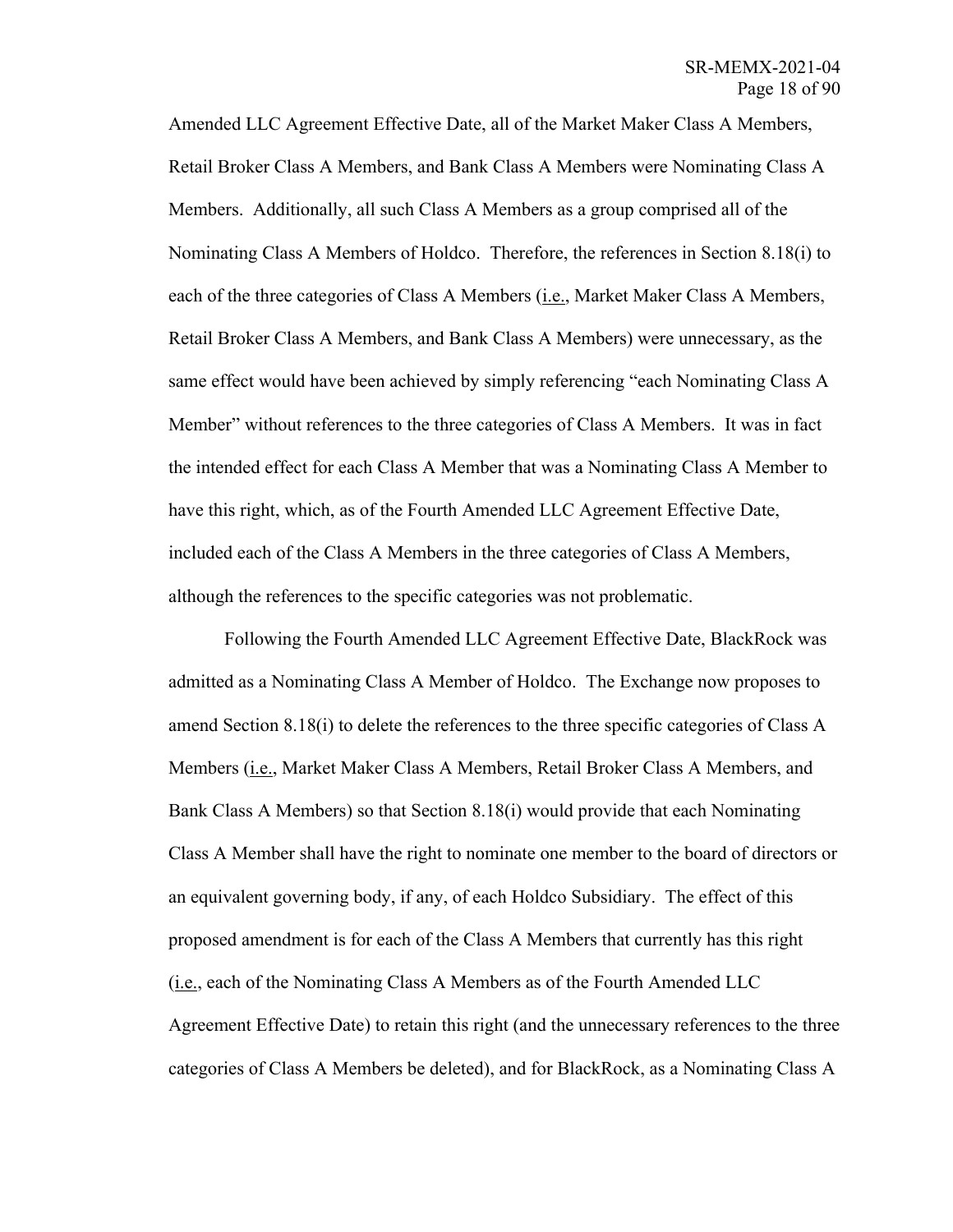Amended LLC Agreement Effective Date, all of the Market Maker Class A Members, Retail Broker Class A Members, and Bank Class A Members were Nominating Class A Members. Additionally, all such Class A Members as a group comprised all of the Nominating Class A Members of Holdco. Therefore, the references in Section 8.18(i) to each of the three categories of Class A Members (i.e., Market Maker Class A Members, Retail Broker Class A Members, and Bank Class A Members) were unnecessary, as the same effect would have been achieved by simply referencing "each Nominating Class A Member" without references to the three categories of Class A Members. It was in fact the intended effect for each Class A Member that was a Nominating Class A Member to have this right, which, as of the Fourth Amended LLC Agreement Effective Date, included each of the Class A Members in the three categories of Class A Members, although the references to the specific categories was not problematic.

Following the Fourth Amended LLC Agreement Effective Date, BlackRock was admitted as a Nominating Class A Member of Holdco. The Exchange now proposes to amend Section 8.18(i) to delete the references to the three specific categories of Class A Members (i.e., Market Maker Class A Members, Retail Broker Class A Members, and Bank Class A Members) so that Section 8.18(i) would provide that each Nominating Class A Member shall have the right to nominate one member to the board of directors or an equivalent governing body, if any, of each Holdco Subsidiary. The effect of this proposed amendment is for each of the Class A Members that currently has this right (i.e., each of the Nominating Class A Members as of the Fourth Amended LLC Agreement Effective Date) to retain this right (and the unnecessary references to the three categories of Class A Members be deleted), and for BlackRock, as a Nominating Class A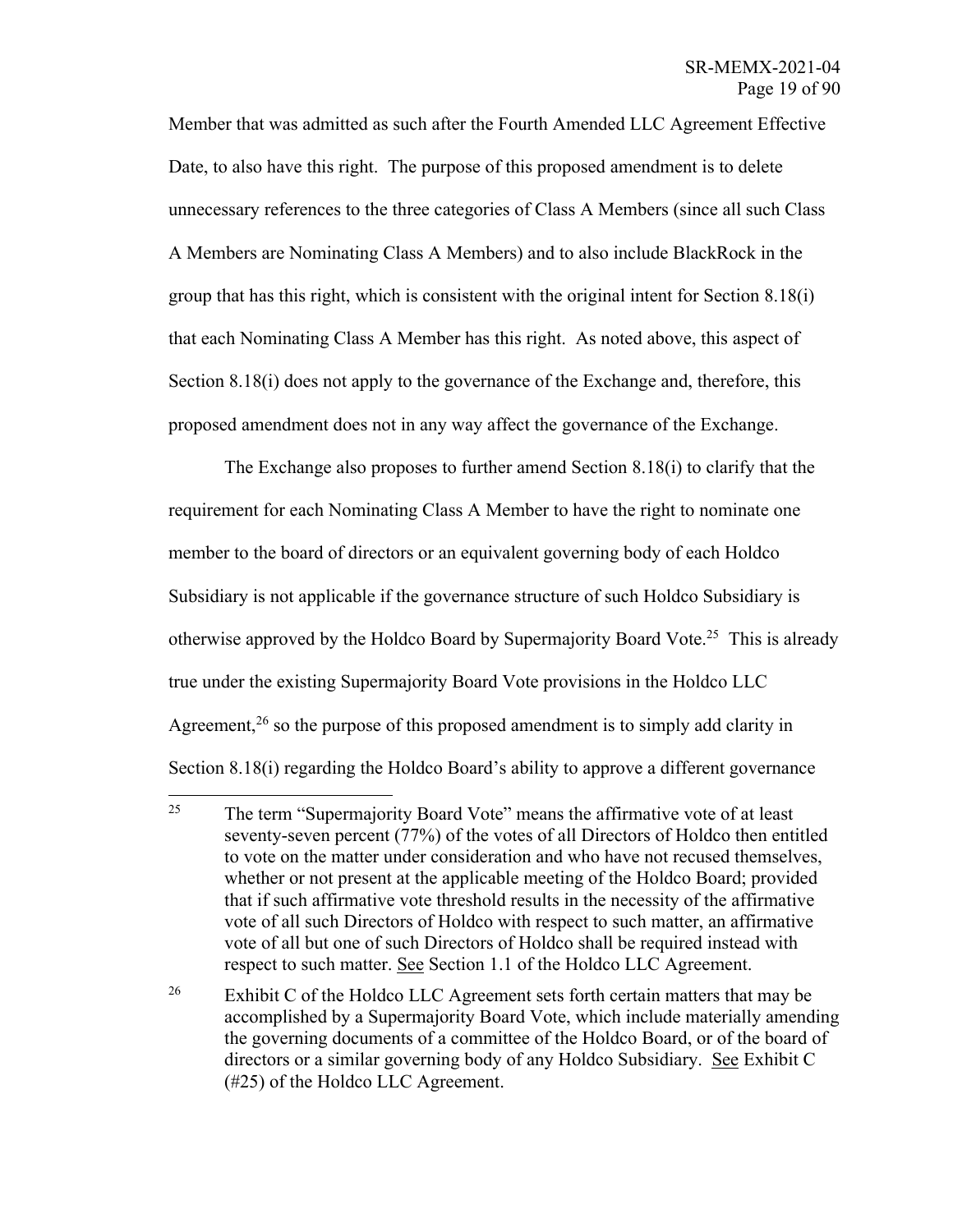Member that was admitted as such after the Fourth Amended LLC Agreement Effective Date, to also have this right. The purpose of this proposed amendment is to delete unnecessary references to the three categories of Class A Members (since all such Class A Members are Nominating Class A Members) and to also include BlackRock in the group that has this right, which is consistent with the original intent for Section 8.18(i) that each Nominating Class A Member has this right. As noted above, this aspect of Section 8.18(i) does not apply to the governance of the Exchange and, therefore, this proposed amendment does not in any way affect the governance of the Exchange.

The Exchange also proposes to further amend Section 8.18(i) to clarify that the requirement for each Nominating Class A Member to have the right to nominate one member to the board of directors or an equivalent governing body of each Holdco Subsidiary is not applicable if the governance structure of such Holdco Subsidiary is otherwise approved by the Holdco Board by Supermajority Board Vote.[25] This is already true under the existing Supermajority Board Vote provisions in the Holdco LLC Agreement,[26] so the purpose of this proposed amendment is to simply add clarity in Section 8.18(i) regarding the Holdco Board's ability to approve a different governance

---

[25] The term "Supermajority Board Vote" means the affirmative vote of at least seventy-seven percent (77%) of the votes of all Directors of Holdco then entitled to vote on the matter under consideration and who have not recused themselves, whether or not present at the applicable meeting of the Holdco Board; provided that if such affirmative vote threshold results in the necessity of the affirmative vote of all such Directors of Holdco with respect to such matter, an affirmative vote of all but one of such Directors of Holdco shall be required instead with respect to such matter. See Section 1.1 of the Holdco LLC Agreement.

[26] Exhibit C of the Holdco LLC Agreement sets forth certain matters that may be accomplished by a Supermajority Board Vote, which include materially amending the governing documents of a committee of the Holdco Board, or of the board of directors or a similar governing body of any Holdco Subsidiary. See Exhibit C (#25) of the Holdco LLC Agreement.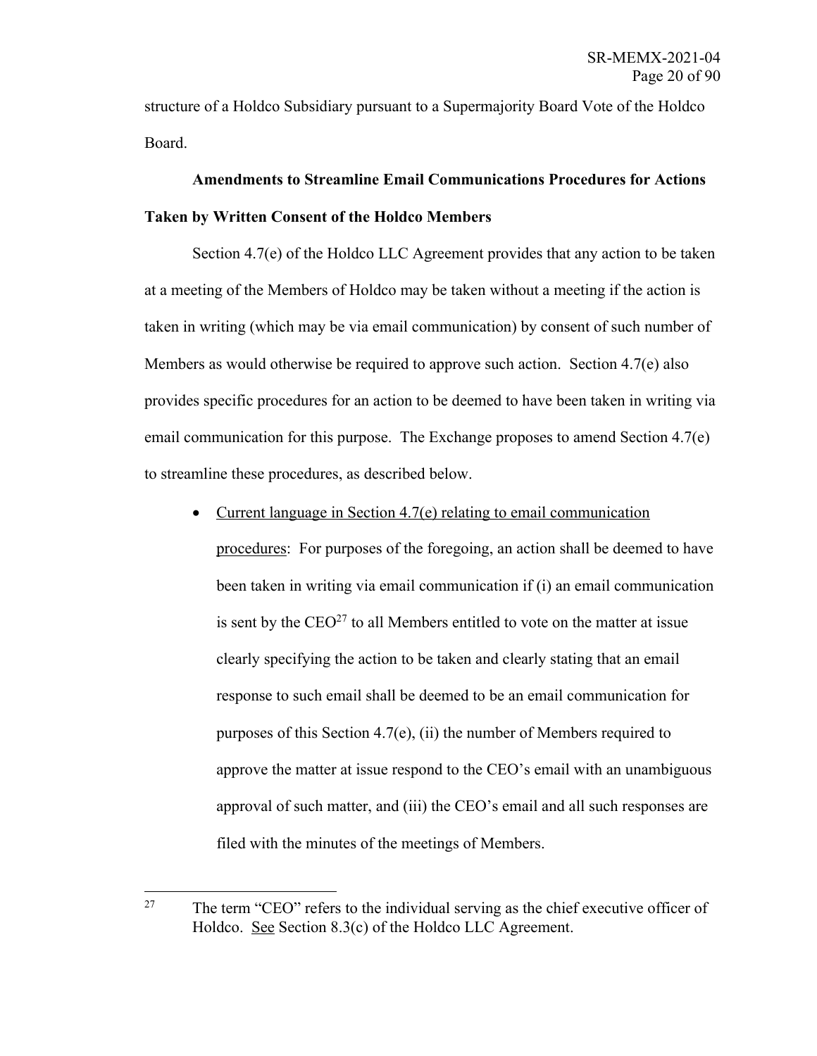structure of a Holdco Subsidiary pursuant to a Supermajority Board Vote of the Holdco Board.

**Amendments to Streamline Email Communications Procedures for Actions Taken by Written Consent of the Holdco Members**

Section 4.7(e) of the Holdco LLC Agreement provides that any action to be taken at a meeting of the Members of Holdco may be taken without a meeting if the action is taken in writing (which may be via email communication) by consent of such number of Members as would otherwise be required to approve such action. Section 4.7(e) also provides specific procedures for an action to be deemed to have been taken in writing via email communication for this purpose. The Exchange proposes to amend Section 4.7(e) to streamline these procedures, as described below.

- Current language in Section 4.7(e) relating to email communication procedures: For purposes of the foregoing, an action shall be deemed to have been taken in writing via email communication if (i) an email communication is sent by the CEO[27] to all Members entitled to vote on the matter at issue clearly specifying the action to be taken and clearly stating that an email response to such email shall be deemed to be an email communication for purposes of this Section 4.7(e), (ii) the number of Members required to approve the matter at issue respond to the CEO's email with an unambiguous approval of such matter, and (iii) the CEO's email and all such responses are filed with the minutes of the meetings of Members.

---

[27] The term "CEO" refers to the individual serving as the chief executive officer of Holdco. See Section 8.3(c) of the Holdco LLC Agreement.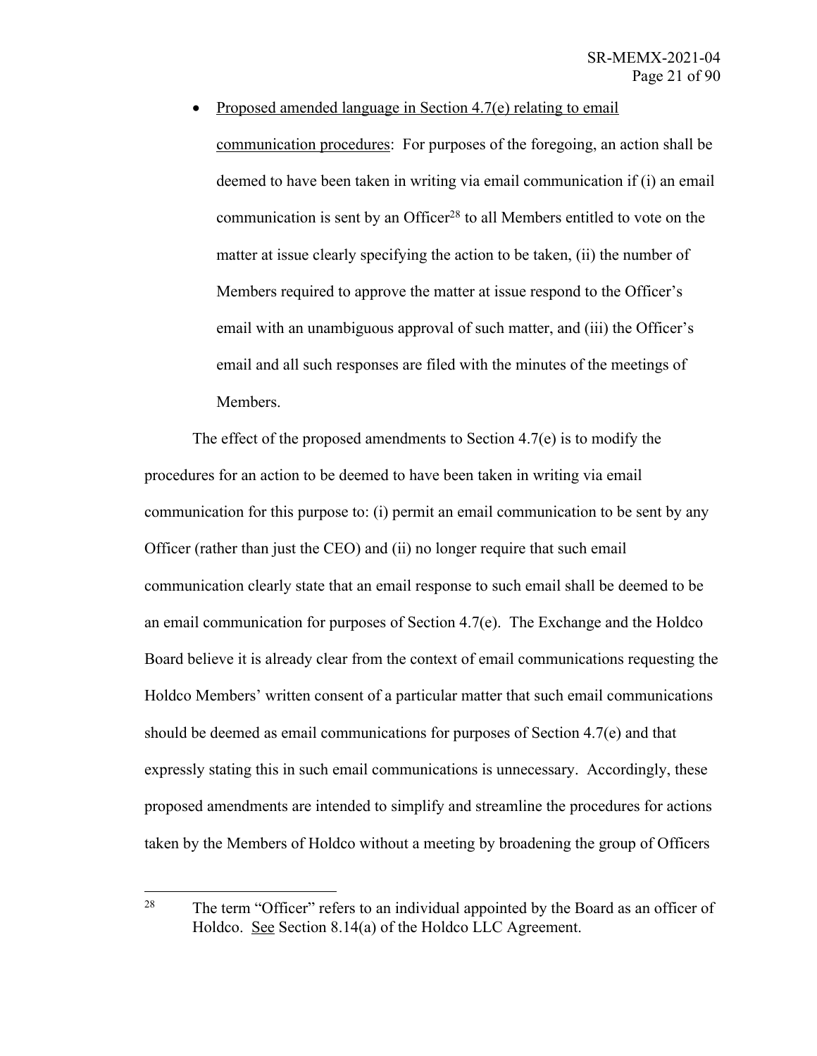- Proposed amended language in Section 4.7(e) relating to email communication procedures: For purposes of the foregoing, an action shall be deemed to have been taken in writing via email communication if (i) an email communication is sent by an Officer[28] to all Members entitled to vote on the matter at issue clearly specifying the action to be taken, (ii) the number of Members required to approve the matter at issue respond to the Officer's email with an unambiguous approval of such matter, and (iii) the Officer's email and all such responses are filed with the minutes of the meetings of Members.

The effect of the proposed amendments to Section 4.7(e) is to modify the procedures for an action to be deemed to have been taken in writing via email communication for this purpose to: (i) permit an email communication to be sent by any Officer (rather than just the CEO) and (ii) no longer require that such email communication clearly state that an email response to such email shall be deemed to be an email communication for purposes of Section 4.7(e). The Exchange and the Holdco Board believe it is already clear from the context of email communications requesting the Holdco Members' written consent of a particular matter that such email communications should be deemed as email communications for purposes of Section 4.7(e) and that expressly stating this in such email communications is unnecessary. Accordingly, these proposed amendments are intended to simplify and streamline the procedures for actions taken by the Members of Holdco without a meeting by broadening the group of Officers

---

[28] The term "Officer" refers to an individual appointed by the Board as an officer of Holdco. See Section 8.14(a) of the Holdco LLC Agreement.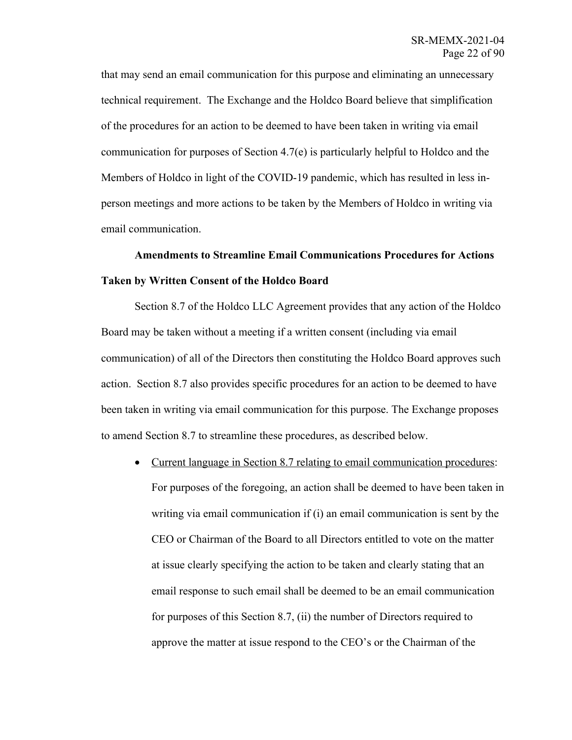that may send an email communication for this purpose and eliminating an unnecessary technical requirement. The Exchange and the Holdco Board believe that simplification of the procedures for an action to be deemed to have been taken in writing via email communication for purposes of Section 4.7(e) is particularly helpful to Holdco and the Members of Holdco in light of the COVID-19 pandemic, which has resulted in less in-person meetings and more actions to be taken by the Members of Holdco in writing via email communication.

**Amendments to Streamline Email Communications Procedures for Actions Taken by Written Consent of the Holdco Board**

Section 8.7 of the Holdco LLC Agreement provides that any action of the Holdco Board may be taken without a meeting if a written consent (including via email communication) of all of the Directors then constituting the Holdco Board approves such action. Section 8.7 also provides specific procedures for an action to be deemed to have been taken in writing via email communication for this purpose. The Exchange proposes to amend Section 8.7 to streamline these procedures, as described below.

- <u>Current language in Section 8.7 relating to email communication procedures</u>: For purposes of the foregoing, an action shall be deemed to have been taken in writing via email communication if (i) an email communication is sent by the CEO or Chairman of the Board to all Directors entitled to vote on the matter at issue clearly specifying the action to be taken and clearly stating that an email response to such email shall be deemed to be an email communication for purposes of this Section 8.7, (ii) the number of Directors required to approve the matter at issue respond to the CEO's or the Chairman of the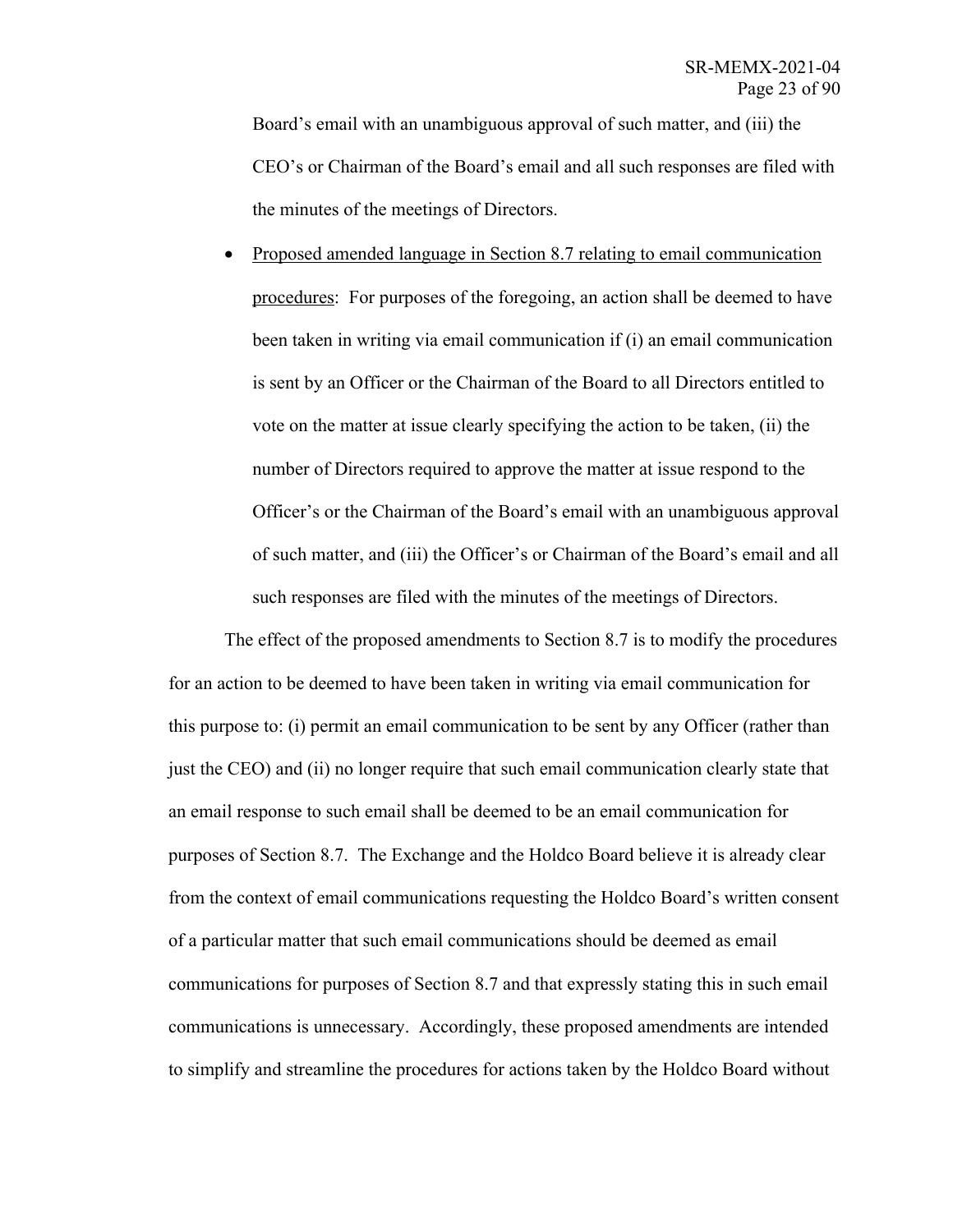Board's email with an unambiguous approval of such matter, and (iii) the CEO's or Chairman of the Board's email and all such responses are filed with the minutes of the meetings of Directors.

- <u>Proposed amended language in Section 8.7 relating to email communication procedures</u>: For purposes of the foregoing, an action shall be deemed to have been taken in writing via email communication if (i) an email communication is sent by an Officer or the Chairman of the Board to all Directors entitled to vote on the matter at issue clearly specifying the action to be taken, (ii) the number of Directors required to approve the matter at issue respond to the Officer's or the Chairman of the Board's email with an unambiguous approval of such matter, and (iii) the Officer's or Chairman of the Board's email and all such responses are filed with the minutes of the meetings of Directors.

The effect of the proposed amendments to Section 8.7 is to modify the procedures for an action to be deemed to have been taken in writing via email communication for this purpose to: (i) permit an email communication to be sent by any Officer (rather than just the CEO) and (ii) no longer require that such email communication clearly state that an email response to such email shall be deemed to be an email communication for purposes of Section 8.7. The Exchange and the Holdco Board believe it is already clear from the context of email communications requesting the Holdco Board's written consent of a particular matter that such email communications should be deemed as email communications for purposes of Section 8.7 and that expressly stating this in such email communications is unnecessary. Accordingly, these proposed amendments are intended to simplify and streamline the procedures for actions taken by the Holdco Board without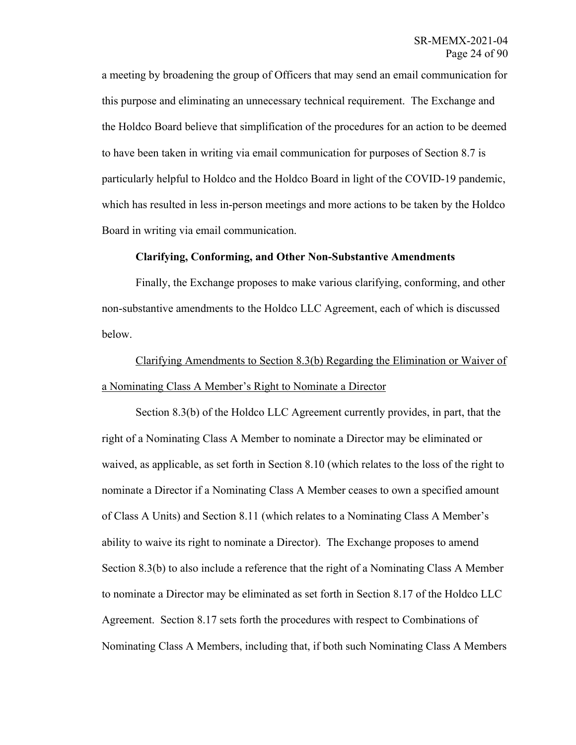a meeting by broadening the group of Officers that may send an email communication for this purpose and eliminating an unnecessary technical requirement. The Exchange and the Holdco Board believe that simplification of the procedures for an action to be deemed to have been taken in writing via email communication for purposes of Section 8.7 is particularly helpful to Holdco and the Holdco Board in light of the COVID-19 pandemic, which has resulted in less in-person meetings and more actions to be taken by the Holdco Board in writing via email communication.

**Clarifying, Conforming, and Other Non-Substantive Amendments**

Finally, the Exchange proposes to make various clarifying, conforming, and other non-substantive amendments to the Holdco LLC Agreement, each of which is discussed below.

<u>Clarifying Amendments to Section 8.3(b) Regarding the Elimination or Waiver of a Nominating Class A Member's Right to Nominate a Director</u>

Section 8.3(b) of the Holdco LLC Agreement currently provides, in part, that the right of a Nominating Class A Member to nominate a Director may be eliminated or waived, as applicable, as set forth in Section 8.10 (which relates to the loss of the right to nominate a Director if a Nominating Class A Member ceases to own a specified amount of Class A Units) and Section 8.11 (which relates to a Nominating Class A Member's ability to waive its right to nominate a Director). The Exchange proposes to amend Section 8.3(b) to also include a reference that the right of a Nominating Class A Member to nominate a Director may be eliminated as set forth in Section 8.17 of the Holdco LLC Agreement. Section 8.17 sets forth the procedures with respect to Combinations of Nominating Class A Members, including that, if both such Nominating Class A Members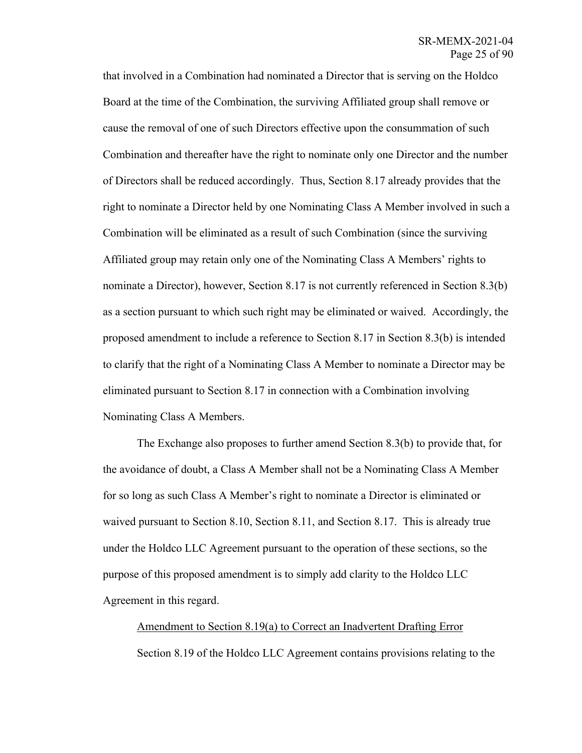that involved in a Combination had nominated a Director that is serving on the Holdco Board at the time of the Combination, the surviving Affiliated group shall remove or cause the removal of one of such Directors effective upon the consummation of such Combination and thereafter have the right to nominate only one Director and the number of Directors shall be reduced accordingly. Thus, Section 8.17 already provides that the right to nominate a Director held by one Nominating Class A Member involved in such a Combination will be eliminated as a result of such Combination (since the surviving Affiliated group may retain only one of the Nominating Class A Members' rights to nominate a Director), however, Section 8.17 is not currently referenced in Section 8.3(b) as a section pursuant to which such right may be eliminated or waived. Accordingly, the proposed amendment to include a reference to Section 8.17 in Section 8.3(b) is intended to clarify that the right of a Nominating Class A Member to nominate a Director may be eliminated pursuant to Section 8.17 in connection with a Combination involving Nominating Class A Members.

The Exchange also proposes to further amend Section 8.3(b) to provide that, for the avoidance of doubt, a Class A Member shall not be a Nominating Class A Member for so long as such Class A Member's right to nominate a Director is eliminated or waived pursuant to Section 8.10, Section 8.11, and Section 8.17. This is already true under the Holdco LLC Agreement pursuant to the operation of these sections, so the purpose of this proposed amendment is to simply add clarity to the Holdco LLC Agreement in this regard.

<u>Amendment to Section 8.19(a) to Correct an Inadvertent Drafting Error</u>

Section 8.19 of the Holdco LLC Agreement contains provisions relating to the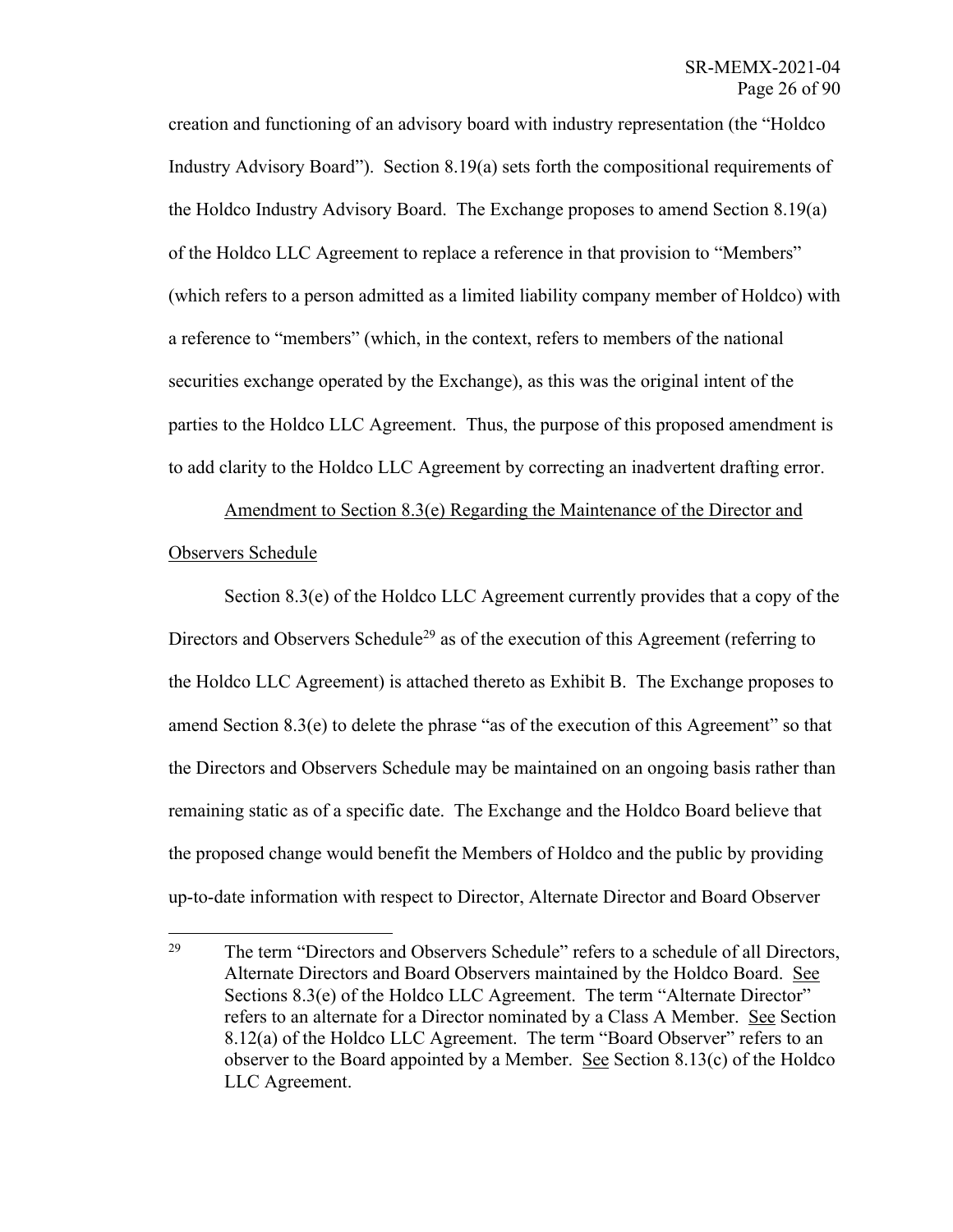creation and functioning of an advisory board with industry representation (the "Holdco Industry Advisory Board"). Section 8.19(a) sets forth the compositional requirements of the Holdco Industry Advisory Board. The Exchange proposes to amend Section 8.19(a) of the Holdco LLC Agreement to replace a reference in that provision to "Members" (which refers to a person admitted as a limited liability company member of Holdco) with a reference to "members" (which, in the context, refers to members of the national securities exchange operated by the Exchange), as this was the original intent of the parties to the Holdco LLC Agreement. Thus, the purpose of this proposed amendment is to add clarity to the Holdco LLC Agreement by correcting an inadvertent drafting error.

Amendment to Section 8.3(e) Regarding the Maintenance of the Director and Observers Schedule

Section 8.3(e) of the Holdco LLC Agreement currently provides that a copy of the Directors and Observers Schedule[29] as of the execution of this Agreement (referring to the Holdco LLC Agreement) is attached thereto as Exhibit B. The Exchange proposes to amend Section 8.3(e) to delete the phrase "as of the execution of this Agreement" so that the Directors and Observers Schedule may be maintained on an ongoing basis rather than remaining static as of a specific date. The Exchange and the Holdco Board believe that the proposed change would benefit the Members of Holdco and the public by providing up-to-date information with respect to Director, Alternate Director and Board Observer

---

[29] The term "Directors and Observers Schedule" refers to a schedule of all Directors, Alternate Directors and Board Observers maintained by the Holdco Board. See Sections 8.3(e) of the Holdco LLC Agreement. The term "Alternate Director" refers to an alternate for a Director nominated by a Class A Member. See Section 8.12(a) of the Holdco LLC Agreement. The term "Board Observer" refers to an observer to the Board appointed by a Member. See Section 8.13(c) of the Holdco LLC Agreement.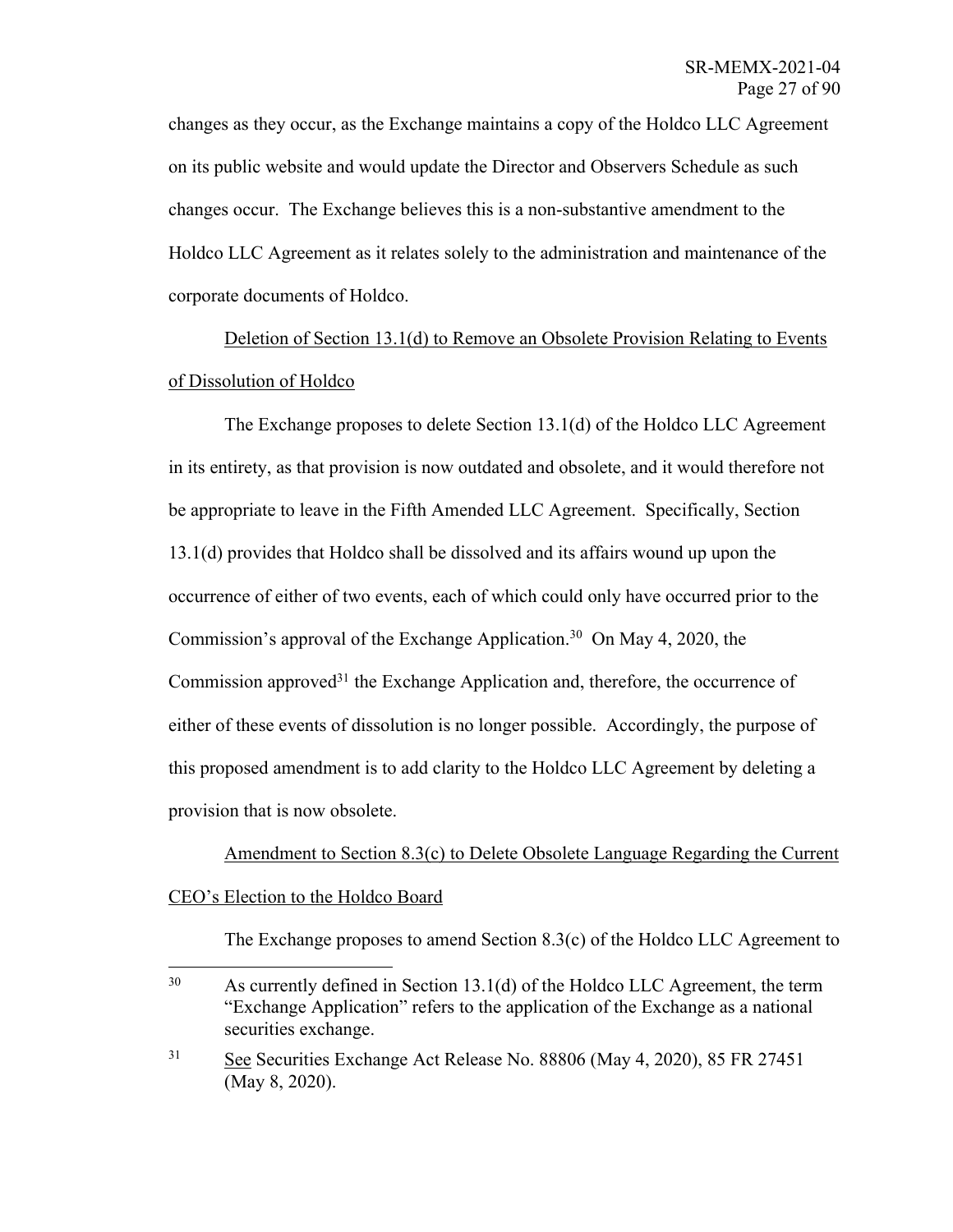changes as they occur, as the Exchange maintains a copy of the Holdco LLC Agreement on its public website and would update the Director and Observers Schedule as such changes occur. The Exchange believes this is a non-substantive amendment to the Holdco LLC Agreement as it relates solely to the administration and maintenance of the corporate documents of Holdco.

Deletion of Section 13.1(d) to Remove an Obsolete Provision Relating to Events of Dissolution of Holdco

The Exchange proposes to delete Section 13.1(d) of the Holdco LLC Agreement in its entirety, as that provision is now outdated and obsolete, and it would therefore not be appropriate to leave in the Fifth Amended LLC Agreement. Specifically, Section 13.1(d) provides that Holdco shall be dissolved and its affairs wound up upon the occurrence of either of two events, each of which could only have occurred prior to the Commission's approval of the Exchange Application.[30] On May 4, 2020, the Commission approved[31] the Exchange Application and, therefore, the occurrence of either of these events of dissolution is no longer possible. Accordingly, the purpose of this proposed amendment is to add clarity to the Holdco LLC Agreement by deleting a provision that is now obsolete.

Amendment to Section 8.3(c) to Delete Obsolete Language Regarding the Current CEO's Election to the Holdco Board

The Exchange proposes to amend Section 8.3(c) of the Holdco LLC Agreement to

---

[30] As currently defined in Section 13.1(d) of the Holdco LLC Agreement, the term "Exchange Application" refers to the application of the Exchange as a national securities exchange.

[31] See Securities Exchange Act Release No. 88806 (May 4, 2020), 85 FR 27451 (May 8, 2020).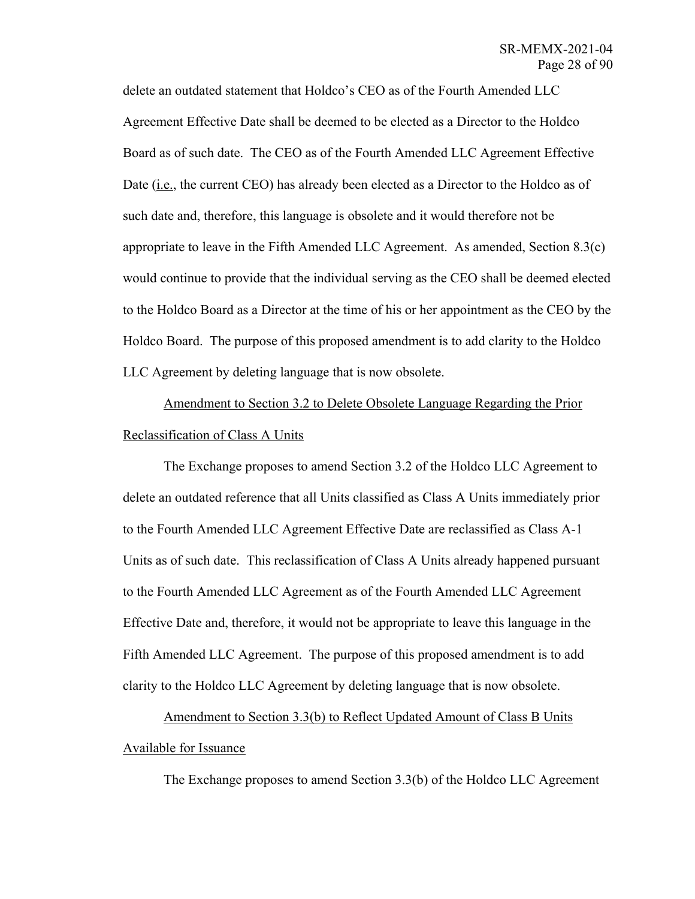delete an outdated statement that Holdco's CEO as of the Fourth Amended LLC Agreement Effective Date shall be deemed to be elected as a Director to the Holdco Board as of such date. The CEO as of the Fourth Amended LLC Agreement Effective Date (i.e., the current CEO) has already been elected as a Director to the Holdco as of such date and, therefore, this language is obsolete and it would therefore not be appropriate to leave in the Fifth Amended LLC Agreement. As amended, Section 8.3(c) would continue to provide that the individual serving as the CEO shall be deemed elected to the Holdco Board as a Director at the time of his or her appointment as the CEO by the Holdco Board. The purpose of this proposed amendment is to add clarity to the Holdco LLC Agreement by deleting language that is now obsolete.

Amendment to Section 3.2 to Delete Obsolete Language Regarding the Prior Reclassification of Class A Units

The Exchange proposes to amend Section 3.2 of the Holdco LLC Agreement to delete an outdated reference that all Units classified as Class A Units immediately prior to the Fourth Amended LLC Agreement Effective Date are reclassified as Class A-1 Units as of such date. This reclassification of Class A Units already happened pursuant to the Fourth Amended LLC Agreement as of the Fourth Amended LLC Agreement Effective Date and, therefore, it would not be appropriate to leave this language in the Fifth Amended LLC Agreement. The purpose of this proposed amendment is to add clarity to the Holdco LLC Agreement by deleting language that is now obsolete.

Amendment to Section 3.3(b) to Reflect Updated Amount of Class B Units Available for Issuance

The Exchange proposes to amend Section 3.3(b) of the Holdco LLC Agreement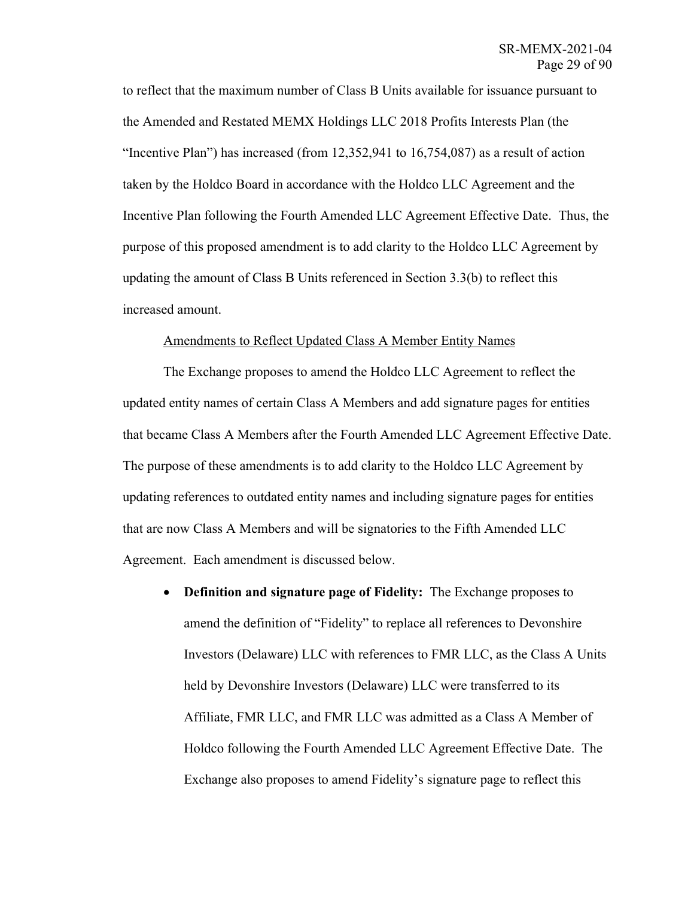to reflect that the maximum number of Class B Units available for issuance pursuant to the Amended and Restated MEMX Holdings LLC 2018 Profits Interests Plan (the "Incentive Plan") has increased (from 12,352,941 to 16,754,087) as a result of action taken by the Holdco Board in accordance with the Holdco LLC Agreement and the Incentive Plan following the Fourth Amended LLC Agreement Effective Date. Thus, the purpose of this proposed amendment is to add clarity to the Holdco LLC Agreement by updating the amount of Class B Units referenced in Section 3.3(b) to reflect this increased amount.

Amendments to Reflect Updated Class A Member Entity Names

The Exchange proposes to amend the Holdco LLC Agreement to reflect the updated entity names of certain Class A Members and add signature pages for entities that became Class A Members after the Fourth Amended LLC Agreement Effective Date. The purpose of these amendments is to add clarity to the Holdco LLC Agreement by updating references to outdated entity names and including signature pages for entities that are now Class A Members and will be signatories to the Fifth Amended LLC Agreement. Each amendment is discussed below.

- **Definition and signature page of Fidelity:** The Exchange proposes to amend the definition of "Fidelity" to replace all references to Devonshire Investors (Delaware) LLC with references to FMR LLC, as the Class A Units held by Devonshire Investors (Delaware) LLC were transferred to its Affiliate, FMR LLC, and FMR LLC was admitted as a Class A Member of Holdco following the Fourth Amended LLC Agreement Effective Date. The Exchange also proposes to amend Fidelity's signature page to reflect this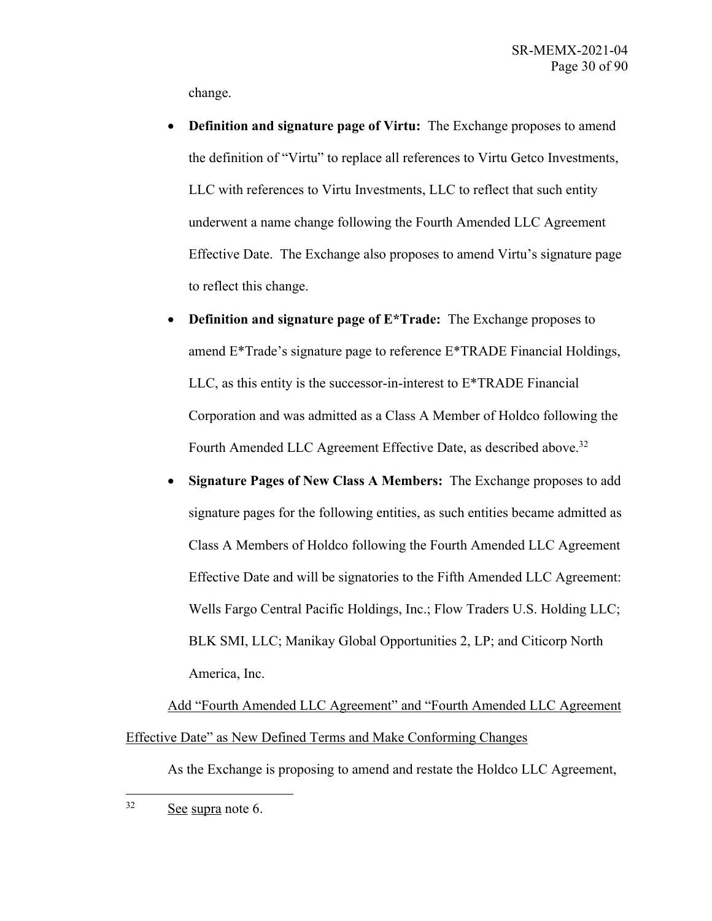change.

- **Definition and signature page of Virtu:** The Exchange proposes to amend the definition of "Virtu" to replace all references to Virtu Getco Investments, LLC with references to Virtu Investments, LLC to reflect that such entity underwent a name change following the Fourth Amended LLC Agreement Effective Date. The Exchange also proposes to amend Virtu's signature page to reflect this change.
- **Definition and signature page of E*Trade:** The Exchange proposes to amend E*Trade's signature page to reference E*TRADE Financial Holdings, LLC, as this entity is the successor-in-interest to E*TRADE Financial Corporation and was admitted as a Class A Member of Holdco following the Fourth Amended LLC Agreement Effective Date, as described above.[32]
- **Signature Pages of New Class A Members:** The Exchange proposes to add signature pages for the following entities, as such entities became admitted as Class A Members of Holdco following the Fourth Amended LLC Agreement Effective Date and will be signatories to the Fifth Amended LLC Agreement: Wells Fargo Central Pacific Holdings, Inc.; Flow Traders U.S. Holding LLC; BLK SMI, LLC; Manikay Global Opportunities 2, LP; and Citicorp North America, Inc.

Add "Fourth Amended LLC Agreement" and "Fourth Amended LLC Agreement Effective Date" as New Defined Terms and Make Conforming Changes

As the Exchange is proposing to amend and restate the Holdco LLC Agreement,

---

[32] See supra note 6.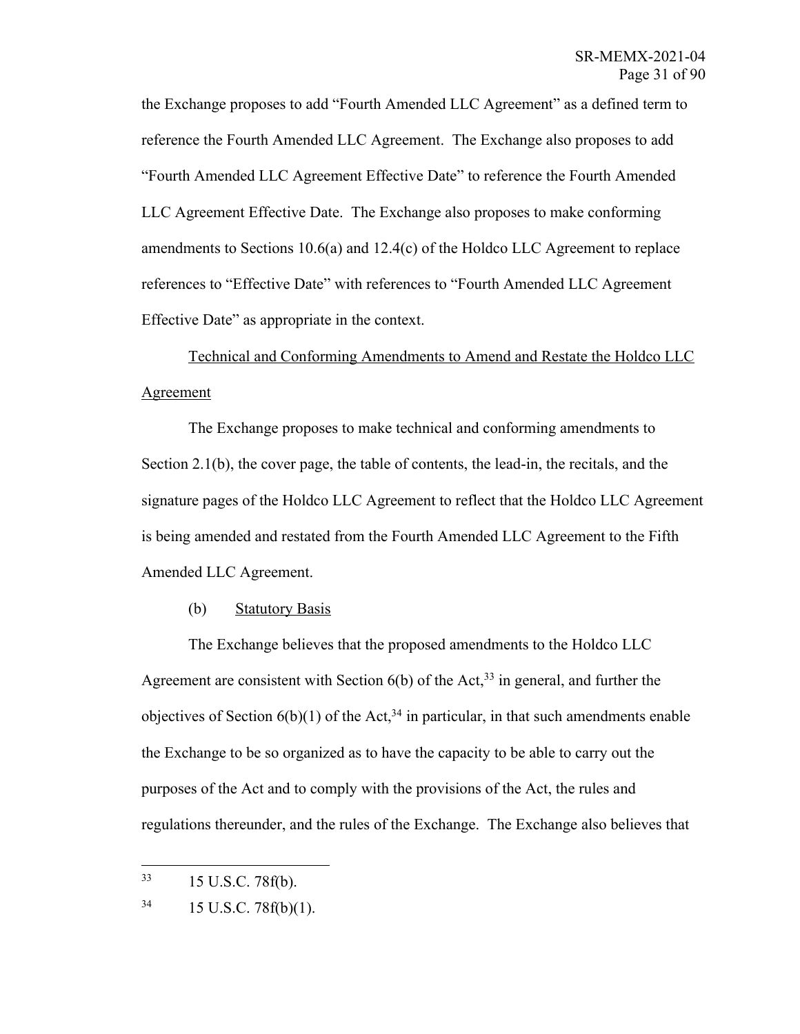the Exchange proposes to add "Fourth Amended LLC Agreement" as a defined term to reference the Fourth Amended LLC Agreement. The Exchange also proposes to add "Fourth Amended LLC Agreement Effective Date" to reference the Fourth Amended LLC Agreement Effective Date. The Exchange also proposes to make conforming amendments to Sections 10.6(a) and 12.4(c) of the Holdco LLC Agreement to replace references to "Effective Date" with references to "Fourth Amended LLC Agreement Effective Date" as appropriate in the context.

Technical and Conforming Amendments to Amend and Restate the Holdco LLC Agreement

The Exchange proposes to make technical and conforming amendments to Section 2.1(b), the cover page, the table of contents, the lead-in, the recitals, and the signature pages of the Holdco LLC Agreement to reflect that the Holdco LLC Agreement is being amended and restated from the Fourth Amended LLC Agreement to the Fifth Amended LLC Agreement.

(b) Statutory Basis

The Exchange believes that the proposed amendments to the Holdco LLC Agreement are consistent with Section 6(b) of the Act,[33] in general, and further the objectives of Section 6(b)(1) of the Act,[34] in particular, in that such amendments enable the Exchange to be so organized as to have the capacity to be able to carry out the purposes of the Act and to comply with the provisions of the Act, the rules and regulations thereunder, and the rules of the Exchange. The Exchange also believes that

---

[33] 15 U.S.C. 78f(b).

[34] 15 U.S.C. 78f(b)(1).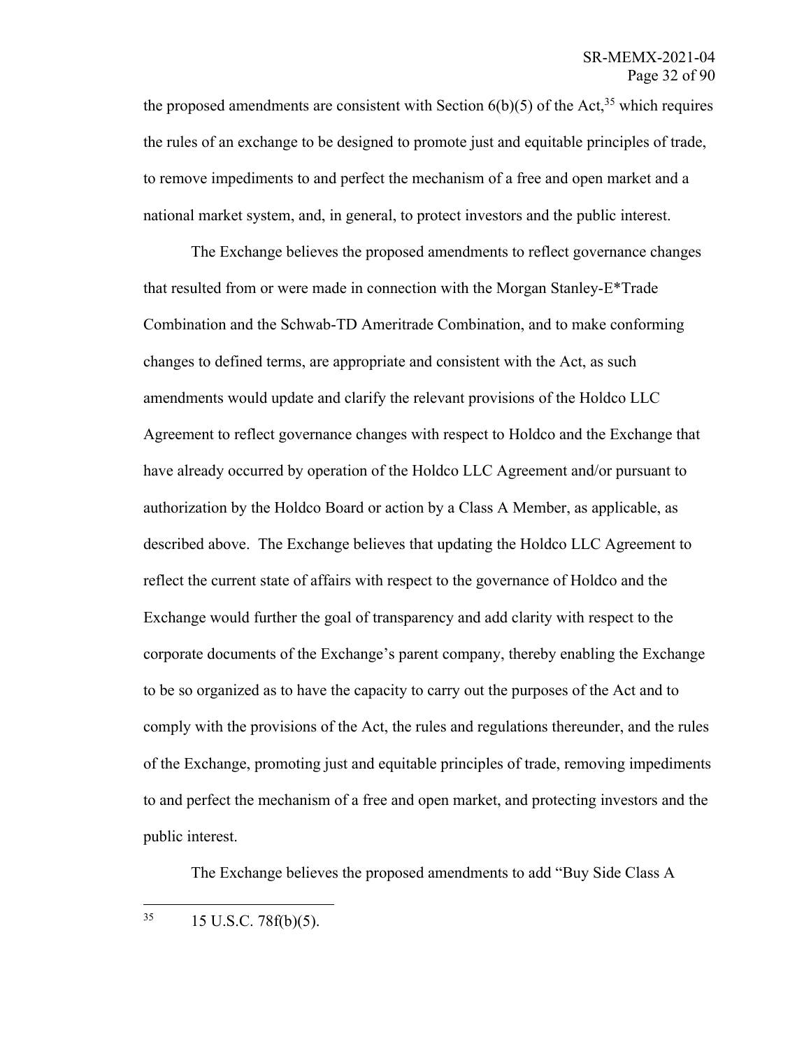the proposed amendments are consistent with Section 6(b)(5) of the Act,[35] which requires the rules of an exchange to be designed to promote just and equitable principles of trade, to remove impediments to and perfect the mechanism of a free and open market and a national market system, and, in general, to protect investors and the public interest.

The Exchange believes the proposed amendments to reflect governance changes that resulted from or were made in connection with the Morgan Stanley-E*Trade Combination and the Schwab-TD Ameritrade Combination, and to make conforming changes to defined terms, are appropriate and consistent with the Act, as such amendments would update and clarify the relevant provisions of the Holdco LLC Agreement to reflect governance changes with respect to Holdco and the Exchange that have already occurred by operation of the Holdco LLC Agreement and/or pursuant to authorization by the Holdco Board or action by a Class A Member, as applicable, as described above. The Exchange believes that updating the Holdco LLC Agreement to reflect the current state of affairs with respect to the governance of Holdco and the Exchange would further the goal of transparency and add clarity with respect to the corporate documents of the Exchange's parent company, thereby enabling the Exchange to be so organized as to have the capacity to carry out the purposes of the Act and to comply with the provisions of the Act, the rules and regulations thereunder, and the rules of the Exchange, promoting just and equitable principles of trade, removing impediments to and perfect the mechanism of a free and open market, and protecting investors and the public interest.

The Exchange believes the proposed amendments to add "Buy Side Class A

---

[35] 15 U.S.C. 78f(b)(5).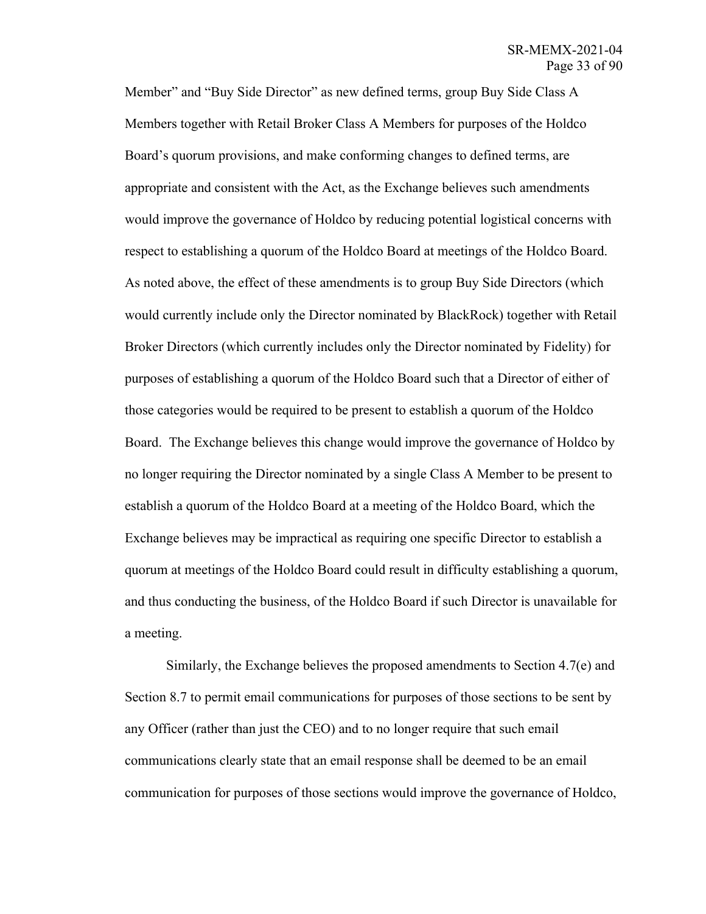Member" and "Buy Side Director" as new defined terms, group Buy Side Class A Members together with Retail Broker Class A Members for purposes of the Holdco Board's quorum provisions, and make conforming changes to defined terms, are appropriate and consistent with the Act, as the Exchange believes such amendments would improve the governance of Holdco by reducing potential logistical concerns with respect to establishing a quorum of the Holdco Board at meetings of the Holdco Board. As noted above, the effect of these amendments is to group Buy Side Directors (which would currently include only the Director nominated by BlackRock) together with Retail Broker Directors (which currently includes only the Director nominated by Fidelity) for purposes of establishing a quorum of the Holdco Board such that a Director of either of those categories would be required to be present to establish a quorum of the Holdco Board. The Exchange believes this change would improve the governance of Holdco by no longer requiring the Director nominated by a single Class A Member to be present to establish a quorum of the Holdco Board at a meeting of the Holdco Board, which the Exchange believes may be impractical as requiring one specific Director to establish a quorum at meetings of the Holdco Board could result in difficulty establishing a quorum, and thus conducting the business, of the Holdco Board if such Director is unavailable for a meeting.

Similarly, the Exchange believes the proposed amendments to Section 4.7(e) and Section 8.7 to permit email communications for purposes of those sections to be sent by any Officer (rather than just the CEO) and to no longer require that such email communications clearly state that an email response shall be deemed to be an email communication for purposes of those sections would improve the governance of Holdco,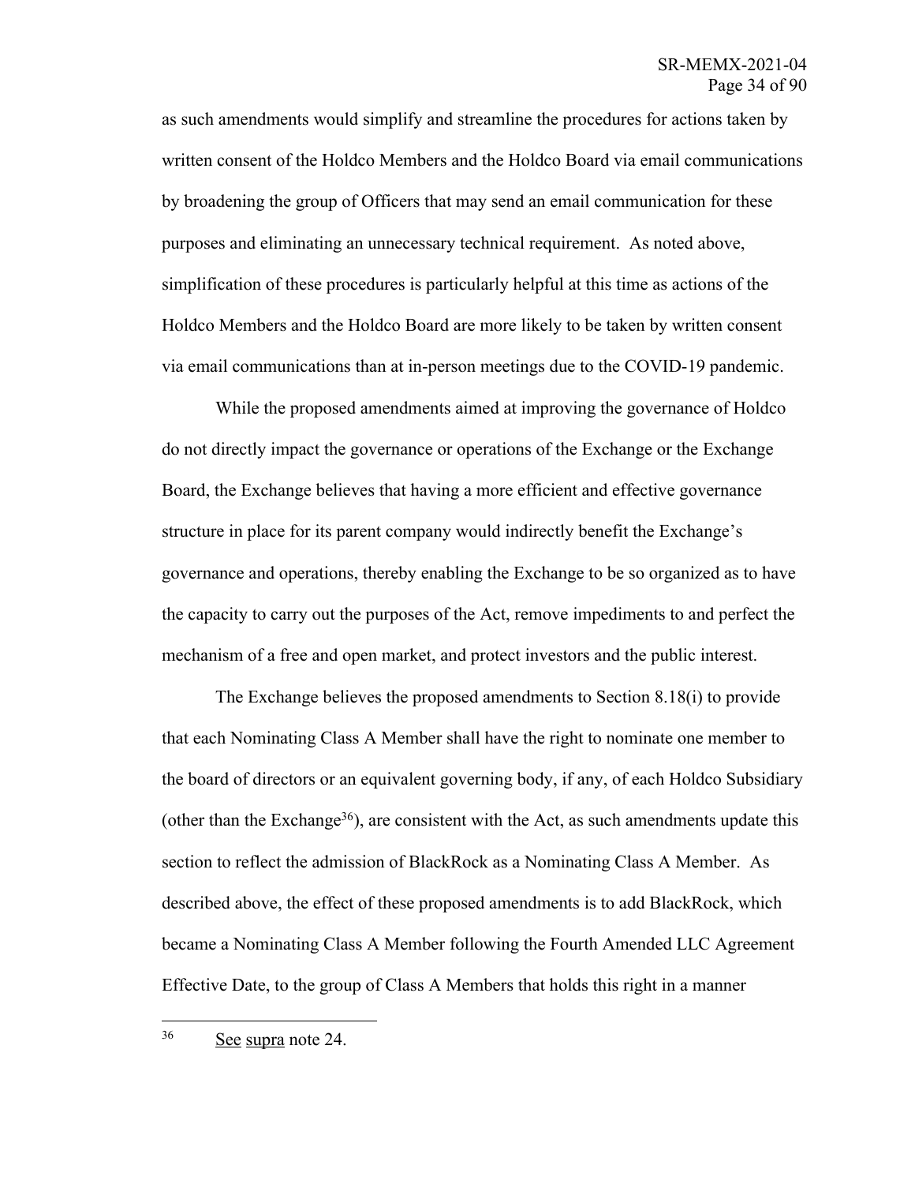as such amendments would simplify and streamline the procedures for actions taken by written consent of the Holdco Members and the Holdco Board via email communications by broadening the group of Officers that may send an email communication for these purposes and eliminating an unnecessary technical requirement. As noted above, simplification of these procedures is particularly helpful at this time as actions of the Holdco Members and the Holdco Board are more likely to be taken by written consent via email communications than at in-person meetings due to the COVID-19 pandemic.

While the proposed amendments aimed at improving the governance of Holdco do not directly impact the governance or operations of the Exchange or the Exchange Board, the Exchange believes that having a more efficient and effective governance structure in place for its parent company would indirectly benefit the Exchange's governance and operations, thereby enabling the Exchange to be so organized as to have the capacity to carry out the purposes of the Act, remove impediments to and perfect the mechanism of a free and open market, and protect investors and the public interest.

The Exchange believes the proposed amendments to Section 8.18(i) to provide that each Nominating Class A Member shall have the right to nominate one member to the board of directors or an equivalent governing body, if any, of each Holdco Subsidiary (other than the Exchange[36]), are consistent with the Act, as such amendments update this section to reflect the admission of BlackRock as a Nominating Class A Member. As described above, the effect of these proposed amendments is to add BlackRock, which became a Nominating Class A Member following the Fourth Amended LLC Agreement Effective Date, to the group of Class A Members that holds this right in a manner

---

[36] See supra note 24.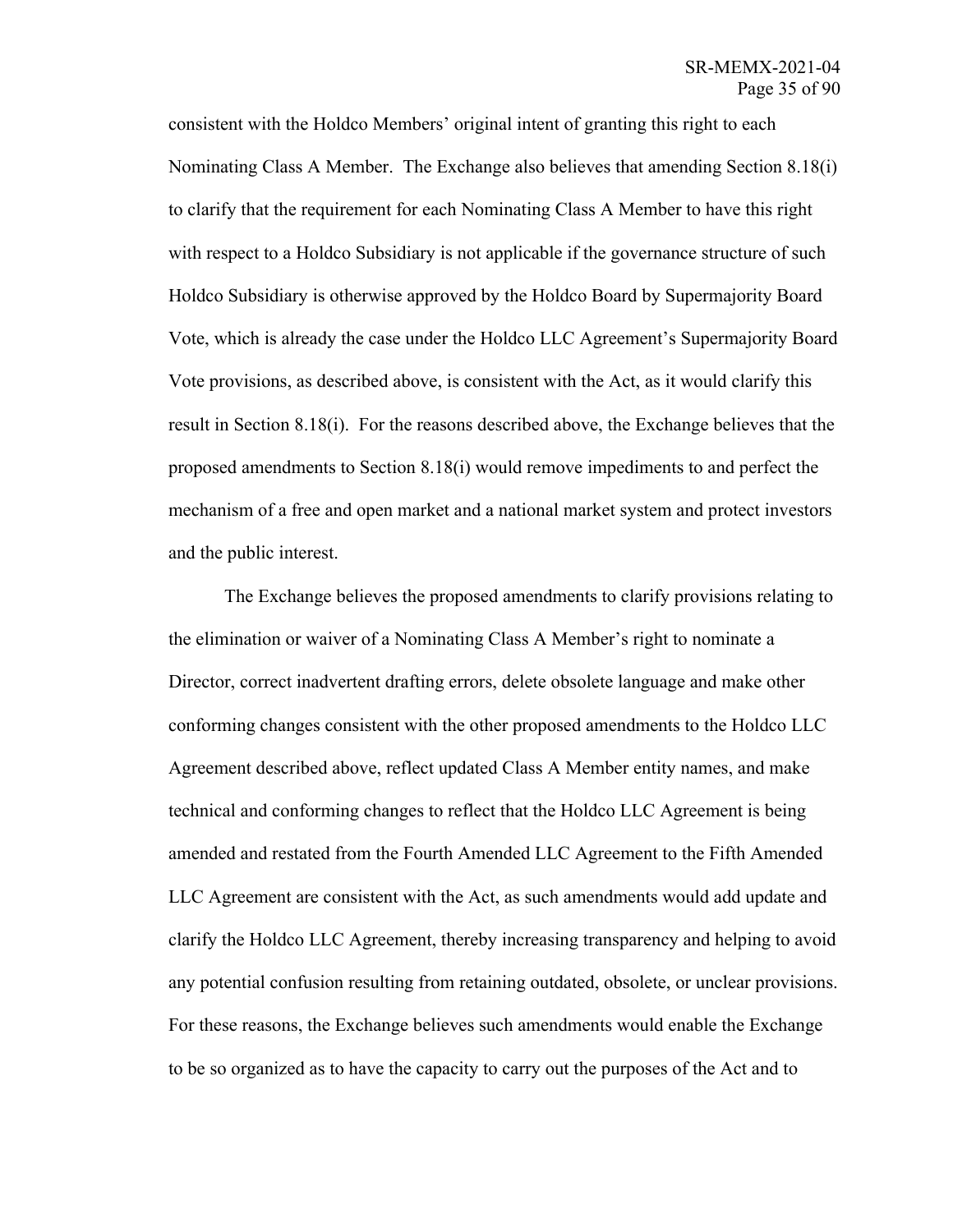consistent with the Holdco Members' original intent of granting this right to each Nominating Class A Member. The Exchange also believes that amending Section 8.18(i) to clarify that the requirement for each Nominating Class A Member to have this right with respect to a Holdco Subsidiary is not applicable if the governance structure of such Holdco Subsidiary is otherwise approved by the Holdco Board by Supermajority Board Vote, which is already the case under the Holdco LLC Agreement's Supermajority Board Vote provisions, as described above, is consistent with the Act, as it would clarify this result in Section 8.18(i). For the reasons described above, the Exchange believes that the proposed amendments to Section 8.18(i) would remove impediments to and perfect the mechanism of a free and open market and a national market system and protect investors and the public interest.

The Exchange believes the proposed amendments to clarify provisions relating to the elimination or waiver of a Nominating Class A Member's right to nominate a Director, correct inadvertent drafting errors, delete obsolete language and make other conforming changes consistent with the other proposed amendments to the Holdco LLC Agreement described above, reflect updated Class A Member entity names, and make technical and conforming changes to reflect that the Holdco LLC Agreement is being amended and restated from the Fourth Amended LLC Agreement to the Fifth Amended LLC Agreement are consistent with the Act, as such amendments would add update and clarify the Holdco LLC Agreement, thereby increasing transparency and helping to avoid any potential confusion resulting from retaining outdated, obsolete, or unclear provisions. For these reasons, the Exchange believes such amendments would enable the Exchange to be so organized as to have the capacity to carry out the purposes of the Act and to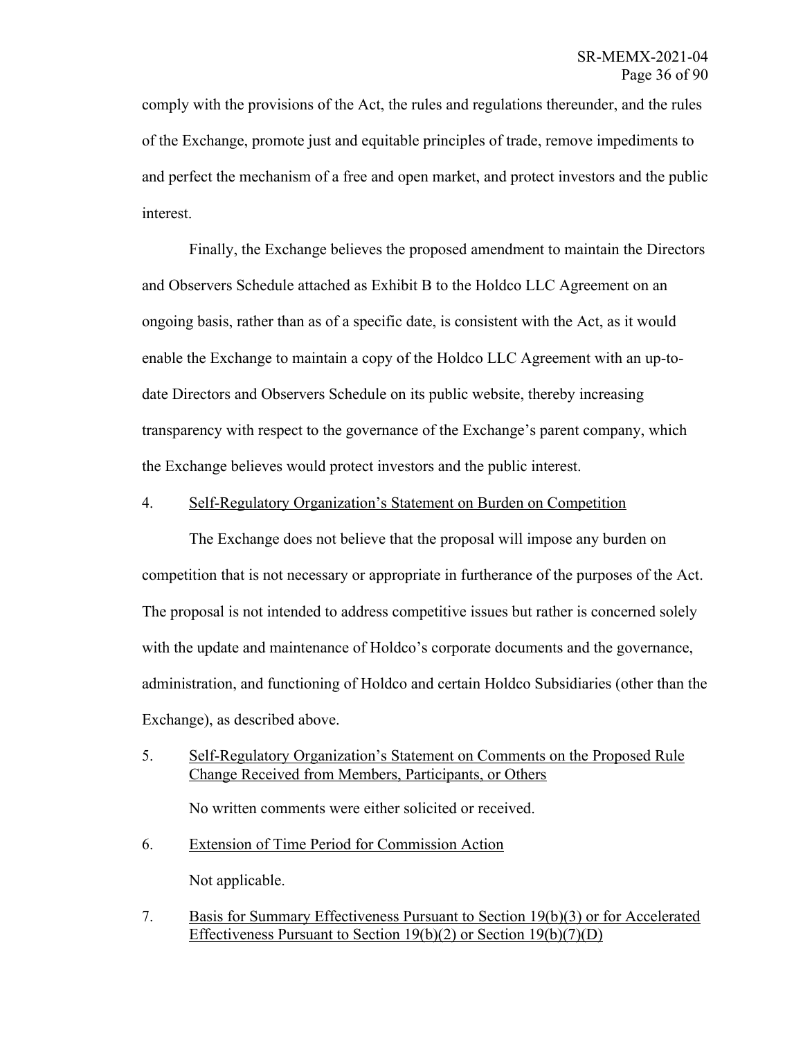comply with the provisions of the Act, the rules and regulations thereunder, and the rules of the Exchange, promote just and equitable principles of trade, remove impediments to and perfect the mechanism of a free and open market, and protect investors and the public interest.

Finally, the Exchange believes the proposed amendment to maintain the Directors and Observers Schedule attached as Exhibit B to the Holdco LLC Agreement on an ongoing basis, rather than as of a specific date, is consistent with the Act, as it would enable the Exchange to maintain a copy of the Holdco LLC Agreement with an up-to-date Directors and Observers Schedule on its public website, thereby increasing transparency with respect to the governance of the Exchange's parent company, which the Exchange believes would protect investors and the public interest.

4. Self-Regulatory Organization's Statement on Burden on Competition

The Exchange does not believe that the proposal will impose any burden on competition that is not necessary or appropriate in furtherance of the purposes of the Act. The proposal is not intended to address competitive issues but rather is concerned solely with the update and maintenance of Holdco's corporate documents and the governance, administration, and functioning of Holdco and certain Holdco Subsidiaries (other than the Exchange), as described above.

5. Self-Regulatory Organization's Statement on Comments on the Proposed Rule Change Received from Members, Participants, or Others

No written comments were either solicited or received.

6. Extension of Time Period for Commission Action

Not applicable.

7. Basis for Summary Effectiveness Pursuant to Section 19(b)(3) or for Accelerated Effectiveness Pursuant to Section 19(b)(2) or Section 19(b)(7)(D)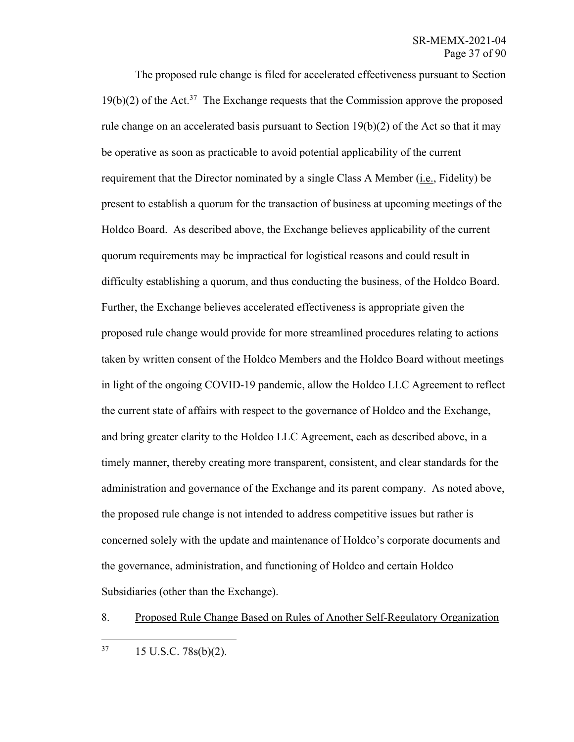The proposed rule change is filed for accelerated effectiveness pursuant to Section 19(b)(2) of the Act.[37] The Exchange requests that the Commission approve the proposed rule change on an accelerated basis pursuant to Section 19(b)(2) of the Act so that it may be operative as soon as practicable to avoid potential applicability of the current requirement that the Director nominated by a single Class A Member (i.e., Fidelity) be present to establish a quorum for the transaction of business at upcoming meetings of the Holdco Board. As described above, the Exchange believes applicability of the current quorum requirements may be impractical for logistical reasons and could result in difficulty establishing a quorum, and thus conducting the business, of the Holdco Board. Further, the Exchange believes accelerated effectiveness is appropriate given the proposed rule change would provide for more streamlined procedures relating to actions taken by written consent of the Holdco Members and the Holdco Board without meetings in light of the ongoing COVID-19 pandemic, allow the Holdco LLC Agreement to reflect the current state of affairs with respect to the governance of Holdco and the Exchange, and bring greater clarity to the Holdco LLC Agreement, each as described above, in a timely manner, thereby creating more transparent, consistent, and clear standards for the administration and governance of the Exchange and its parent company. As noted above, the proposed rule change is not intended to address competitive issues but rather is concerned solely with the update and maintenance of Holdco's corporate documents and the governance, administration, and functioning of Holdco and certain Holdco Subsidiaries (other than the Exchange).

8. Proposed Rule Change Based on Rules of Another Self-Regulatory Organization

---

[37] 15 U.S.C. 78s(b)(2).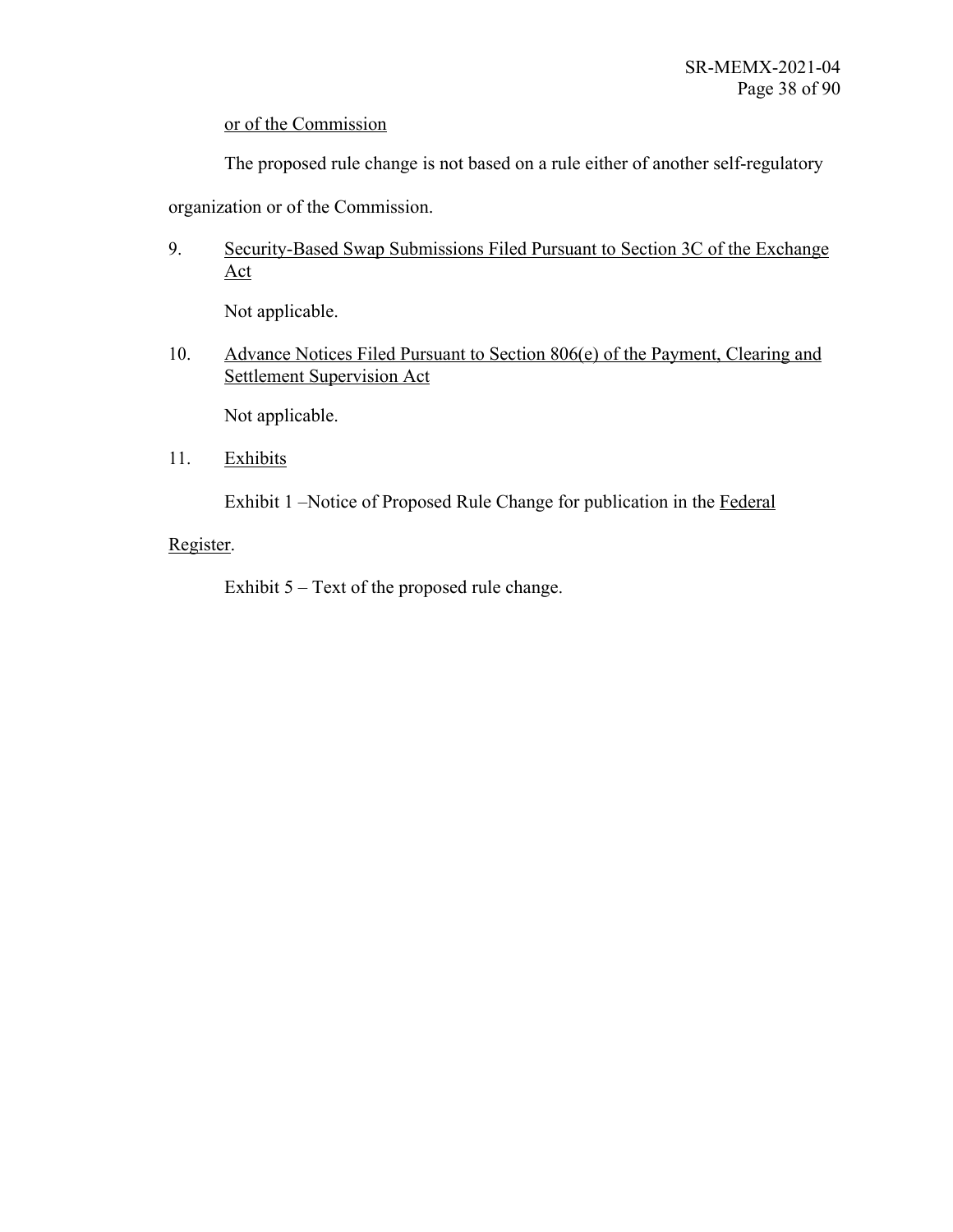or of the Commission

The proposed rule change is not based on a rule either of another self-regulatory organization or of the Commission.

9. Security-Based Swap Submissions Filed Pursuant to Section 3C of the Exchange Act

   Not applicable.

10. Advance Notices Filed Pursuant to Section 806(e) of the Payment, Clearing and Settlement Supervision Act

    Not applicable.

11. Exhibits

    Exhibit 1 –Notice of Proposed Rule Change for publication in the *Federal Register*.

    Exhibit 5 – Text of the proposed rule change.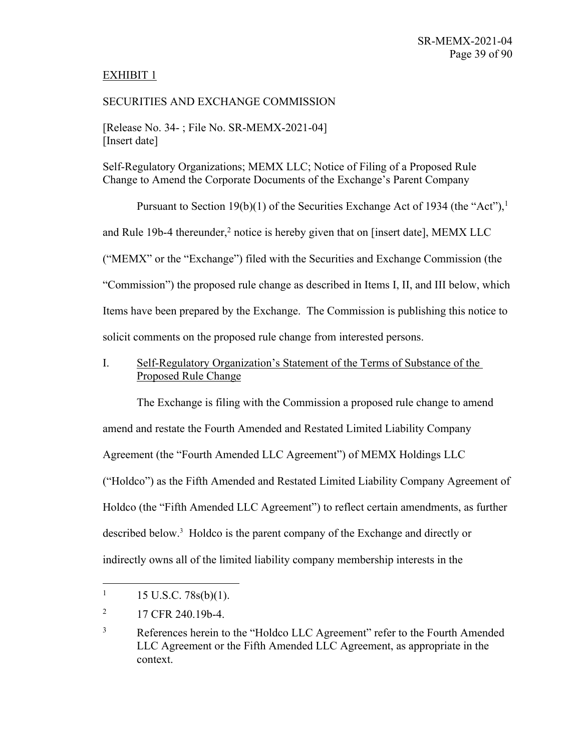EXHIBIT 1

SECURITIES AND EXCHANGE COMMISSION

[Release No. 34- ; File No. SR-MEMX-2021-04]
[Insert date]

Self-Regulatory Organizations; MEMX LLC; Notice of Filing of a Proposed Rule Change to Amend the Corporate Documents of the Exchange's Parent Company

Pursuant to Section 19(b)(1) of the Securities Exchange Act of 1934 (the "Act"),[1] and Rule 19b-4 thereunder,[2] notice is hereby given that on [insert date], MEMX LLC ("MEMX" or the "Exchange") filed with the Securities and Exchange Commission (the "Commission") the proposed rule change as described in Items I, II, and III below, which Items have been prepared by the Exchange. The Commission is publishing this notice to solicit comments on the proposed rule change from interested persons.

I. Self-Regulatory Organization's Statement of the Terms of Substance of the Proposed Rule Change

The Exchange is filing with the Commission a proposed rule change to amend amend and restate the Fourth Amended and Restated Limited Liability Company Agreement (the "Fourth Amended LLC Agreement") of MEMX Holdings LLC ("Holdco") as the Fifth Amended and Restated Limited Liability Company Agreement of Holdco (the "Fifth Amended LLC Agreement") to reflect certain amendments, as further described below.[3] Holdco is the parent company of the Exchange and directly or indirectly owns all of the limited liability company membership interests in the

[1] 15 U.S.C. 78s(b)(1).

[2] 17 CFR 240.19b-4.

[3] References herein to the "Holdco LLC Agreement" refer to the Fourth Amended LLC Agreement or the Fifth Amended LLC Agreement, as appropriate in the context.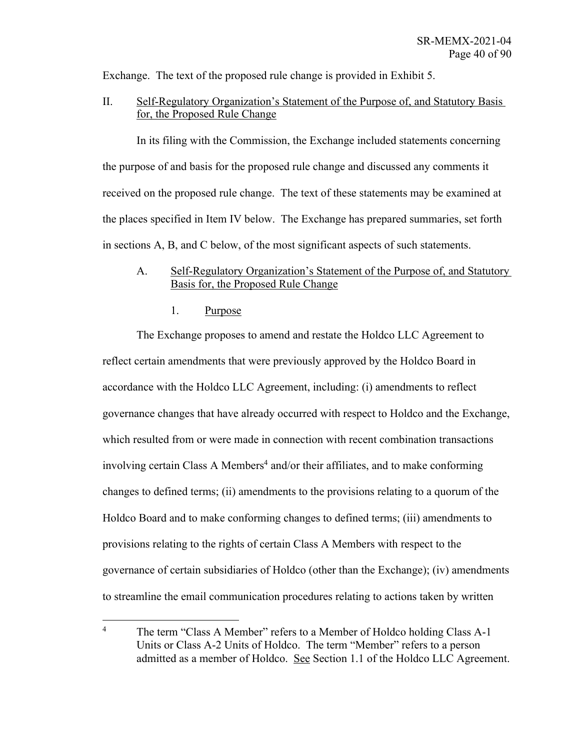Exchange. The text of the proposed rule change is provided in Exhibit 5.

## II. Self-Regulatory Organization's Statement of the Purpose of, and Statutory Basis for, the Proposed Rule Change

In its filing with the Commission, the Exchange included statements concerning the purpose of and basis for the proposed rule change and discussed any comments it received on the proposed rule change. The text of these statements may be examined at the places specified in Item IV below. The Exchange has prepared summaries, set forth in sections A, B, and C below, of the most significant aspects of such statements.

### A. Self-Regulatory Organization's Statement of the Purpose of, and Statutory Basis for, the Proposed Rule Change

#### 1. Purpose

The Exchange proposes to amend and restate the Holdco LLC Agreement to reflect certain amendments that were previously approved by the Holdco Board in accordance with the Holdco LLC Agreement, including: (i) amendments to reflect governance changes that have already occurred with respect to Holdco and the Exchange, which resulted from or were made in connection with recent combination transactions involving certain Class A Members[4] and/or their affiliates, and to make conforming changes to defined terms; (ii) amendments to the provisions relating to a quorum of the Holdco Board and to make conforming changes to defined terms; (iii) amendments to provisions relating to the rights of certain Class A Members with respect to the governance of certain subsidiaries of Holdco (other than the Exchange); (iv) amendments to streamline the email communication procedures relating to actions taken by written

---

[4] The term "Class A Member" refers to a Member of Holdco holding Class A-1 Units or Class A-2 Units of Holdco. The term "Member" refers to a person admitted as a member of Holdco. See Section 1.1 of the Holdco LLC Agreement.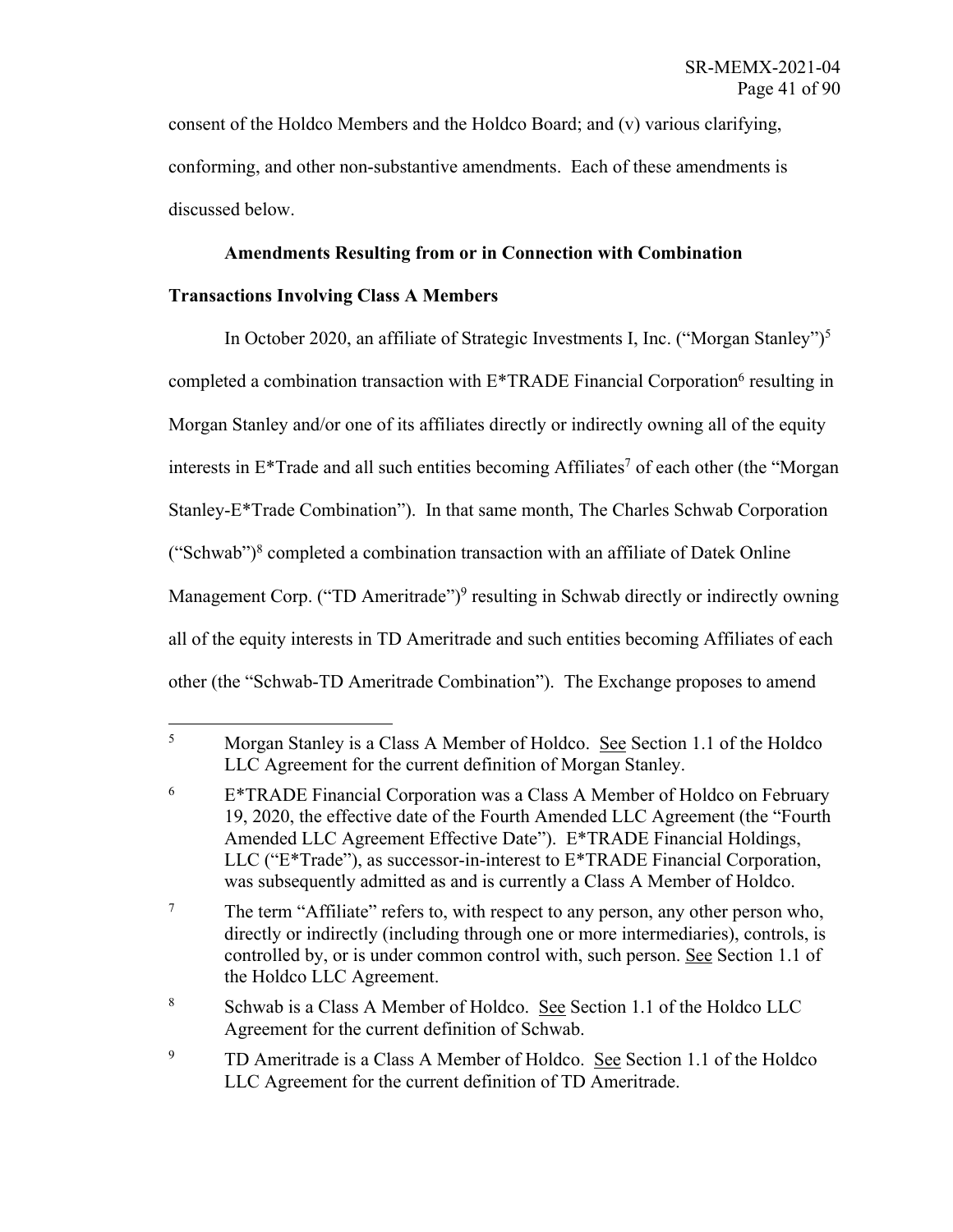consent of the Holdco Members and the Holdco Board; and (v) various clarifying, conforming, and other non-substantive amendments. Each of these amendments is discussed below.

**Amendments Resulting from or in Connection with Combination Transactions Involving Class A Members**

In October 2020, an affiliate of Strategic Investments I, Inc. ("Morgan Stanley")[5] completed a combination transaction with E*TRADE Financial Corporation[6] resulting in Morgan Stanley and/or one of its affiliates directly or indirectly owning all of the equity interests in E*Trade and all such entities becoming Affiliates[7] of each other (the "Morgan Stanley-E*Trade Combination"). In that same month, The Charles Schwab Corporation ("Schwab")[8] completed a combination transaction with an affiliate of Datek Online Management Corp. ("TD Ameritrade")[9] resulting in Schwab directly or indirectly owning all of the equity interests in TD Ameritrade and such entities becoming Affiliates of each other (the "Schwab-TD Ameritrade Combination"). The Exchange proposes to amend

---

[5] Morgan Stanley is a Class A Member of Holdco. See Section 1.1 of the Holdco LLC Agreement for the current definition of Morgan Stanley.

[6] E*TRADE Financial Corporation was a Class A Member of Holdco on February 19, 2020, the effective date of the Fourth Amended LLC Agreement (the "Fourth Amended LLC Agreement Effective Date"). E*TRADE Financial Holdings, LLC ("E*Trade"), as successor-in-interest to E*TRADE Financial Corporation, was subsequently admitted as and is currently a Class A Member of Holdco.

[7] The term "Affiliate" refers to, with respect to any person, any other person who, directly or indirectly (including through one or more intermediaries), controls, is controlled by, or is under common control with, such person. See Section 1.1 of the Holdco LLC Agreement.

[8] Schwab is a Class A Member of Holdco. See Section 1.1 of the Holdco LLC Agreement for the current definition of Schwab.

[9] TD Ameritrade is a Class A Member of Holdco. See Section 1.1 of the Holdco LLC Agreement for the current definition of TD Ameritrade.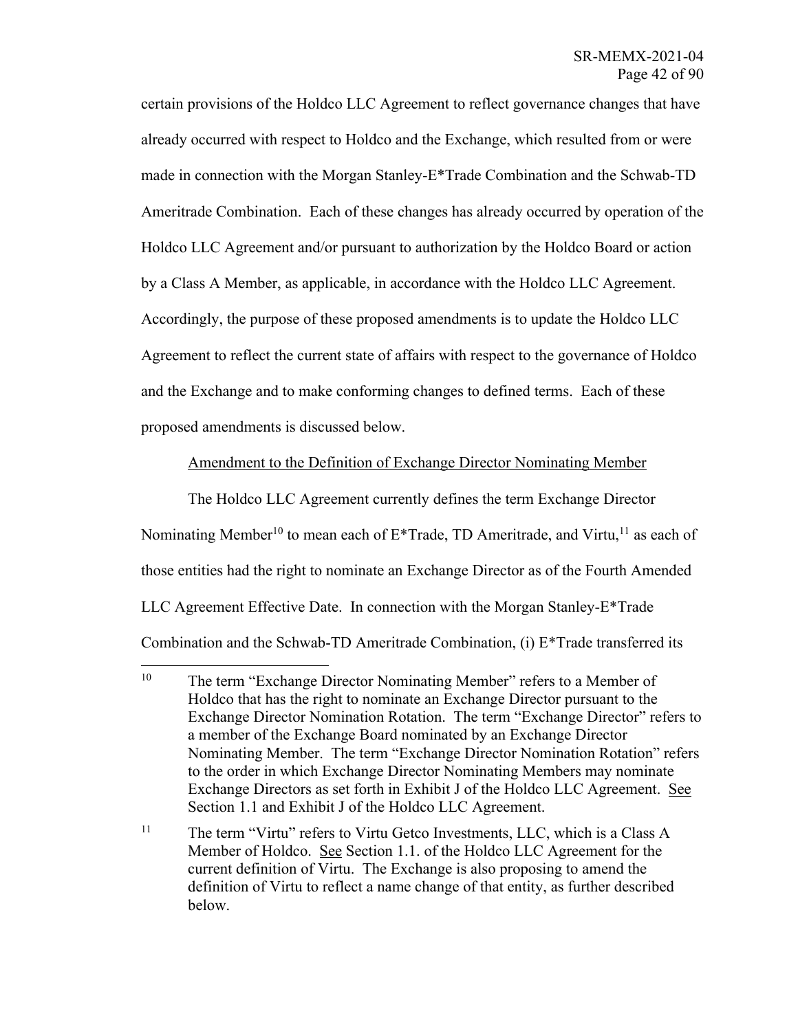certain provisions of the Holdco LLC Agreement to reflect governance changes that have already occurred with respect to Holdco and the Exchange, which resulted from or were made in connection with the Morgan Stanley-E*Trade Combination and the Schwab-TD Ameritrade Combination. Each of these changes has already occurred by operation of the Holdco LLC Agreement and/or pursuant to authorization by the Holdco Board or action by a Class A Member, as applicable, in accordance with the Holdco LLC Agreement. Accordingly, the purpose of these proposed amendments is to update the Holdco LLC Agreement to reflect the current state of affairs with respect to the governance of Holdco and the Exchange and to make conforming changes to defined terms. Each of these proposed amendments is discussed below.

<u>Amendment to the Definition of Exchange Director Nominating Member</u>

The Holdco LLC Agreement currently defines the term Exchange Director Nominating Member[10] to mean each of E*Trade, TD Ameritrade, and Virtu,[11] as each of those entities had the right to nominate an Exchange Director as of the Fourth Amended LLC Agreement Effective Date. In connection with the Morgan Stanley-E*Trade Combination and the Schwab-TD Ameritrade Combination, (i) E*Trade transferred its

---

[10] The term "Exchange Director Nominating Member" refers to a Member of Holdco that has the right to nominate an Exchange Director pursuant to the Exchange Director Nomination Rotation. The term "Exchange Director" refers to a member of the Exchange Board nominated by an Exchange Director Nominating Member. The term "Exchange Director Nomination Rotation" refers to the order in which Exchange Director Nominating Members may nominate Exchange Directors as set forth in Exhibit J of the Holdco LLC Agreement. <u>See</u> Section 1.1 and Exhibit J of the Holdco LLC Agreement.

[11] The term "Virtu" refers to Virtu Getco Investments, LLC, which is a Class A Member of Holdco. <u>See</u> Section 1.1. of the Holdco LLC Agreement for the current definition of Virtu. The Exchange is also proposing to amend the definition of Virtu to reflect a name change of that entity, as further described below.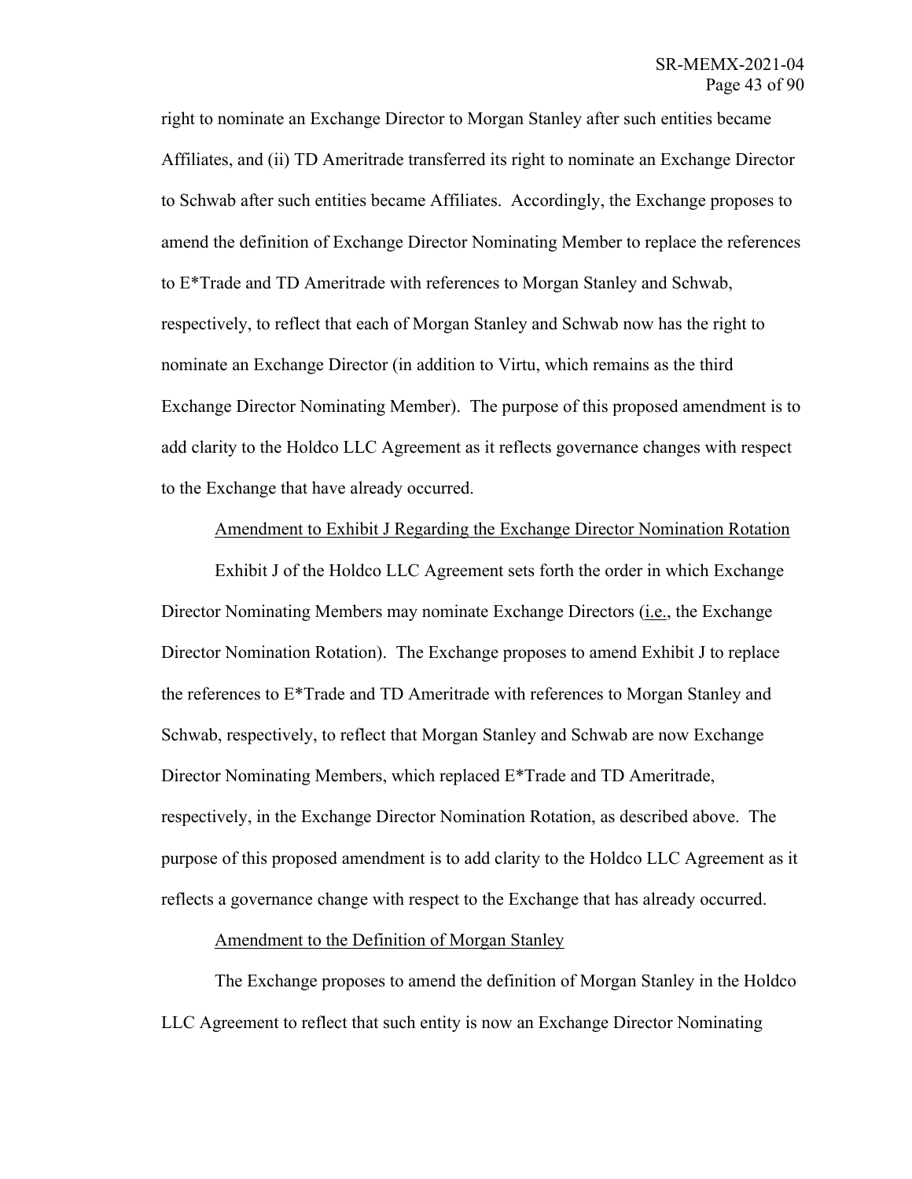right to nominate an Exchange Director to Morgan Stanley after such entities became Affiliates, and (ii) TD Ameritrade transferred its right to nominate an Exchange Director to Schwab after such entities became Affiliates. Accordingly, the Exchange proposes to amend the definition of Exchange Director Nominating Member to replace the references to E*Trade and TD Ameritrade with references to Morgan Stanley and Schwab, respectively, to reflect that each of Morgan Stanley and Schwab now has the right to nominate an Exchange Director (in addition to Virtu, which remains as the third Exchange Director Nominating Member). The purpose of this proposed amendment is to add clarity to the Holdco LLC Agreement as it reflects governance changes with respect to the Exchange that have already occurred.

Amendment to Exhibit J Regarding the Exchange Director Nomination Rotation

Exhibit J of the Holdco LLC Agreement sets forth the order in which Exchange Director Nominating Members may nominate Exchange Directors (i.e., the Exchange Director Nomination Rotation). The Exchange proposes to amend Exhibit J to replace the references to E*Trade and TD Ameritrade with references to Morgan Stanley and Schwab, respectively, to reflect that Morgan Stanley and Schwab are now Exchange Director Nominating Members, which replaced E*Trade and TD Ameritrade, respectively, in the Exchange Director Nomination Rotation, as described above. The purpose of this proposed amendment is to add clarity to the Holdco LLC Agreement as it reflects a governance change with respect to the Exchange that has already occurred.

Amendment to the Definition of Morgan Stanley

The Exchange proposes to amend the definition of Morgan Stanley in the Holdco LLC Agreement to reflect that such entity is now an Exchange Director Nominating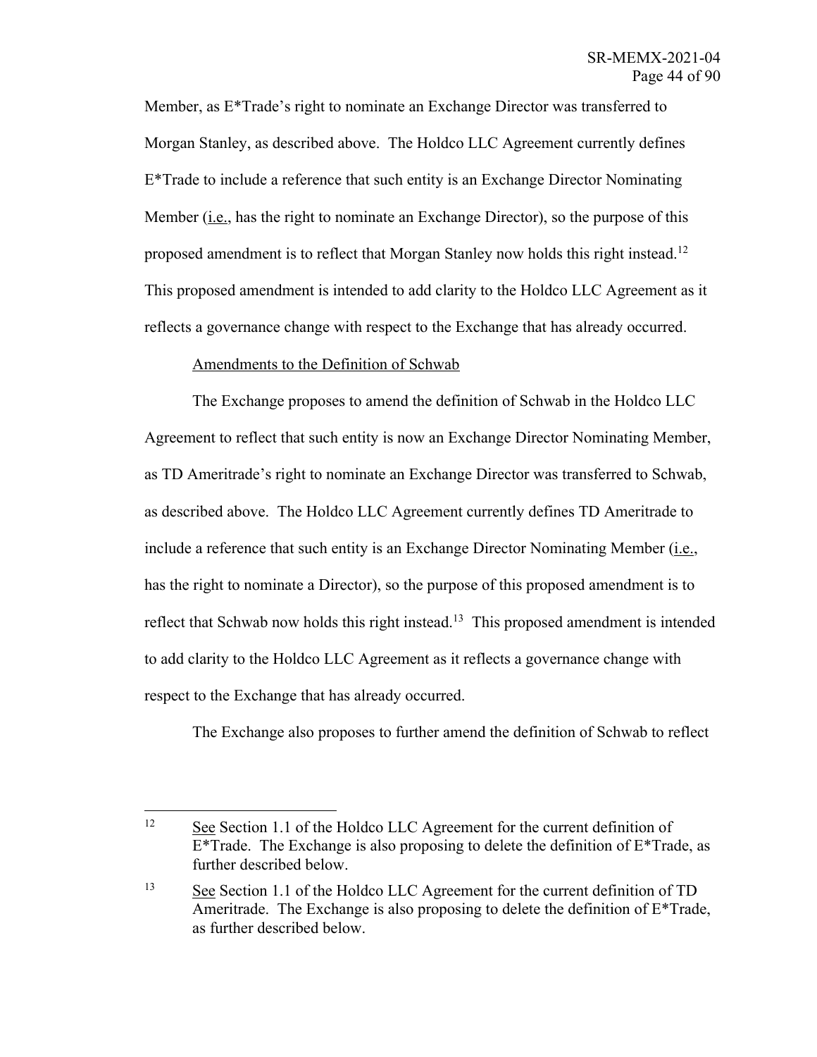Member, as E*Trade's right to nominate an Exchange Director was transferred to Morgan Stanley, as described above. The Holdco LLC Agreement currently defines E*Trade to include a reference that such entity is an Exchange Director Nominating Member (i.e., has the right to nominate an Exchange Director), so the purpose of this proposed amendment is to reflect that Morgan Stanley now holds this right instead.[12] This proposed amendment is intended to add clarity to the Holdco LLC Agreement as it reflects a governance change with respect to the Exchange that has already occurred.

Amendments to the Definition of Schwab

The Exchange proposes to amend the definition of Schwab in the Holdco LLC Agreement to reflect that such entity is now an Exchange Director Nominating Member, as TD Ameritrade's right to nominate an Exchange Director was transferred to Schwab, as described above. The Holdco LLC Agreement currently defines TD Ameritrade to include a reference that such entity is an Exchange Director Nominating Member (i.e., has the right to nominate a Director), so the purpose of this proposed amendment is to reflect that Schwab now holds this right instead.[13] This proposed amendment is intended to add clarity to the Holdco LLC Agreement as it reflects a governance change with respect to the Exchange that has already occurred.

The Exchange also proposes to further amend the definition of Schwab to reflect

---

[12] See Section 1.1 of the Holdco LLC Agreement for the current definition of E*Trade. The Exchange is also proposing to delete the definition of E*Trade, as further described below.

[13] See Section 1.1 of the Holdco LLC Agreement for the current definition of TD Ameritrade. The Exchange is also proposing to delete the definition of E*Trade, as further described below.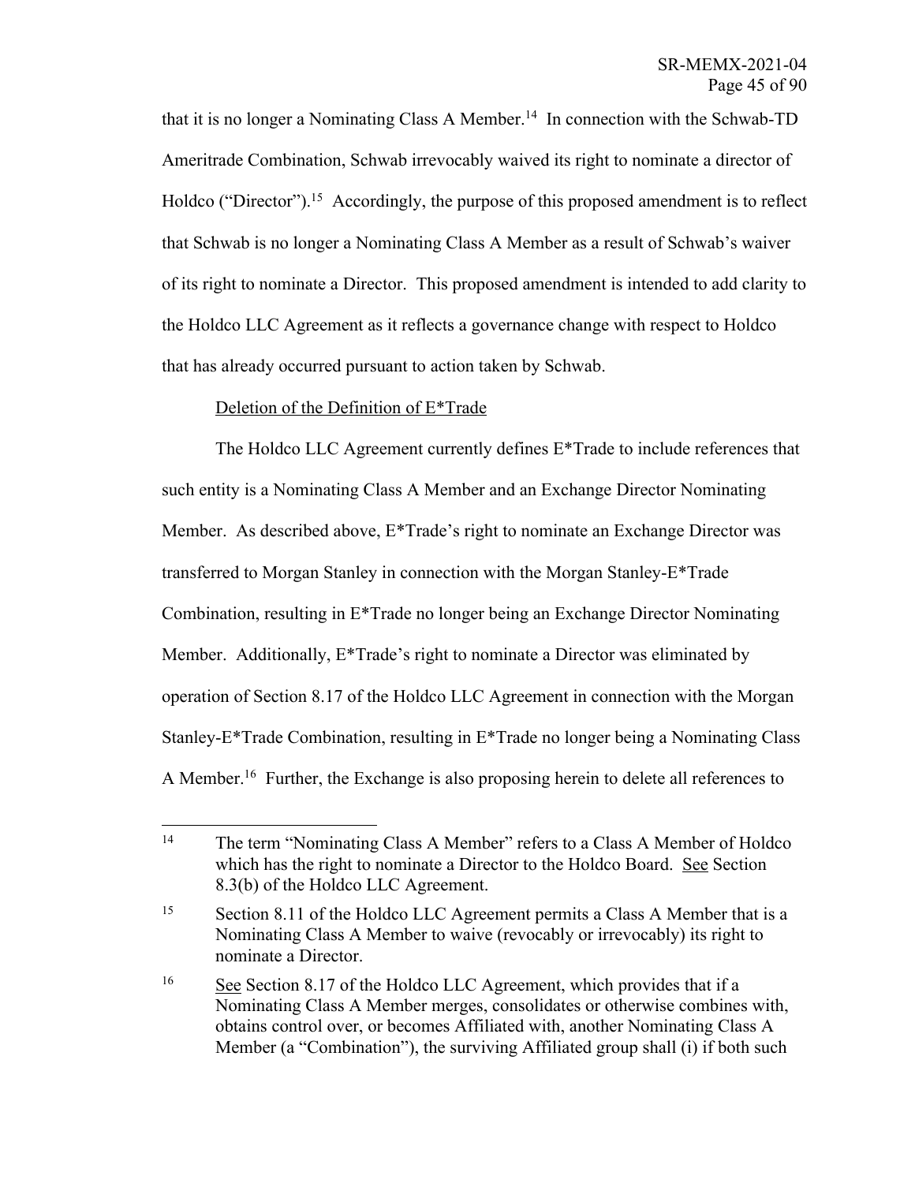that it is no longer a Nominating Class A Member.[14] In connection with the Schwab-TD Ameritrade Combination, Schwab irrevocably waived its right to nominate a director of Holdco ("Director").[15] Accordingly, the purpose of this proposed amendment is to reflect that Schwab is no longer a Nominating Class A Member as a result of Schwab's waiver of its right to nominate a Director. This proposed amendment is intended to add clarity to the Holdco LLC Agreement as it reflects a governance change with respect to Holdco that has already occurred pursuant to action taken by Schwab.

Deletion of the Definition of E*Trade

The Holdco LLC Agreement currently defines E*Trade to include references that such entity is a Nominating Class A Member and an Exchange Director Nominating Member. As described above, E*Trade's right to nominate an Exchange Director was transferred to Morgan Stanley in connection with the Morgan Stanley-E*Trade Combination, resulting in E*Trade no longer being an Exchange Director Nominating Member. Additionally, E*Trade's right to nominate a Director was eliminated by operation of Section 8.17 of the Holdco LLC Agreement in connection with the Morgan Stanley-E*Trade Combination, resulting in E*Trade no longer being a Nominating Class A Member.[16] Further, the Exchange is also proposing herein to delete all references to

---

[14] The term "Nominating Class A Member" refers to a Class A Member of Holdco which has the right to nominate a Director to the Holdco Board. See Section 8.3(b) of the Holdco LLC Agreement.

[15] Section 8.11 of the Holdco LLC Agreement permits a Class A Member that is a Nominating Class A Member to waive (revocably or irrevocably) its right to nominate a Director.

[16] See Section 8.17 of the Holdco LLC Agreement, which provides that if a Nominating Class A Member merges, consolidates or otherwise combines with, obtains control over, or becomes Affiliated with, another Nominating Class A Member (a "Combination"), the surviving Affiliated group shall (i) if both such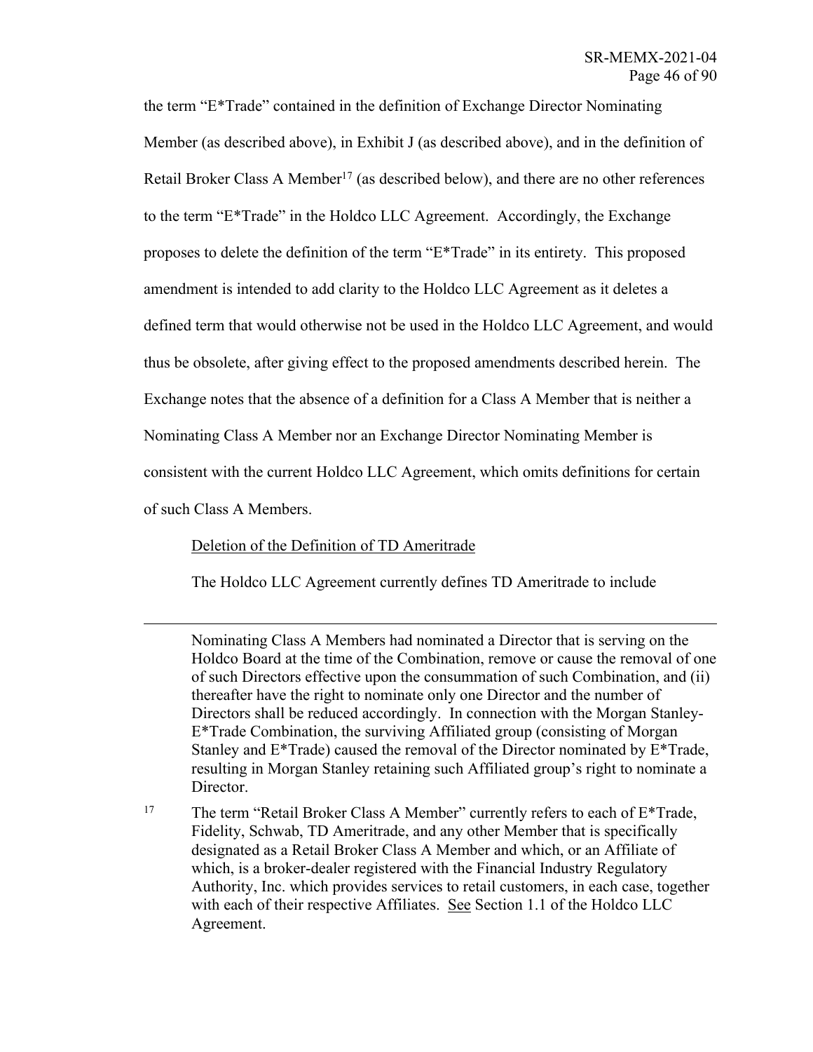the term "E*Trade" contained in the definition of Exchange Director Nominating Member (as described above), in Exhibit J (as described above), and in the definition of Retail Broker Class A Member[17] (as described below), and there are no other references to the term "E*Trade" in the Holdco LLC Agreement. Accordingly, the Exchange proposes to delete the definition of the term "E*Trade" in its entirety. This proposed amendment is intended to add clarity to the Holdco LLC Agreement as it deletes a defined term that would otherwise not be used in the Holdco LLC Agreement, and would thus be obsolete, after giving effect to the proposed amendments described herein. The Exchange notes that the absence of a definition for a Class A Member that is neither a Nominating Class A Member nor an Exchange Director Nominating Member is consistent with the current Holdco LLC Agreement, which omits definitions for certain of such Class A Members.

<u>Deletion of the Definition of TD Ameritrade</u>

The Holdco LLC Agreement currently defines TD Ameritrade to include

---

Nominating Class A Members had nominated a Director that is serving on the Holdco Board at the time of the Combination, remove or cause the removal of one of such Directors effective upon the consummation of such Combination, and (ii) thereafter have the right to nominate only one Director and the number of Directors shall be reduced accordingly. In connection with the Morgan Stanley-E*Trade Combination, the surviving Affiliated group (consisting of Morgan Stanley and E*Trade) caused the removal of the Director nominated by E*Trade, resulting in Morgan Stanley retaining such Affiliated group's right to nominate a Director.

[17] The term "Retail Broker Class A Member" currently refers to each of E*Trade, Fidelity, Schwab, TD Ameritrade, and any other Member that is specifically designated as a Retail Broker Class A Member and which, or an Affiliate of which, is a broker-dealer registered with the Financial Industry Regulatory Authority, Inc. which provides services to retail customers, in each case, together with each of their respective Affiliates. <u>See</u> Section 1.1 of the Holdco LLC Agreement.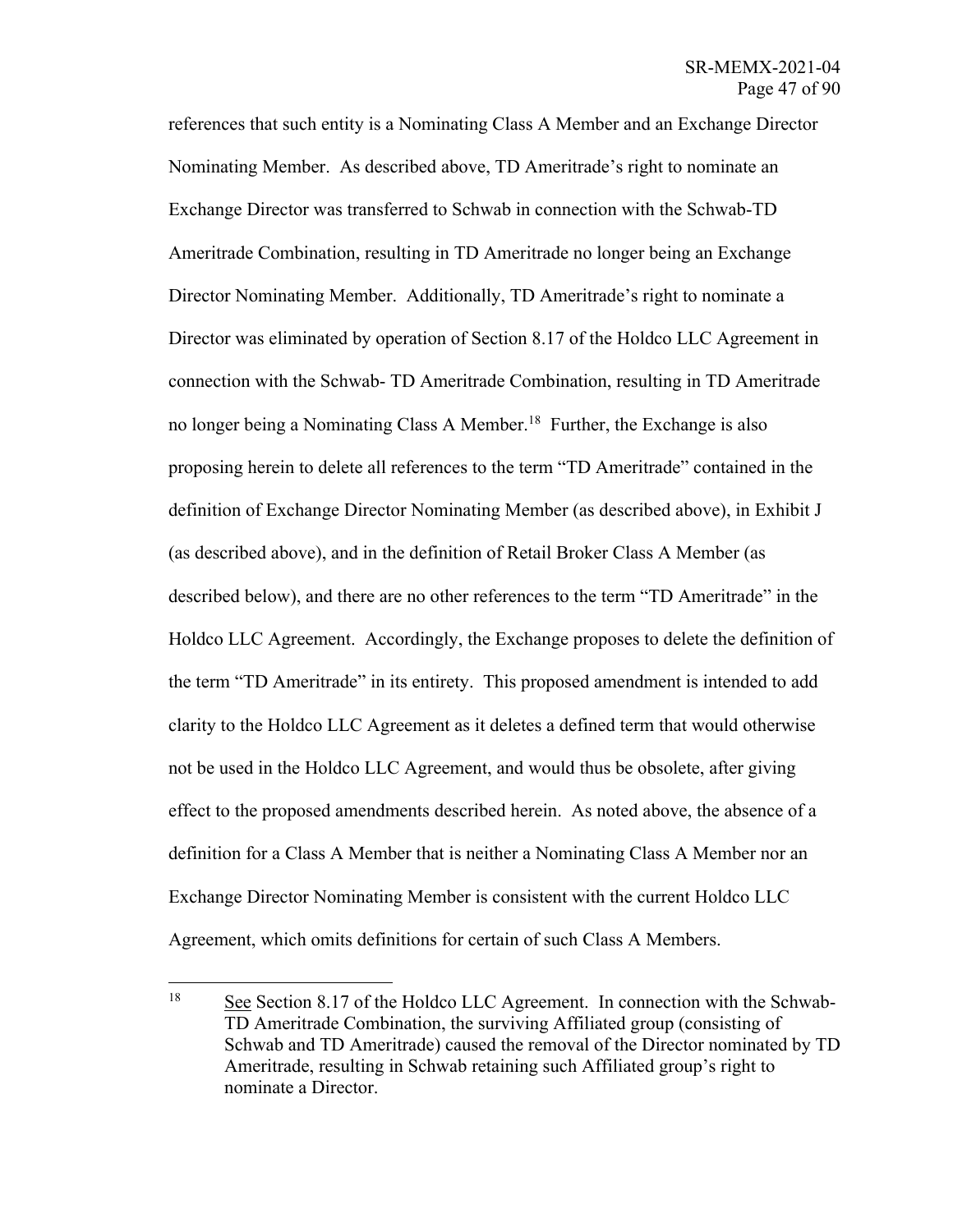references that such entity is a Nominating Class A Member and an Exchange Director Nominating Member. As described above, TD Ameritrade's right to nominate an Exchange Director was transferred to Schwab in connection with the Schwab-TD Ameritrade Combination, resulting in TD Ameritrade no longer being an Exchange Director Nominating Member. Additionally, TD Ameritrade's right to nominate a Director was eliminated by operation of Section 8.17 of the Holdco LLC Agreement in connection with the Schwab- TD Ameritrade Combination, resulting in TD Ameritrade no longer being a Nominating Class A Member.[18] Further, the Exchange is also proposing herein to delete all references to the term "TD Ameritrade" contained in the definition of Exchange Director Nominating Member (as described above), in Exhibit J (as described above), and in the definition of Retail Broker Class A Member (as described below), and there are no other references to the term "TD Ameritrade" in the Holdco LLC Agreement. Accordingly, the Exchange proposes to delete the definition of the term "TD Ameritrade" in its entirety. This proposed amendment is intended to add clarity to the Holdco LLC Agreement as it deletes a defined term that would otherwise not be used in the Holdco LLC Agreement, and would thus be obsolete, after giving effect to the proposed amendments described herein. As noted above, the absence of a definition for a Class A Member that is neither a Nominating Class A Member nor an Exchange Director Nominating Member is consistent with the current Holdco LLC Agreement, which omits definitions for certain of such Class A Members.

[18] See Section 8.17 of the Holdco LLC Agreement. In connection with the Schwab-TD Ameritrade Combination, the surviving Affiliated group (consisting of Schwab and TD Ameritrade) caused the removal of the Director nominated by TD Ameritrade, resulting in Schwab retaining such Affiliated group's right to nominate a Director.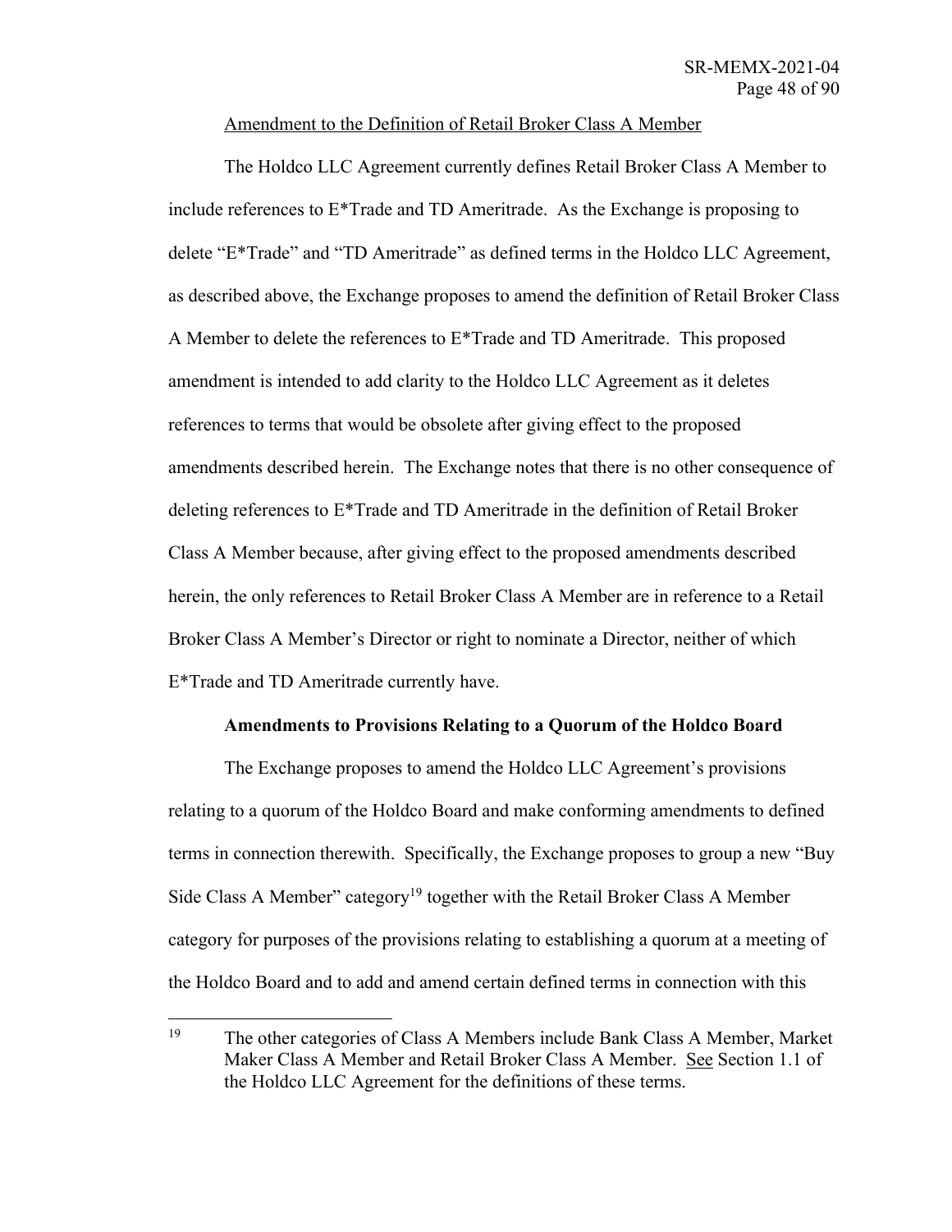Amendment to the Definition of Retail Broker Class A Member

The Holdco LLC Agreement currently defines Retail Broker Class A Member to include references to E*Trade and TD Ameritrade. As the Exchange is proposing to delete "E*Trade" and "TD Ameritrade" as defined terms in the Holdco LLC Agreement, as described above, the Exchange proposes to amend the definition of Retail Broker Class A Member to delete the references to E*Trade and TD Ameritrade. This proposed amendment is intended to add clarity to the Holdco LLC Agreement as it deletes references to terms that would be obsolete after giving effect to the proposed amendments described herein. The Exchange notes that there is no other consequence of deleting references to E*Trade and TD Ameritrade in the definition of Retail Broker Class A Member because, after giving effect to the proposed amendments described herein, the only references to Retail Broker Class A Member are in reference to a Retail Broker Class A Member's Director or right to nominate a Director, neither of which E*Trade and TD Ameritrade currently have.

**Amendments to Provisions Relating to a Quorum of the Holdco Board**

The Exchange proposes to amend the Holdco LLC Agreement's provisions relating to a quorum of the Holdco Board and make conforming amendments to defined terms in connection therewith. Specifically, the Exchange proposes to group a new "Buy Side Class A Member" category[19] together with the Retail Broker Class A Member category for purposes of the provisions relating to establishing a quorum at a meeting of the Holdco Board and to add and amend certain defined terms in connection with this

[19] The other categories of Class A Members include Bank Class A Member, Market Maker Class A Member and Retail Broker Class A Member. See Section 1.1 of the Holdco LLC Agreement for the definitions of these terms.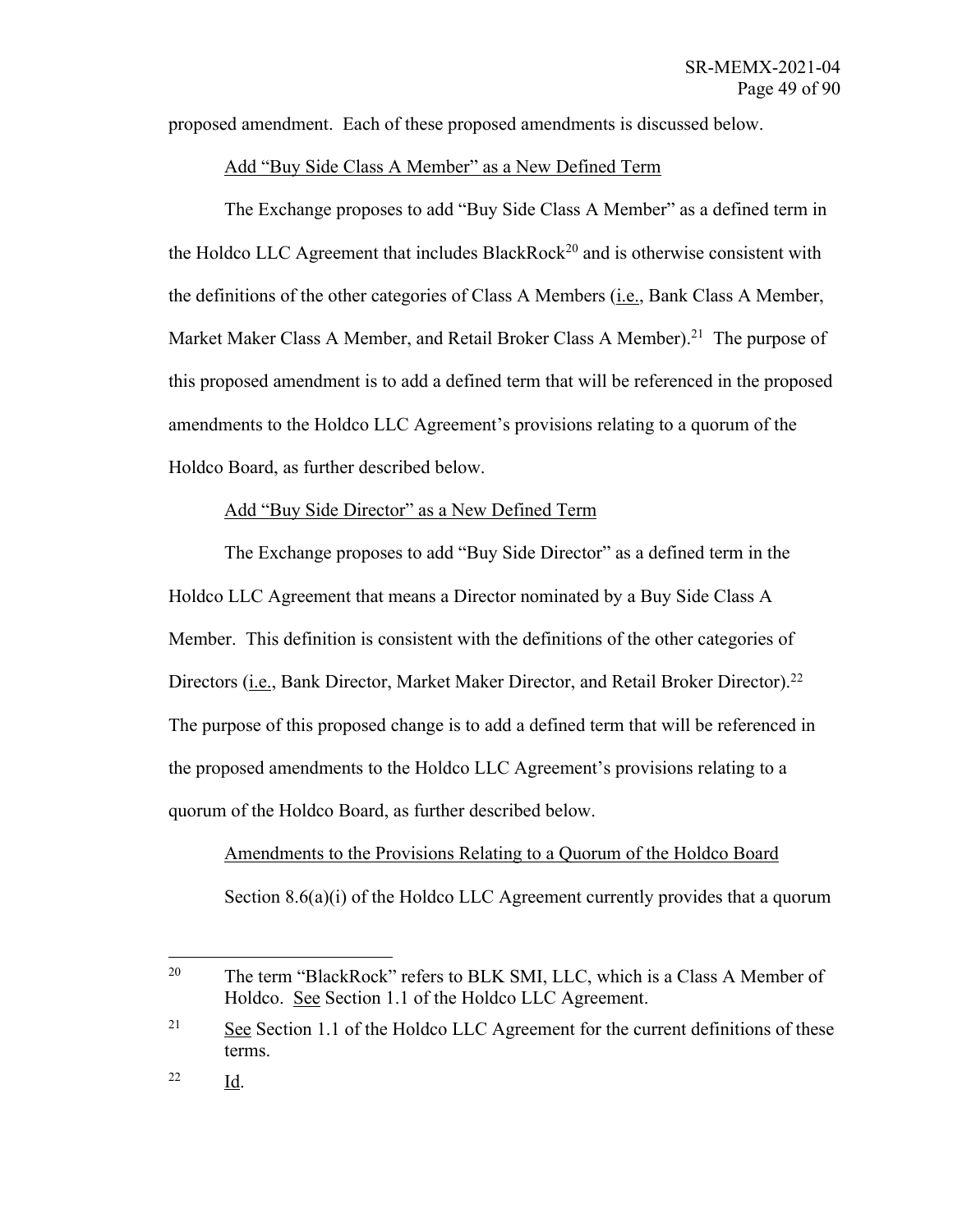proposed amendment. Each of these proposed amendments is discussed below.

Add "Buy Side Class A Member" as a New Defined Term

The Exchange proposes to add "Buy Side Class A Member" as a defined term in the Holdco LLC Agreement that includes BlackRock[20] and is otherwise consistent with the definitions of the other categories of Class A Members (i.e., Bank Class A Member, Market Maker Class A Member, and Retail Broker Class A Member).[21] The purpose of this proposed amendment is to add a defined term that will be referenced in the proposed amendments to the Holdco LLC Agreement's provisions relating to a quorum of the Holdco Board, as further described below.

Add "Buy Side Director" as a New Defined Term

The Exchange proposes to add "Buy Side Director" as a defined term in the Holdco LLC Agreement that means a Director nominated by a Buy Side Class A Member. This definition is consistent with the definitions of the other categories of Directors (i.e., Bank Director, Market Maker Director, and Retail Broker Director).[22] The purpose of this proposed change is to add a defined term that will be referenced in the proposed amendments to the Holdco LLC Agreement's provisions relating to a quorum of the Holdco Board, as further described below.

Amendments to the Provisions Relating to a Quorum of the Holdco Board

Section 8.6(a)(i) of the Holdco LLC Agreement currently provides that a quorum

---

[20] The term "BlackRock" refers to BLK SMI, LLC, which is a Class A Member of Holdco. See Section 1.1 of the Holdco LLC Agreement.

[21] See Section 1.1 of the Holdco LLC Agreement for the current definitions of these terms.

[22] Id.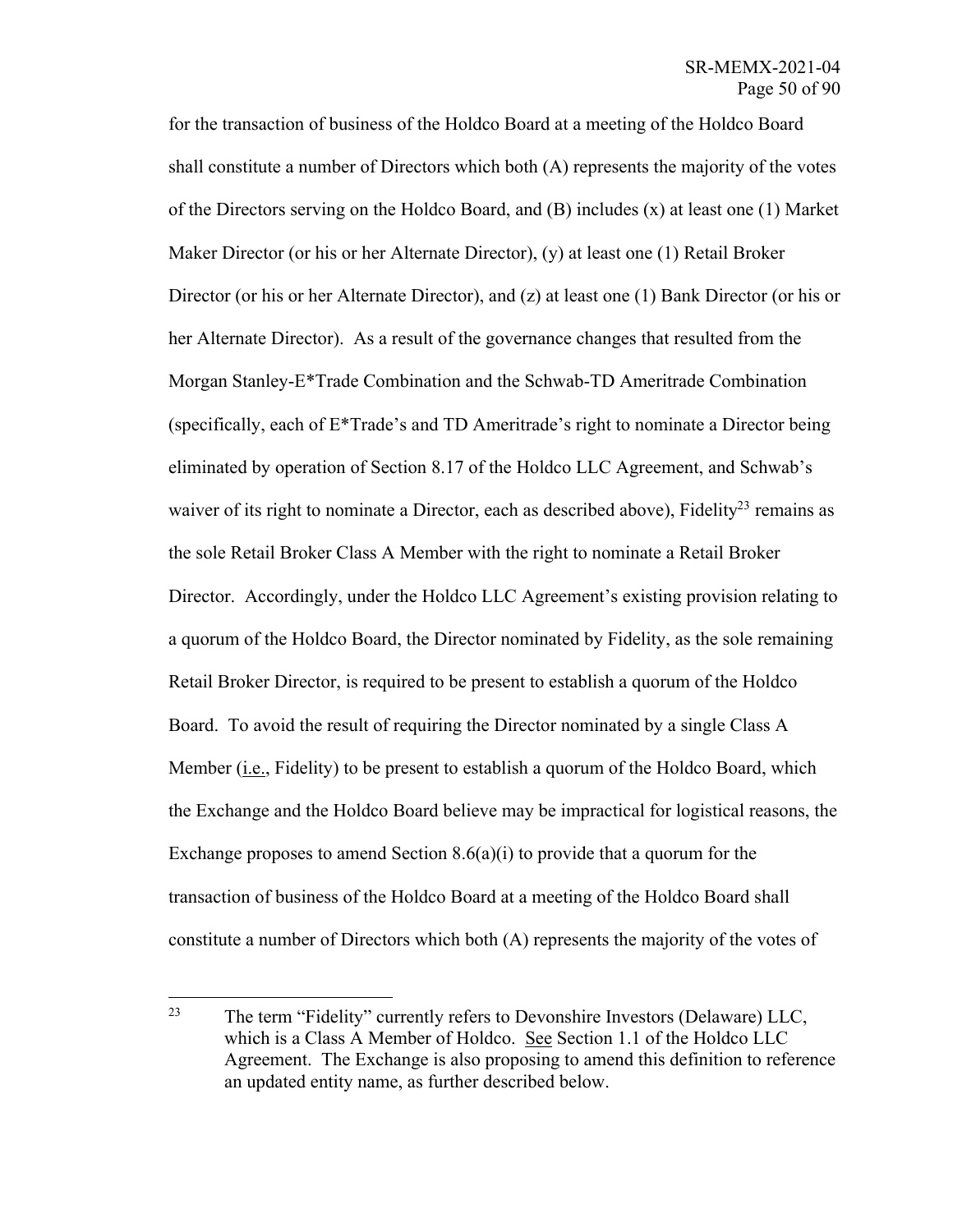for the transaction of business of the Holdco Board at a meeting of the Holdco Board shall constitute a number of Directors which both (A) represents the majority of the votes of the Directors serving on the Holdco Board, and (B) includes (x) at least one (1) Market Maker Director (or his or her Alternate Director), (y) at least one (1) Retail Broker Director (or his or her Alternate Director), and (z) at least one (1) Bank Director (or his or her Alternate Director). As a result of the governance changes that resulted from the Morgan Stanley-E*Trade Combination and the Schwab-TD Ameritrade Combination (specifically, each of E*Trade's and TD Ameritrade's right to nominate a Director being eliminated by operation of Section 8.17 of the Holdco LLC Agreement, and Schwab's waiver of its right to nominate a Director, each as described above), Fidelity[23] remains as the sole Retail Broker Class A Member with the right to nominate a Retail Broker Director. Accordingly, under the Holdco LLC Agreement's existing provision relating to a quorum of the Holdco Board, the Director nominated by Fidelity, as the sole remaining Retail Broker Director, is required to be present to establish a quorum of the Holdco Board. To avoid the result of requiring the Director nominated by a single Class A Member (i.e., Fidelity) to be present to establish a quorum of the Holdco Board, which the Exchange and the Holdco Board believe may be impractical for logistical reasons, the Exchange proposes to amend Section 8.6(a)(i) to provide that a quorum for the transaction of business of the Holdco Board at a meeting of the Holdco Board shall constitute a number of Directors which both (A) represents the majority of the votes of

---

[23] The term "Fidelity" currently refers to Devonshire Investors (Delaware) LLC, which is a Class A Member of Holdco. See Section 1.1 of the Holdco LLC Agreement. The Exchange is also proposing to amend this definition to reference an updated entity name, as further described below.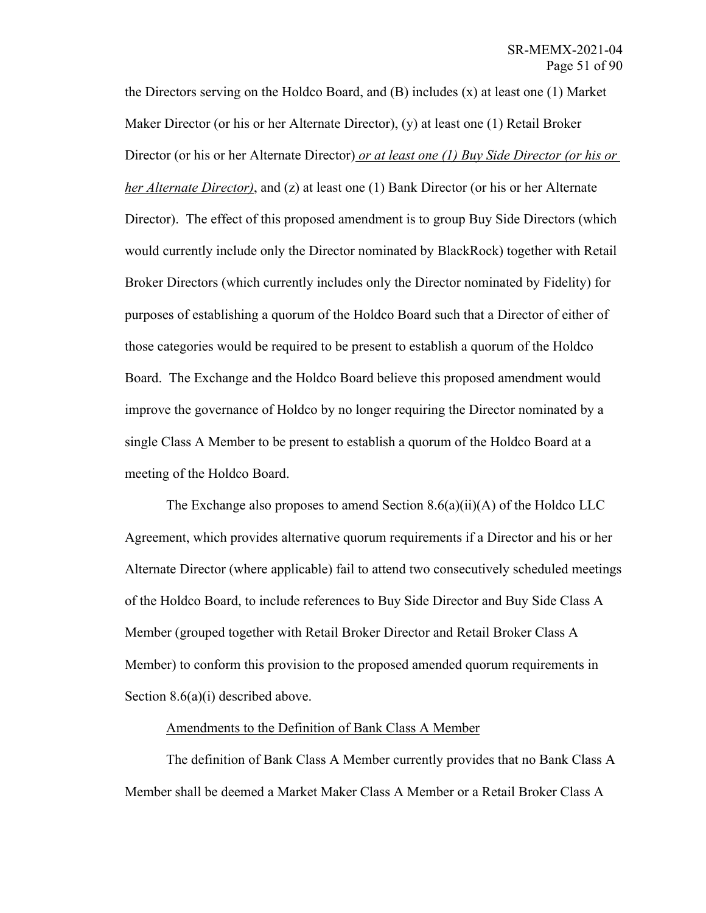the Directors serving on the Holdco Board, and (B) includes (x) at least one (1) Market Maker Director (or his or her Alternate Director), (y) at least one (1) Retail Broker Director (or his or her Alternate Director) *or at least one (1) Buy Side Director (or his or her Alternate Director)*, and (z) at least one (1) Bank Director (or his or her Alternate Director). The effect of this proposed amendment is to group Buy Side Directors (which would currently include only the Director nominated by BlackRock) together with Retail Broker Directors (which currently includes only the Director nominated by Fidelity) for purposes of establishing a quorum of the Holdco Board such that a Director of either of those categories would be required to be present to establish a quorum of the Holdco Board. The Exchange and the Holdco Board believe this proposed amendment would improve the governance of Holdco by no longer requiring the Director nominated by a single Class A Member to be present to establish a quorum of the Holdco Board at a meeting of the Holdco Board.

The Exchange also proposes to amend Section 8.6(a)(ii)(A) of the Holdco LLC Agreement, which provides alternative quorum requirements if a Director and his or her Alternate Director (where applicable) fail to attend two consecutively scheduled meetings of the Holdco Board, to include references to Buy Side Director and Buy Side Class A Member (grouped together with Retail Broker Director and Retail Broker Class A Member) to conform this provision to the proposed amended quorum requirements in Section 8.6(a)(i) described above.

Amendments to the Definition of Bank Class A Member

The definition of Bank Class A Member currently provides that no Bank Class A Member shall be deemed a Market Maker Class A Member or a Retail Broker Class A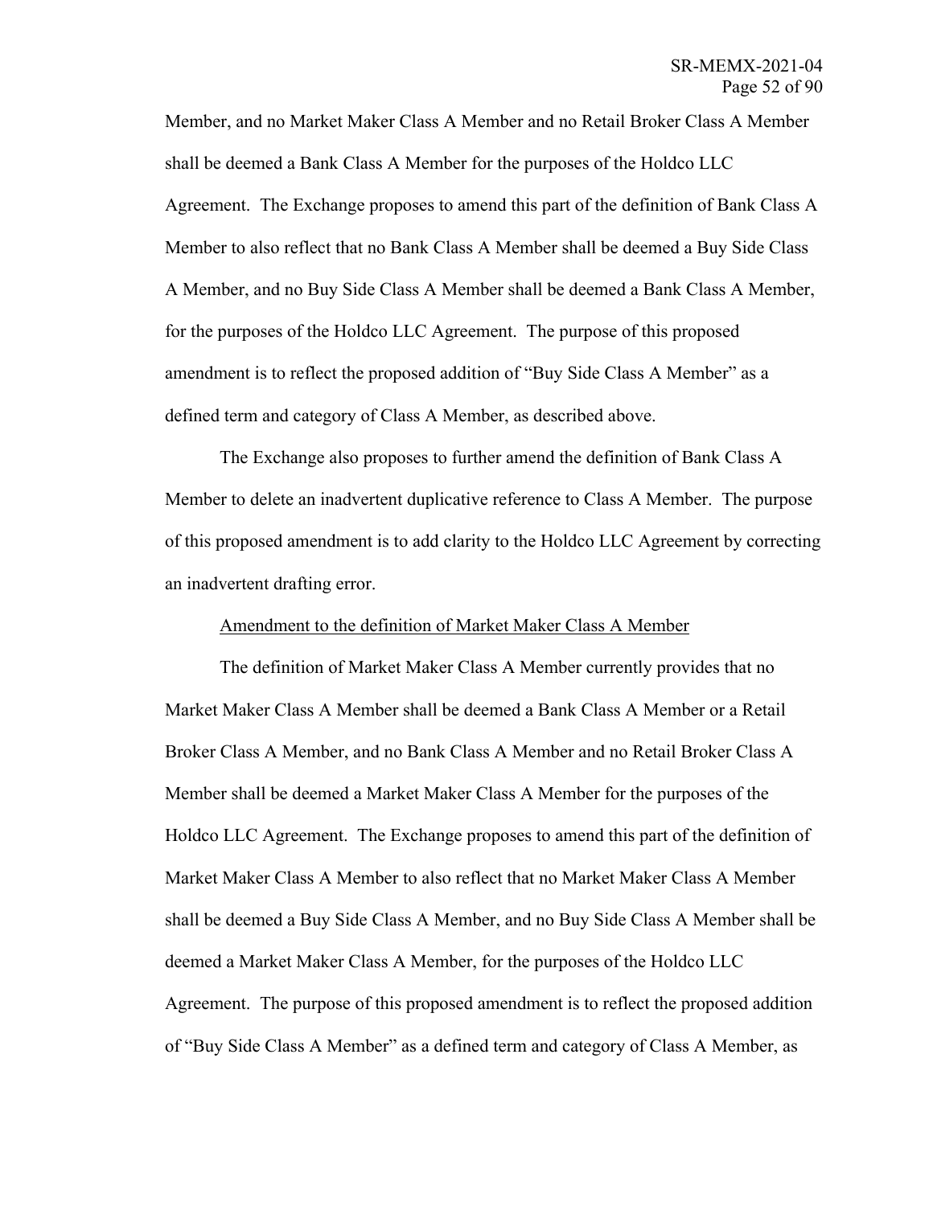Member, and no Market Maker Class A Member and no Retail Broker Class A Member shall be deemed a Bank Class A Member for the purposes of the Holdco LLC Agreement. The Exchange proposes to amend this part of the definition of Bank Class A Member to also reflect that no Bank Class A Member shall be deemed a Buy Side Class A Member, and no Buy Side Class A Member shall be deemed a Bank Class A Member, for the purposes of the Holdco LLC Agreement. The purpose of this proposed amendment is to reflect the proposed addition of "Buy Side Class A Member" as a defined term and category of Class A Member, as described above.

The Exchange also proposes to further amend the definition of Bank Class A Member to delete an inadvertent duplicative reference to Class A Member. The purpose of this proposed amendment is to add clarity to the Holdco LLC Agreement by correcting an inadvertent drafting error.

<u>Amendment to the definition of Market Maker Class A Member</u>

The definition of Market Maker Class A Member currently provides that no Market Maker Class A Member shall be deemed a Bank Class A Member or a Retail Broker Class A Member, and no Bank Class A Member and no Retail Broker Class A Member shall be deemed a Market Maker Class A Member for the purposes of the Holdco LLC Agreement. The Exchange proposes to amend this part of the definition of Market Maker Class A Member to also reflect that no Market Maker Class A Member shall be deemed a Buy Side Class A Member, and no Buy Side Class A Member shall be deemed a Market Maker Class A Member, for the purposes of the Holdco LLC Agreement. The purpose of this proposed amendment is to reflect the proposed addition of "Buy Side Class A Member" as a defined term and category of Class A Member, as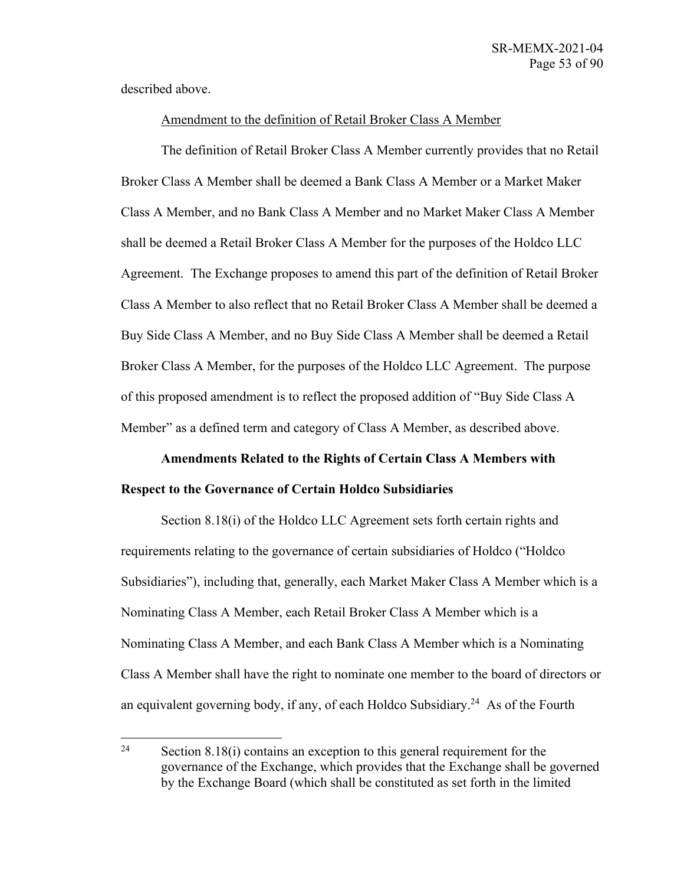described above.

<u>Amendment to the definition of Retail Broker Class A Member</u>

The definition of Retail Broker Class A Member currently provides that no Retail Broker Class A Member shall be deemed a Bank Class A Member or a Market Maker Class A Member, and no Bank Class A Member and no Market Maker Class A Member shall be deemed a Retail Broker Class A Member for the purposes of the Holdco LLC Agreement. The Exchange proposes to amend this part of the definition of Retail Broker Class A Member to also reflect that no Retail Broker Class A Member shall be deemed a Buy Side Class A Member, and no Buy Side Class A Member shall be deemed a Retail Broker Class A Member, for the purposes of the Holdco LLC Agreement. The purpose of this proposed amendment is to reflect the proposed addition of "Buy Side Class A Member" as a defined term and category of Class A Member, as described above.

**Amendments Related to the Rights of Certain Class A Members with Respect to the Governance of Certain Holdco Subsidiaries**

Section 8.18(i) of the Holdco LLC Agreement sets forth certain rights and requirements relating to the governance of certain subsidiaries of Holdco ("Holdco Subsidiaries"), including that, generally, each Market Maker Class A Member which is a Nominating Class A Member, each Retail Broker Class A Member which is a Nominating Class A Member, and each Bank Class A Member which is a Nominating Class A Member shall have the right to nominate one member to the board of directors or an equivalent governing body, if any, of each Holdco Subsidiary.[24] As of the Fourth

[24] Section 8.18(i) contains an exception to this general requirement for the governance of the Exchange, which provides that the Exchange shall be governed by the Exchange Board (which shall be constituted as set forth in the limited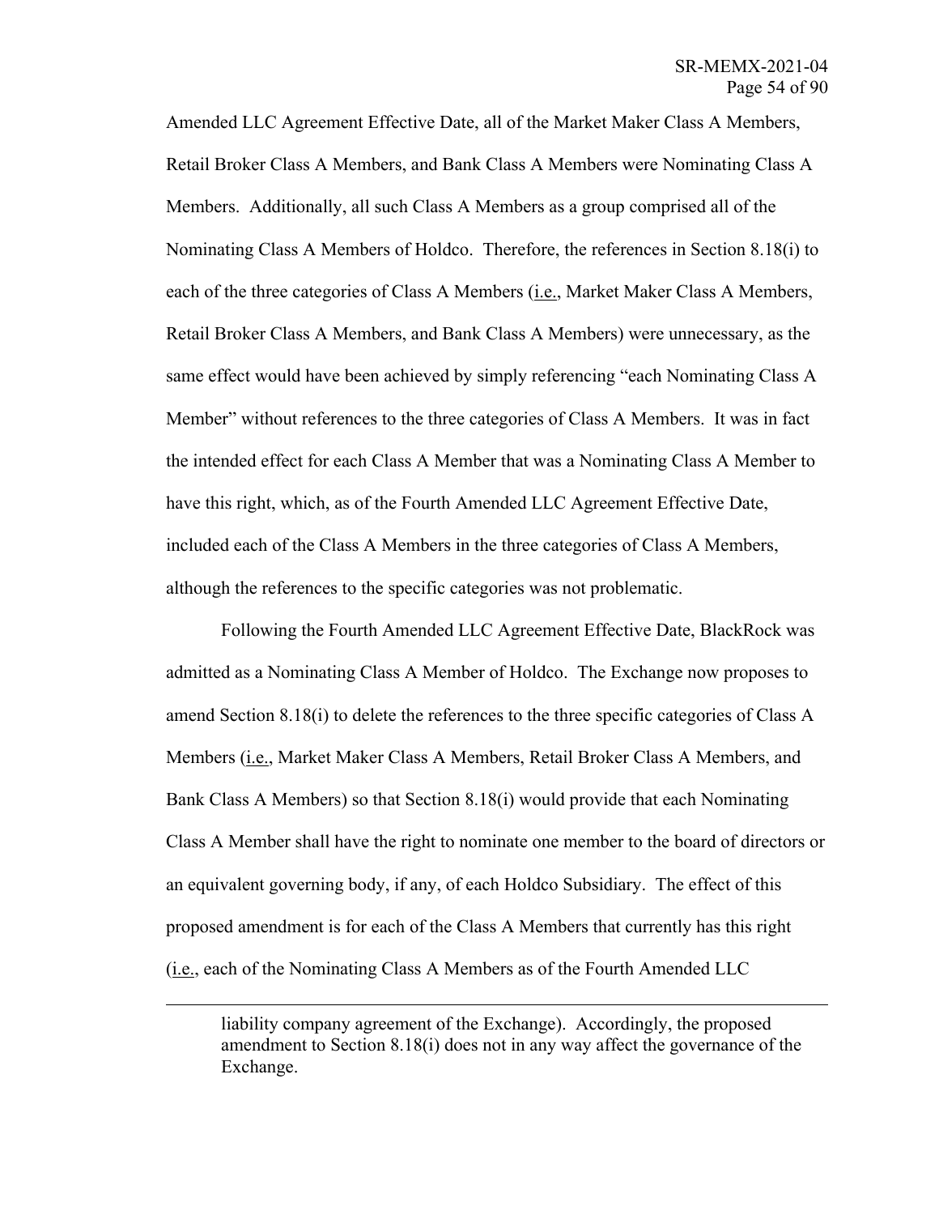Amended LLC Agreement Effective Date, all of the Market Maker Class A Members, Retail Broker Class A Members, and Bank Class A Members were Nominating Class A Members. Additionally, all such Class A Members as a group comprised all of the Nominating Class A Members of Holdco. Therefore, the references in Section 8.18(i) to each of the three categories of Class A Members (i.e., Market Maker Class A Members, Retail Broker Class A Members, and Bank Class A Members) were unnecessary, as the same effect would have been achieved by simply referencing "each Nominating Class A Member" without references to the three categories of Class A Members. It was in fact the intended effect for each Class A Member that was a Nominating Class A Member to have this right, which, as of the Fourth Amended LLC Agreement Effective Date, included each of the Class A Members in the three categories of Class A Members, although the references to the specific categories was not problematic.

Following the Fourth Amended LLC Agreement Effective Date, BlackRock was admitted as a Nominating Class A Member of Holdco. The Exchange now proposes to amend Section 8.18(i) to delete the references to the three specific categories of Class A Members (i.e., Market Maker Class A Members, Retail Broker Class A Members, and Bank Class A Members) so that Section 8.18(i) would provide that each Nominating Class A Member shall have the right to nominate one member to the board of directors or an equivalent governing body, if any, of each Holdco Subsidiary. The effect of this proposed amendment is for each of the Class A Members that currently has this right (i.e., each of the Nominating Class A Members as of the Fourth Amended LLC

---

liability company agreement of the Exchange). Accordingly, the proposed amendment to Section 8.18(i) does not in any way affect the governance of the Exchange.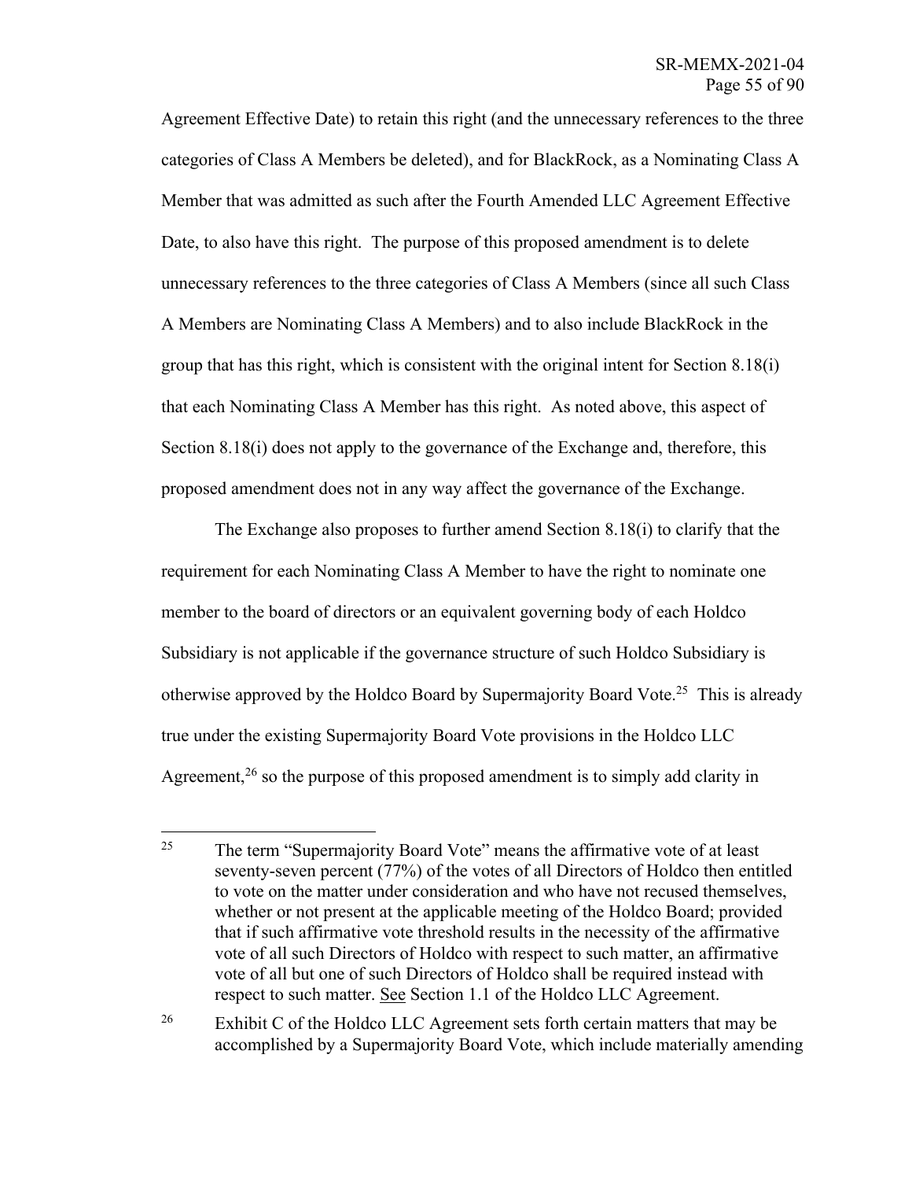Agreement Effective Date) to retain this right (and the unnecessary references to the three categories of Class A Members be deleted), and for BlackRock, as a Nominating Class A Member that was admitted as such after the Fourth Amended LLC Agreement Effective Date, to also have this right. The purpose of this proposed amendment is to delete unnecessary references to the three categories of Class A Members (since all such Class A Members are Nominating Class A Members) and to also include BlackRock in the group that has this right, which is consistent with the original intent for Section 8.18(i) that each Nominating Class A Member has this right. As noted above, this aspect of Section 8.18(i) does not apply to the governance of the Exchange and, therefore, this proposed amendment does not in any way affect the governance of the Exchange.

The Exchange also proposes to further amend Section 8.18(i) to clarify that the requirement for each Nominating Class A Member to have the right to nominate one member to the board of directors or an equivalent governing body of each Holdco Subsidiary is not applicable if the governance structure of such Holdco Subsidiary is otherwise approved by the Holdco Board by Supermajority Board Vote.[25] This is already true under the existing Supermajority Board Vote provisions in the Holdco LLC Agreement,[26] so the purpose of this proposed amendment is to simply add clarity in

---

[25] The term "Supermajority Board Vote" means the affirmative vote of at least seventy-seven percent (77%) of the votes of all Directors of Holdco then entitled to vote on the matter under consideration and who have not recused themselves, whether or not present at the applicable meeting of the Holdco Board; provided that if such affirmative vote threshold results in the necessity of the affirmative vote of all such Directors of Holdco with respect to such matter, an affirmative vote of all but one of such Directors of Holdco shall be required instead with respect to such matter. See Section 1.1 of the Holdco LLC Agreement.

[26] Exhibit C of the Holdco LLC Agreement sets forth certain matters that may be accomplished by a Supermajority Board Vote, which include materially amending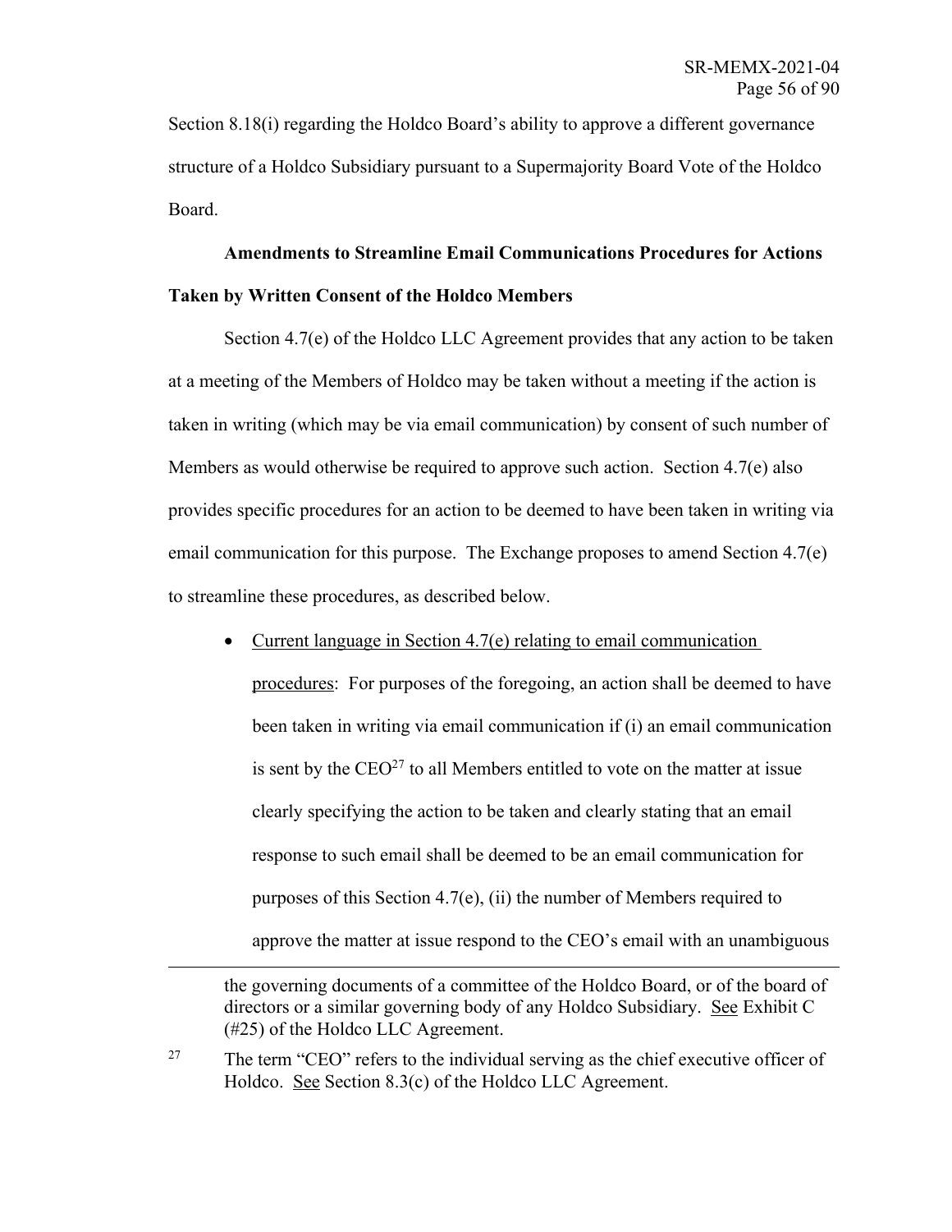Section 8.18(i) regarding the Holdco Board's ability to approve a different governance structure of a Holdco Subsidiary pursuant to a Supermajority Board Vote of the Holdco Board.

**Amendments to Streamline Email Communications Procedures for Actions Taken by Written Consent of the Holdco Members**

Section 4.7(e) of the Holdco LLC Agreement provides that any action to be taken at a meeting of the Members of Holdco may be taken without a meeting if the action is taken in writing (which may be via email communication) by consent of such number of Members as would otherwise be required to approve such action. Section 4.7(e) also provides specific procedures for an action to be deemed to have been taken in writing via email communication for this purpose. The Exchange proposes to amend Section 4.7(e) to streamline these procedures, as described below.

- <u>Current language in Section 4.7(e) relating to email communication procedures</u>: For purposes of the foregoing, an action shall be deemed to have been taken in writing via email communication if (i) an email communication is sent by the CEO[27] to all Members entitled to vote on the matter at issue clearly specifying the action to be taken and clearly stating that an email response to such email shall be deemed to be an email communication for purposes of this Section 4.7(e), (ii) the number of Members required to approve the matter at issue respond to the CEO's email with an unambiguous

---

the governing documents of a committee of the Holdco Board, or of the board of directors or a similar governing body of any Holdco Subsidiary. <u>See</u> Exhibit C (#25) of the Holdco LLC Agreement.

[27] The term "CEO" refers to the individual serving as the chief executive officer of Holdco. <u>See</u> Section 8.3(c) of the Holdco LLC Agreement.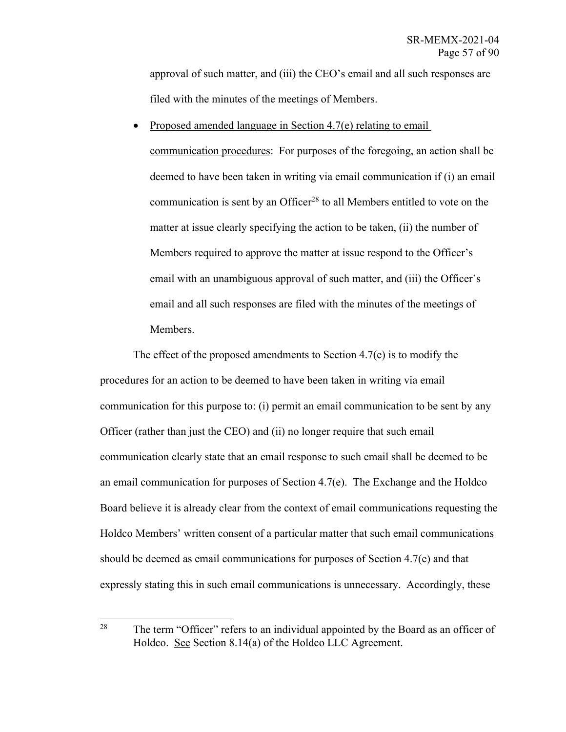approval of such matter, and (iii) the CEO's email and all such responses are filed with the minutes of the meetings of Members.

- Proposed amended language in Section 4.7(e) relating to email communication procedures: For purposes of the foregoing, an action shall be deemed to have been taken in writing via email communication if (i) an email communication is sent by an Officer[28] to all Members entitled to vote on the matter at issue clearly specifying the action to be taken, (ii) the number of Members required to approve the matter at issue respond to the Officer's email with an unambiguous approval of such matter, and (iii) the Officer's email and all such responses are filed with the minutes of the meetings of Members.

The effect of the proposed amendments to Section 4.7(e) is to modify the procedures for an action to be deemed to have been taken in writing via email communication for this purpose to: (i) permit an email communication to be sent by any Officer (rather than just the CEO) and (ii) no longer require that such email communication clearly state that an email response to such email shall be deemed to be an email communication for purposes of Section 4.7(e). The Exchange and the Holdco Board believe it is already clear from the context of email communications requesting the Holdco Members' written consent of a particular matter that such email communications should be deemed as email communications for purposes of Section 4.7(e) and that expressly stating this in such email communications is unnecessary. Accordingly, these

[28] The term "Officer" refers to an individual appointed by the Board as an officer of Holdco. See Section 8.14(a) of the Holdco LLC Agreement.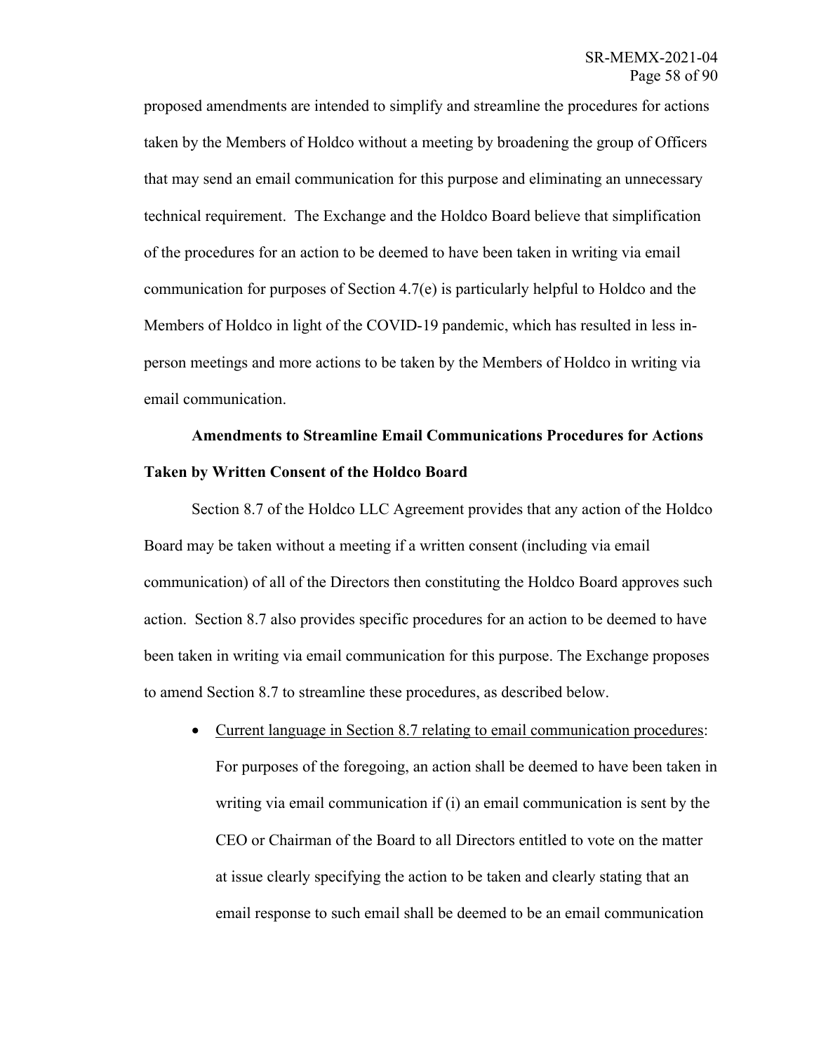proposed amendments are intended to simplify and streamline the procedures for actions taken by the Members of Holdco without a meeting by broadening the group of Officers that may send an email communication for this purpose and eliminating an unnecessary technical requirement. The Exchange and the Holdco Board believe that simplification of the procedures for an action to be deemed to have been taken in writing via email communication for purposes of Section 4.7(e) is particularly helpful to Holdco and the Members of Holdco in light of the COVID-19 pandemic, which has resulted in less in-person meetings and more actions to be taken by the Members of Holdco in writing via email communication.

**Amendments to Streamline Email Communications Procedures for Actions Taken by Written Consent of the Holdco Board**

Section 8.7 of the Holdco LLC Agreement provides that any action of the Holdco Board may be taken without a meeting if a written consent (including via email communication) of all of the Directors then constituting the Holdco Board approves such action. Section 8.7 also provides specific procedures for an action to be deemed to have been taken in writing via email communication for this purpose. The Exchange proposes to amend Section 8.7 to streamline these procedures, as described below.

- <u>Current language in Section 8.7 relating to email communication procedures</u>: For purposes of the foregoing, an action shall be deemed to have been taken in writing via email communication if (i) an email communication is sent by the CEO or Chairman of the Board to all Directors entitled to vote on the matter at issue clearly specifying the action to be taken and clearly stating that an email response to such email shall be deemed to be an email communication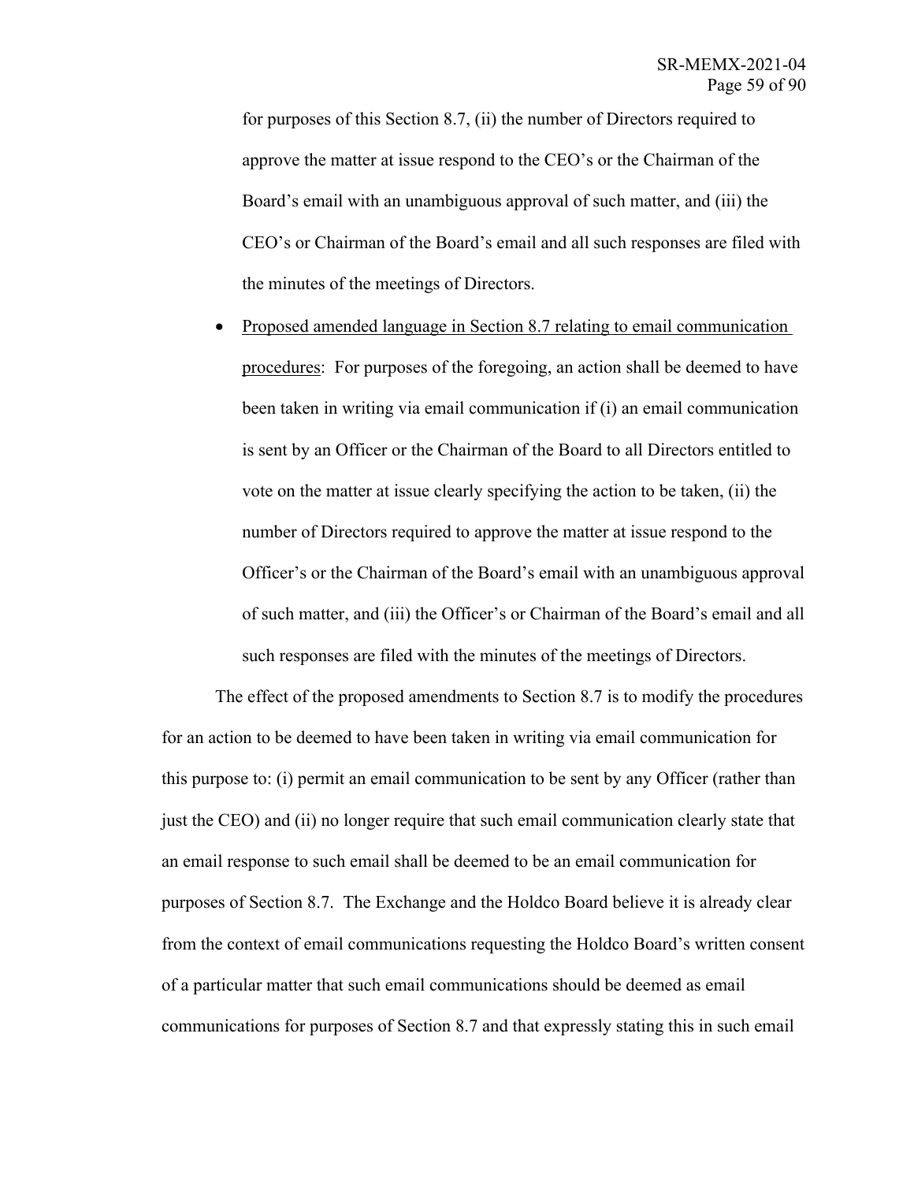for purposes of this Section 8.7, (ii) the number of Directors required to approve the matter at issue respond to the CEO's or the Chairman of the Board's email with an unambiguous approval of such matter, and (iii) the CEO's or Chairman of the Board's email and all such responses are filed with the minutes of the meetings of Directors.

- <u>Proposed amended language in Section 8.7 relating to email communication procedures</u>: For purposes of the foregoing, an action shall be deemed to have been taken in writing via email communication if (i) an email communication is sent by an Officer or the Chairman of the Board to all Directors entitled to vote on the matter at issue clearly specifying the action to be taken, (ii) the number of Directors required to approve the matter at issue respond to the Officer's or the Chairman of the Board's email with an unambiguous approval of such matter, and (iii) the Officer's or Chairman of the Board's email and all such responses are filed with the minutes of the meetings of Directors.

The effect of the proposed amendments to Section 8.7 is to modify the procedures for an action to be deemed to have been taken in writing via email communication for this purpose to: (i) permit an email communication to be sent by any Officer (rather than just the CEO) and (ii) no longer require that such email communication clearly state that an email response to such email shall be deemed to be an email communication for purposes of Section 8.7. The Exchange and the Holdco Board believe it is already clear from the context of email communications requesting the Holdco Board's written consent of a particular matter that such email communications should be deemed as email communications for purposes of Section 8.7 and that expressly stating this in such email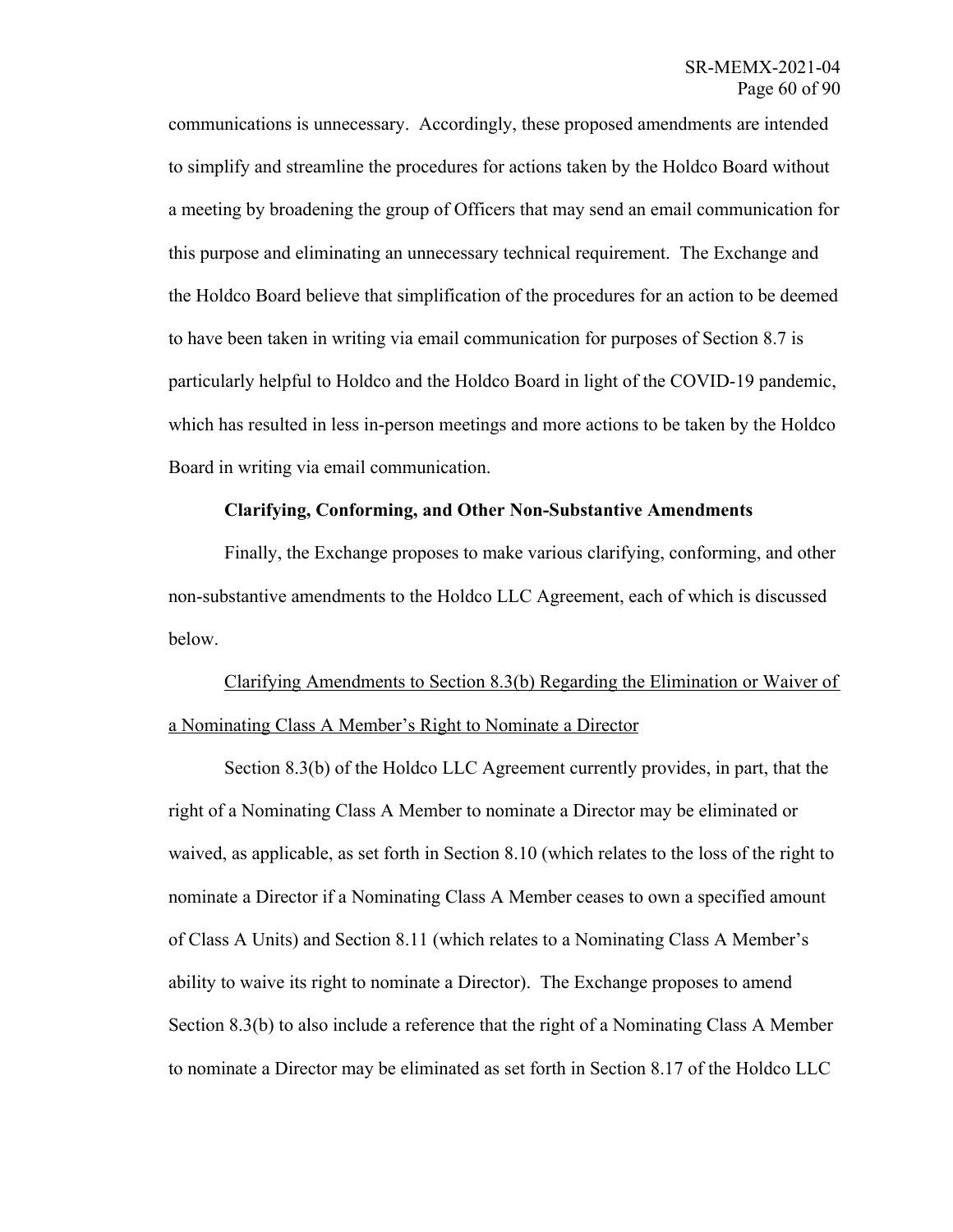communications is unnecessary. Accordingly, these proposed amendments are intended to simplify and streamline the procedures for actions taken by the Holdco Board without a meeting by broadening the group of Officers that may send an email communication for this purpose and eliminating an unnecessary technical requirement. The Exchange and the Holdco Board believe that simplification of the procedures for an action to be deemed to have been taken in writing via email communication for purposes of Section 8.7 is particularly helpful to Holdco and the Holdco Board in light of the COVID-19 pandemic, which has resulted in less in-person meetings and more actions to be taken by the Holdco Board in writing via email communication.

**Clarifying, Conforming, and Other Non-Substantive Amendments**

Finally, the Exchange proposes to make various clarifying, conforming, and other non-substantive amendments to the Holdco LLC Agreement, each of which is discussed below.

<u>Clarifying Amendments to Section 8.3(b) Regarding the Elimination or Waiver of a Nominating Class A Member's Right to Nominate a Director</u>

Section 8.3(b) of the Holdco LLC Agreement currently provides, in part, that the right of a Nominating Class A Member to nominate a Director may be eliminated or waived, as applicable, as set forth in Section 8.10 (which relates to the loss of the right to nominate a Director if a Nominating Class A Member ceases to own a specified amount of Class A Units) and Section 8.11 (which relates to a Nominating Class A Member's ability to waive its right to nominate a Director). The Exchange proposes to amend Section 8.3(b) to also include a reference that the right of a Nominating Class A Member to nominate a Director may be eliminated as set forth in Section 8.17 of the Holdco LLC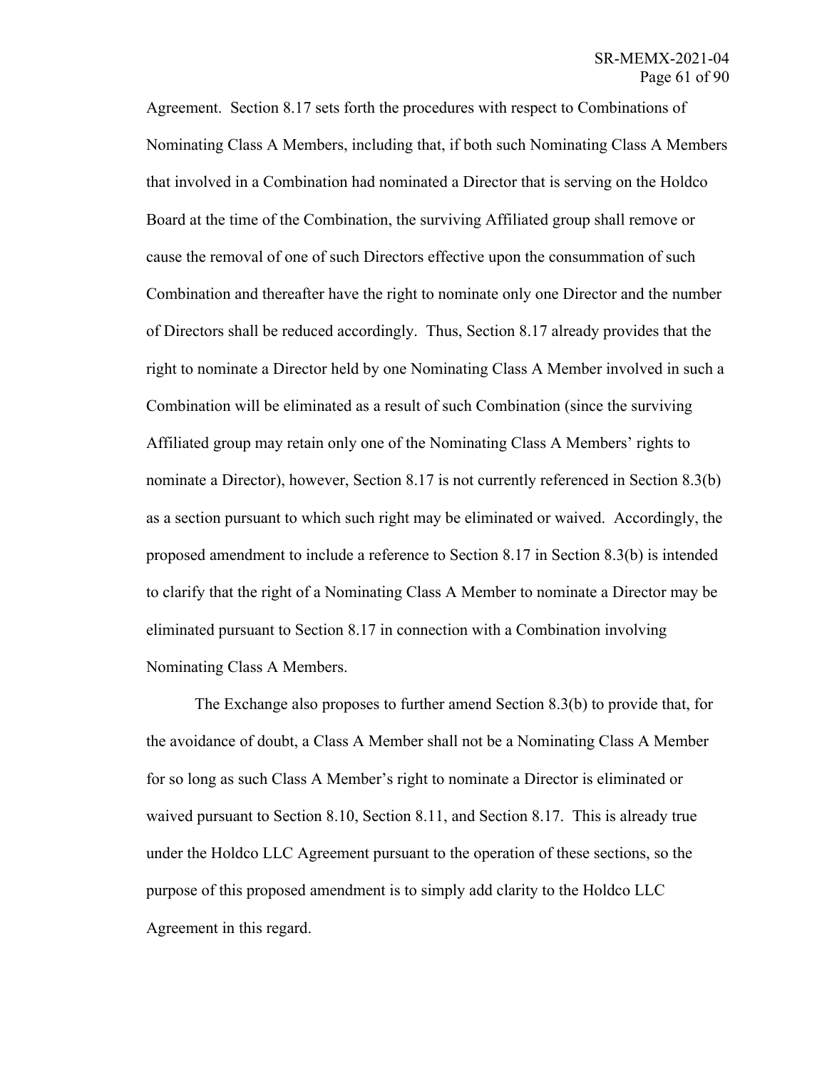Agreement. Section 8.17 sets forth the procedures with respect to Combinations of Nominating Class A Members, including that, if both such Nominating Class A Members that involved in a Combination had nominated a Director that is serving on the Holdco Board at the time of the Combination, the surviving Affiliated group shall remove or cause the removal of one of such Directors effective upon the consummation of such Combination and thereafter have the right to nominate only one Director and the number of Directors shall be reduced accordingly. Thus, Section 8.17 already provides that the right to nominate a Director held by one Nominating Class A Member involved in such a Combination will be eliminated as a result of such Combination (since the surviving Affiliated group may retain only one of the Nominating Class A Members' rights to nominate a Director), however, Section 8.17 is not currently referenced in Section 8.3(b) as a section pursuant to which such right may be eliminated or waived. Accordingly, the proposed amendment to include a reference to Section 8.17 in Section 8.3(b) is intended to clarify that the right of a Nominating Class A Member to nominate a Director may be eliminated pursuant to Section 8.17 in connection with a Combination involving Nominating Class A Members.

The Exchange also proposes to further amend Section 8.3(b) to provide that, for the avoidance of doubt, a Class A Member shall not be a Nominating Class A Member for so long as such Class A Member's right to nominate a Director is eliminated or waived pursuant to Section 8.10, Section 8.11, and Section 8.17. This is already true under the Holdco LLC Agreement pursuant to the operation of these sections, so the purpose of this proposed amendment is to simply add clarity to the Holdco LLC Agreement in this regard.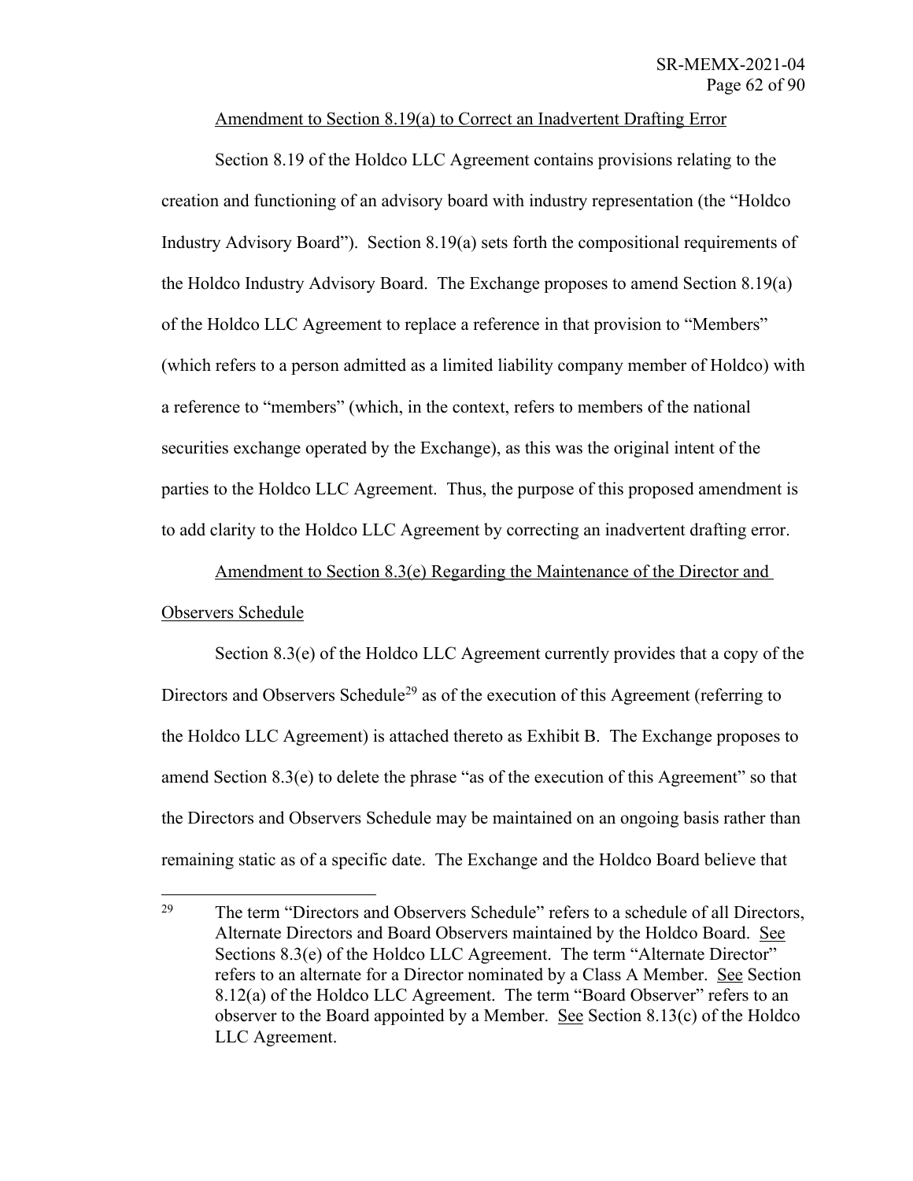Amendment to Section 8.19(a) to Correct an Inadvertent Drafting Error

Section 8.19 of the Holdco LLC Agreement contains provisions relating to the creation and functioning of an advisory board with industry representation (the "Holdco Industry Advisory Board"). Section 8.19(a) sets forth the compositional requirements of the Holdco Industry Advisory Board. The Exchange proposes to amend Section 8.19(a) of the Holdco LLC Agreement to replace a reference in that provision to "Members" (which refers to a person admitted as a limited liability company member of Holdco) with a reference to "members" (which, in the context, refers to members of the national securities exchange operated by the Exchange), as this was the original intent of the parties to the Holdco LLC Agreement. Thus, the purpose of this proposed amendment is to add clarity to the Holdco LLC Agreement by correcting an inadvertent drafting error.

Amendment to Section 8.3(e) Regarding the Maintenance of the Director and Observers Schedule

Section 8.3(e) of the Holdco LLC Agreement currently provides that a copy of the Directors and Observers Schedule[29] as of the execution of this Agreement (referring to the Holdco LLC Agreement) is attached thereto as Exhibit B. The Exchange proposes to amend Section 8.3(e) to delete the phrase "as of the execution of this Agreement" so that the Directors and Observers Schedule may be maintained on an ongoing basis rather than remaining static as of a specific date. The Exchange and the Holdco Board believe that

---

[29] The term "Directors and Observers Schedule" refers to a schedule of all Directors, Alternate Directors and Board Observers maintained by the Holdco Board. See Sections 8.3(e) of the Holdco LLC Agreement. The term "Alternate Director" refers to an alternate for a Director nominated by a Class A Member. See Section 8.12(a) of the Holdco LLC Agreement. The term "Board Observer" refers to an observer to the Board appointed by a Member. See Section 8.13(c) of the Holdco LLC Agreement.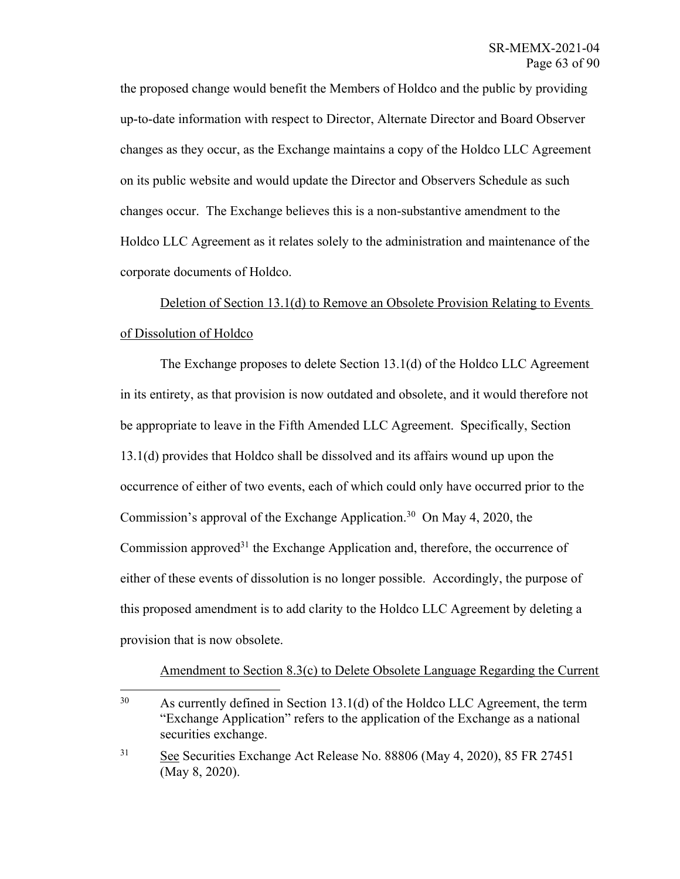the proposed change would benefit the Members of Holdco and the public by providing up-to-date information with respect to Director, Alternate Director and Board Observer changes as they occur, as the Exchange maintains a copy of the Holdco LLC Agreement on its public website and would update the Director and Observers Schedule as such changes occur. The Exchange believes this is a non-substantive amendment to the Holdco LLC Agreement as it relates solely to the administration and maintenance of the corporate documents of Holdco.

Deletion of Section 13.1(d) to Remove an Obsolete Provision Relating to Events of Dissolution of Holdco

The Exchange proposes to delete Section 13.1(d) of the Holdco LLC Agreement in its entirety, as that provision is now outdated and obsolete, and it would therefore not be appropriate to leave in the Fifth Amended LLC Agreement. Specifically, Section 13.1(d) provides that Holdco shall be dissolved and its affairs wound up upon the occurrence of either of two events, each of which could only have occurred prior to the Commission's approval of the Exchange Application.[30] On May 4, 2020, the Commission approved[31] the Exchange Application and, therefore, the occurrence of either of these events of dissolution is no longer possible. Accordingly, the purpose of this proposed amendment is to add clarity to the Holdco LLC Agreement by deleting a provision that is now obsolete.

Amendment to Section 8.3(c) to Delete Obsolete Language Regarding the Current

---

[30] As currently defined in Section 13.1(d) of the Holdco LLC Agreement, the term "Exchange Application" refers to the application of the Exchange as a national securities exchange.

[31] See Securities Exchange Act Release No. 88806 (May 4, 2020), 85 FR 27451 (May 8, 2020).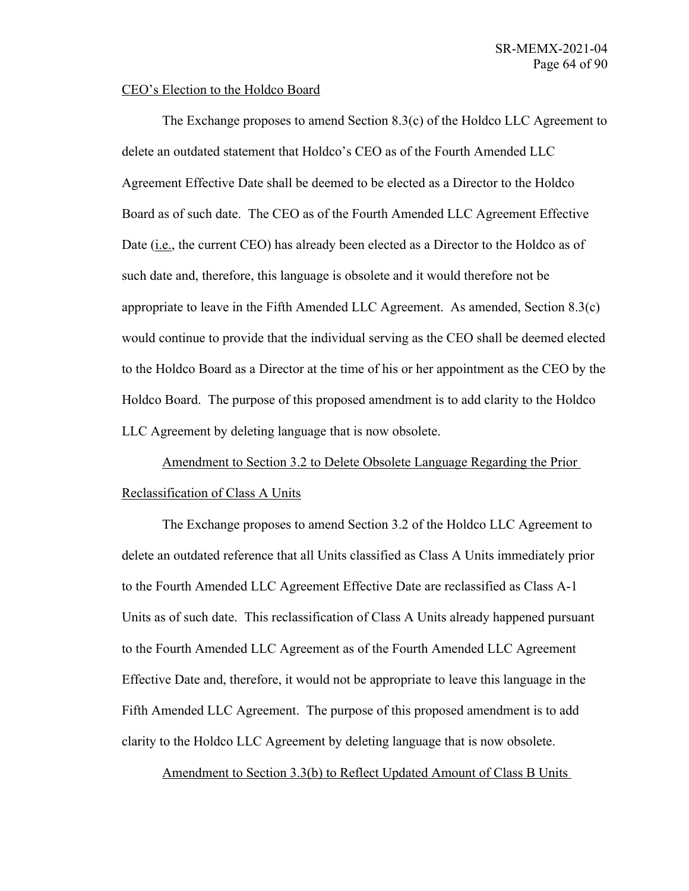CEO's Election to the Holdco Board

The Exchange proposes to amend Section 8.3(c) of the Holdco LLC Agreement to delete an outdated statement that Holdco's CEO as of the Fourth Amended LLC Agreement Effective Date shall be deemed to be elected as a Director to the Holdco Board as of such date. The CEO as of the Fourth Amended LLC Agreement Effective Date (i.e., the current CEO) has already been elected as a Director to the Holdco as of such date and, therefore, this language is obsolete and it would therefore not be appropriate to leave in the Fifth Amended LLC Agreement. As amended, Section 8.3(c) would continue to provide that the individual serving as the CEO shall be deemed elected to the Holdco Board as a Director at the time of his or her appointment as the CEO by the Holdco Board. The purpose of this proposed amendment is to add clarity to the Holdco LLC Agreement by deleting language that is now obsolete.

Amendment to Section 3.2 to Delete Obsolete Language Regarding the Prior Reclassification of Class A Units

The Exchange proposes to amend Section 3.2 of the Holdco LLC Agreement to delete an outdated reference that all Units classified as Class A Units immediately prior to the Fourth Amended LLC Agreement Effective Date are reclassified as Class A-1 Units as of such date. This reclassification of Class A Units already happened pursuant to the Fourth Amended LLC Agreement as of the Fourth Amended LLC Agreement Effective Date and, therefore, it would not be appropriate to leave this language in the Fifth Amended LLC Agreement. The purpose of this proposed amendment is to add clarity to the Holdco LLC Agreement by deleting language that is now obsolete.

Amendment to Section 3.3(b) to Reflect Updated Amount of Class B Units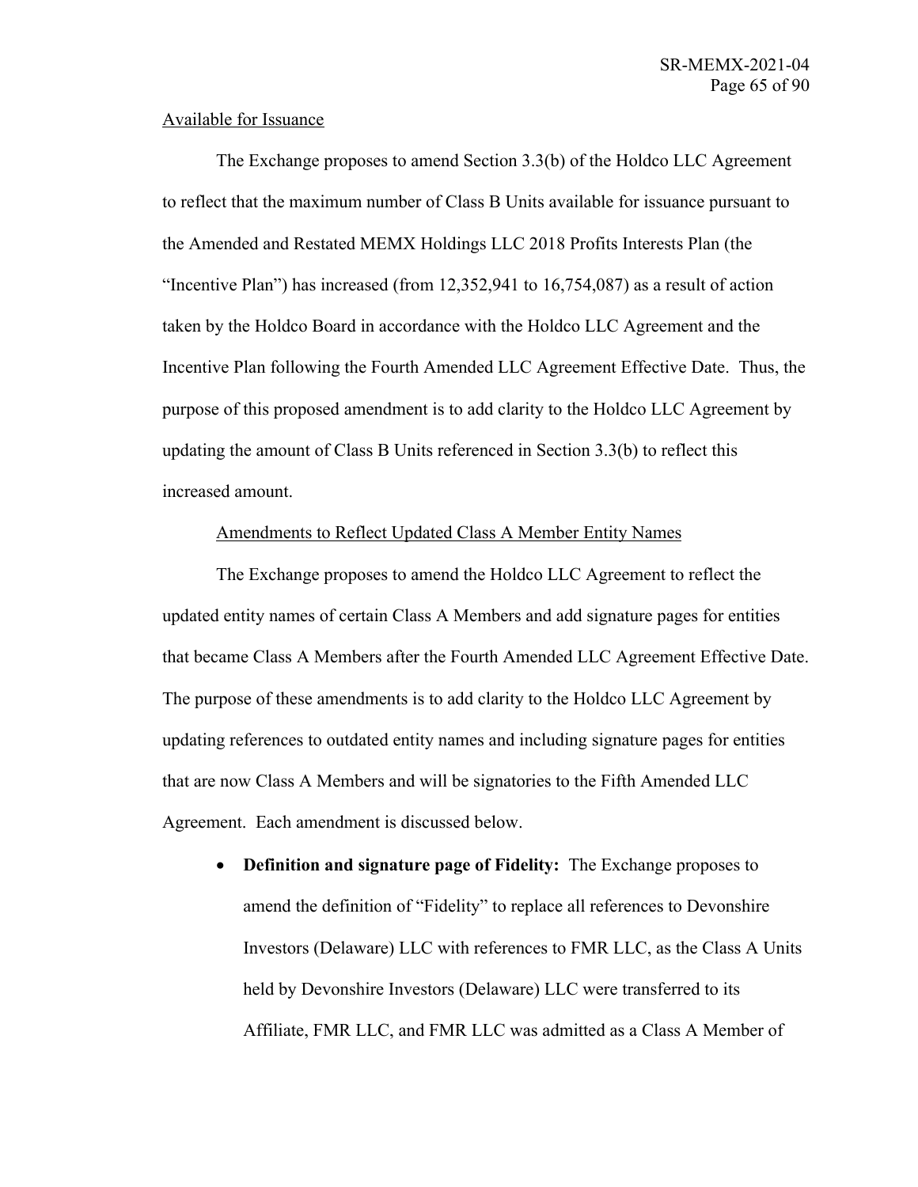Available for Issuance

The Exchange proposes to amend Section 3.3(b) of the Holdco LLC Agreement to reflect that the maximum number of Class B Units available for issuance pursuant to the Amended and Restated MEMX Holdings LLC 2018 Profits Interests Plan (the "Incentive Plan") has increased (from 12,352,941 to 16,754,087) as a result of action taken by the Holdco Board in accordance with the Holdco LLC Agreement and the Incentive Plan following the Fourth Amended LLC Agreement Effective Date. Thus, the purpose of this proposed amendment is to add clarity to the Holdco LLC Agreement by updating the amount of Class B Units referenced in Section 3.3(b) to reflect this increased amount.

Amendments to Reflect Updated Class A Member Entity Names

The Exchange proposes to amend the Holdco LLC Agreement to reflect the updated entity names of certain Class A Members and add signature pages for entities that became Class A Members after the Fourth Amended LLC Agreement Effective Date. The purpose of these amendments is to add clarity to the Holdco LLC Agreement by updating references to outdated entity names and including signature pages for entities that are now Class A Members and will be signatories to the Fifth Amended LLC Agreement. Each amendment is discussed below.

- **Definition and signature page of Fidelity:** The Exchange proposes to amend the definition of "Fidelity" to replace all references to Devonshire Investors (Delaware) LLC with references to FMR LLC, as the Class A Units held by Devonshire Investors (Delaware) LLC were transferred to its Affiliate, FMR LLC, and FMR LLC was admitted as a Class A Member of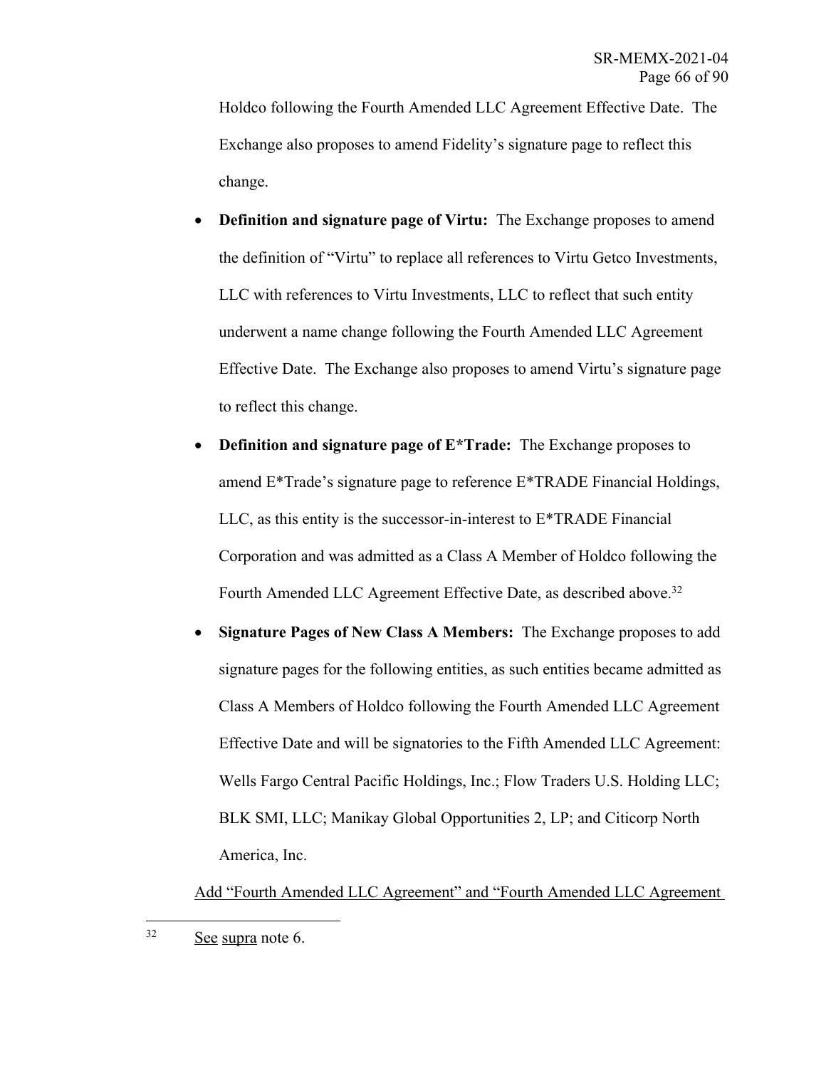Holdco following the Fourth Amended LLC Agreement Effective Date. The Exchange also proposes to amend Fidelity's signature page to reflect this change.

- **Definition and signature page of Virtu:** The Exchange proposes to amend the definition of "Virtu" to replace all references to Virtu Getco Investments, LLC with references to Virtu Investments, LLC to reflect that such entity underwent a name change following the Fourth Amended LLC Agreement Effective Date. The Exchange also proposes to amend Virtu's signature page to reflect this change.
- **Definition and signature page of E*Trade:** The Exchange proposes to amend E*Trade's signature page to reference E*TRADE Financial Holdings, LLC, as this entity is the successor-in-interest to E*TRADE Financial Corporation and was admitted as a Class A Member of Holdco following the Fourth Amended LLC Agreement Effective Date, as described above.[32]
- **Signature Pages of New Class A Members:** The Exchange proposes to add signature pages for the following entities, as such entities became admitted as Class A Members of Holdco following the Fourth Amended LLC Agreement Effective Date and will be signatories to the Fifth Amended LLC Agreement: Wells Fargo Central Pacific Holdings, Inc.; Flow Traders U.S. Holding LLC; BLK SMI, LLC; Manikay Global Opportunities 2, LP; and Citicorp North America, Inc.

<u>Add "Fourth Amended LLC Agreement" and "Fourth Amended LLC Agreement</u>

---

[32] <u>See</u> <u>supra</u> note 6.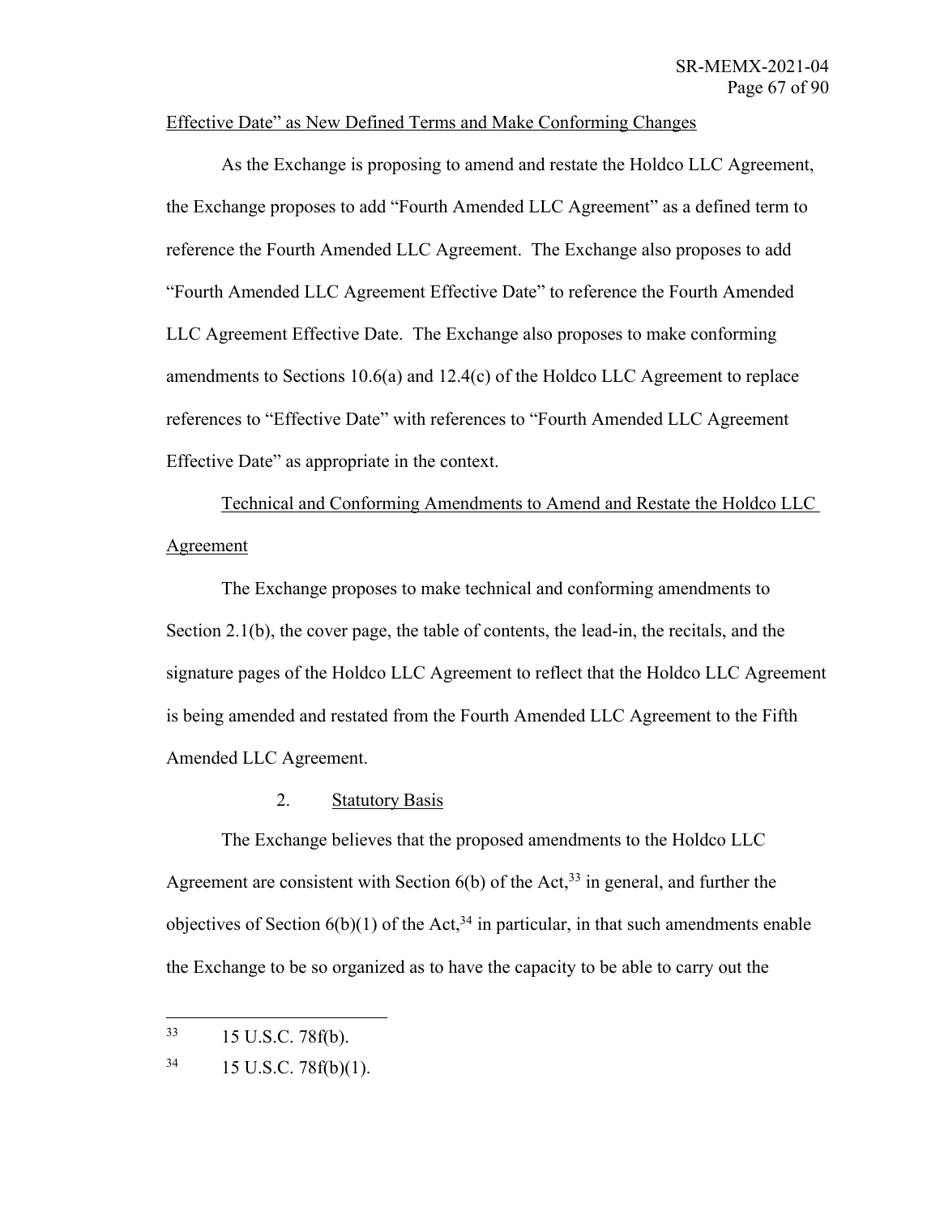Effective Date" as New Defined Terms and Make Conforming Changes

As the Exchange is proposing to amend and restate the Holdco LLC Agreement, the Exchange proposes to add "Fourth Amended LLC Agreement" as a defined term to reference the Fourth Amended LLC Agreement. The Exchange also proposes to add "Fourth Amended LLC Agreement Effective Date" to reference the Fourth Amended LLC Agreement Effective Date. The Exchange also proposes to make conforming amendments to Sections 10.6(a) and 12.4(c) of the Holdco LLC Agreement to replace references to "Effective Date" with references to "Fourth Amended LLC Agreement Effective Date" as appropriate in the context.

Technical and Conforming Amendments to Amend and Restate the Holdco LLC Agreement

The Exchange proposes to make technical and conforming amendments to Section 2.1(b), the cover page, the table of contents, the lead-in, the recitals, and the signature pages of the Holdco LLC Agreement to reflect that the Holdco LLC Agreement is being amended and restated from the Fourth Amended LLC Agreement to the Fifth Amended LLC Agreement.

2. Statutory Basis

The Exchange believes that the proposed amendments to the Holdco LLC Agreement are consistent with Section 6(b) of the Act,[33] in general, and further the objectives of Section 6(b)(1) of the Act,[34] in particular, in that such amendments enable the Exchange to be so organized as to have the capacity to be able to carry out the

---

[33] 15 U.S.C. 78f(b).

[34] 15 U.S.C. 78f(b)(1).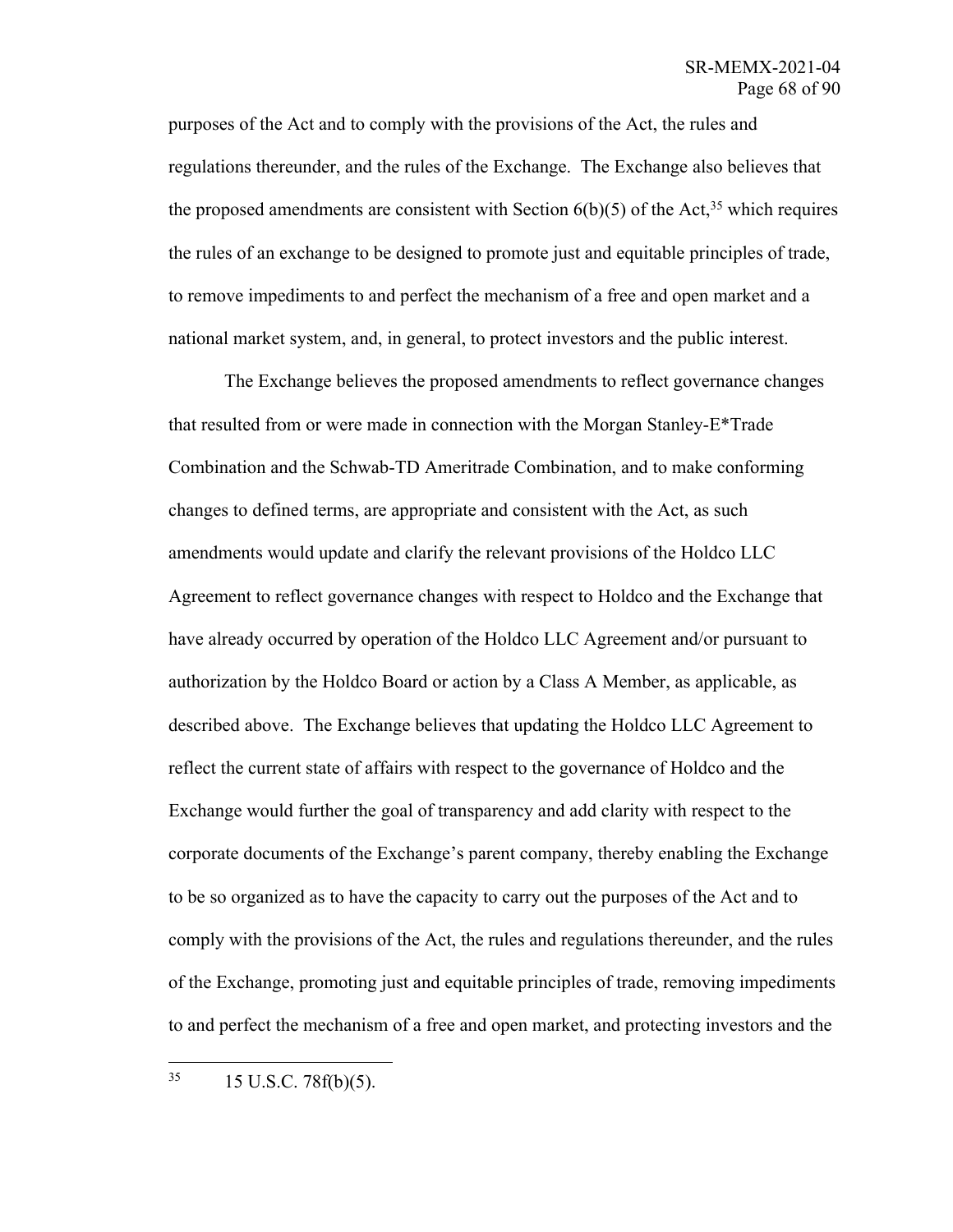purposes of the Act and to comply with the provisions of the Act, the rules and regulations thereunder, and the rules of the Exchange. The Exchange also believes that the proposed amendments are consistent with Section 6(b)(5) of the Act,[35] which requires the rules of an exchange to be designed to promote just and equitable principles of trade, to remove impediments to and perfect the mechanism of a free and open market and a national market system, and, in general, to protect investors and the public interest.

The Exchange believes the proposed amendments to reflect governance changes that resulted from or were made in connection with the Morgan Stanley-E*Trade Combination and the Schwab-TD Ameritrade Combination, and to make conforming changes to defined terms, are appropriate and consistent with the Act, as such amendments would update and clarify the relevant provisions of the Holdco LLC Agreement to reflect governance changes with respect to Holdco and the Exchange that have already occurred by operation of the Holdco LLC Agreement and/or pursuant to authorization by the Holdco Board or action by a Class A Member, as applicable, as described above. The Exchange believes that updating the Holdco LLC Agreement to reflect the current state of affairs with respect to the governance of Holdco and the Exchange would further the goal of transparency and add clarity with respect to the corporate documents of the Exchange's parent company, thereby enabling the Exchange to be so organized as to have the capacity to carry out the purposes of the Act and to comply with the provisions of the Act, the rules and regulations thereunder, and the rules of the Exchange, promoting just and equitable principles of trade, removing impediments to and perfect the mechanism of a free and open market, and protecting investors and the

---

[35] 15 U.S.C. 78f(b)(5).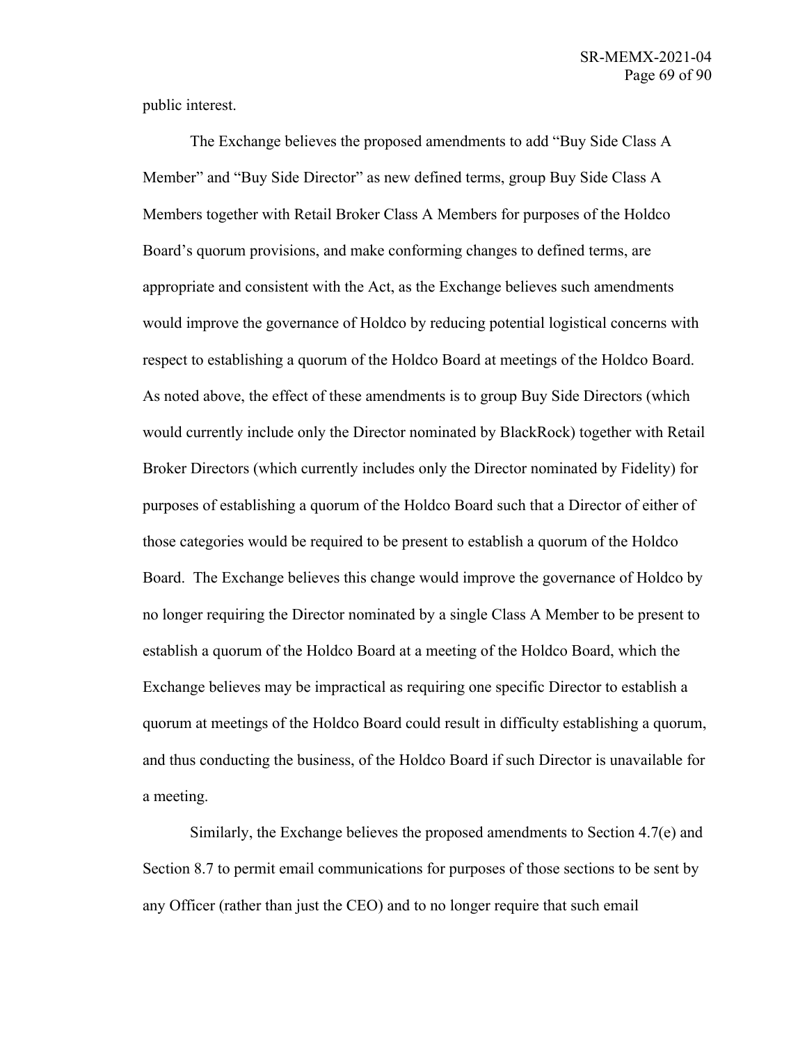public interest.

The Exchange believes the proposed amendments to add "Buy Side Class A Member" and "Buy Side Director" as new defined terms, group Buy Side Class A Members together with Retail Broker Class A Members for purposes of the Holdco Board's quorum provisions, and make conforming changes to defined terms, are appropriate and consistent with the Act, as the Exchange believes such amendments would improve the governance of Holdco by reducing potential logistical concerns with respect to establishing a quorum of the Holdco Board at meetings of the Holdco Board. As noted above, the effect of these amendments is to group Buy Side Directors (which would currently include only the Director nominated by BlackRock) together with Retail Broker Directors (which currently includes only the Director nominated by Fidelity) for purposes of establishing a quorum of the Holdco Board such that a Director of either of those categories would be required to be present to establish a quorum of the Holdco Board. The Exchange believes this change would improve the governance of Holdco by no longer requiring the Director nominated by a single Class A Member to be present to establish a quorum of the Holdco Board at a meeting of the Holdco Board, which the Exchange believes may be impractical as requiring one specific Director to establish a quorum at meetings of the Holdco Board could result in difficulty establishing a quorum, and thus conducting the business, of the Holdco Board if such Director is unavailable for a meeting.

Similarly, the Exchange believes the proposed amendments to Section 4.7(e) and Section 8.7 to permit email communications for purposes of those sections to be sent by any Officer (rather than just the CEO) and to no longer require that such email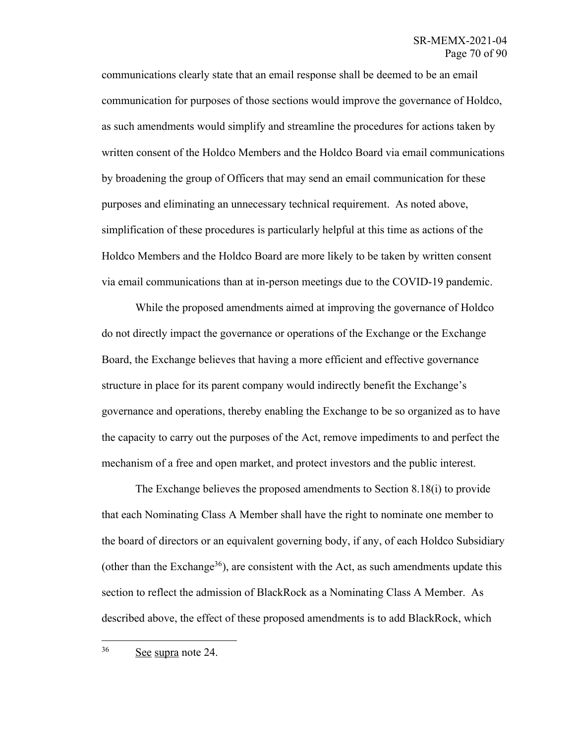communications clearly state that an email response shall be deemed to be an email communication for purposes of those sections would improve the governance of Holdco, as such amendments would simplify and streamline the procedures for actions taken by written consent of the Holdco Members and the Holdco Board via email communications by broadening the group of Officers that may send an email communication for these purposes and eliminating an unnecessary technical requirement. As noted above, simplification of these procedures is particularly helpful at this time as actions of the Holdco Members and the Holdco Board are more likely to be taken by written consent via email communications than at in-person meetings due to the COVID-19 pandemic.

While the proposed amendments aimed at improving the governance of Holdco do not directly impact the governance or operations of the Exchange or the Exchange Board, the Exchange believes that having a more efficient and effective governance structure in place for its parent company would indirectly benefit the Exchange's governance and operations, thereby enabling the Exchange to be so organized as to have the capacity to carry out the purposes of the Act, remove impediments to and perfect the mechanism of a free and open market, and protect investors and the public interest.

The Exchange believes the proposed amendments to Section 8.18(i) to provide that each Nominating Class A Member shall have the right to nominate one member to the board of directors or an equivalent governing body, if any, of each Holdco Subsidiary (other than the Exchange[36]), are consistent with the Act, as such amendments update this section to reflect the admission of BlackRock as a Nominating Class A Member. As described above, the effect of these proposed amendments is to add BlackRock, which

---

[36] See supra note 24.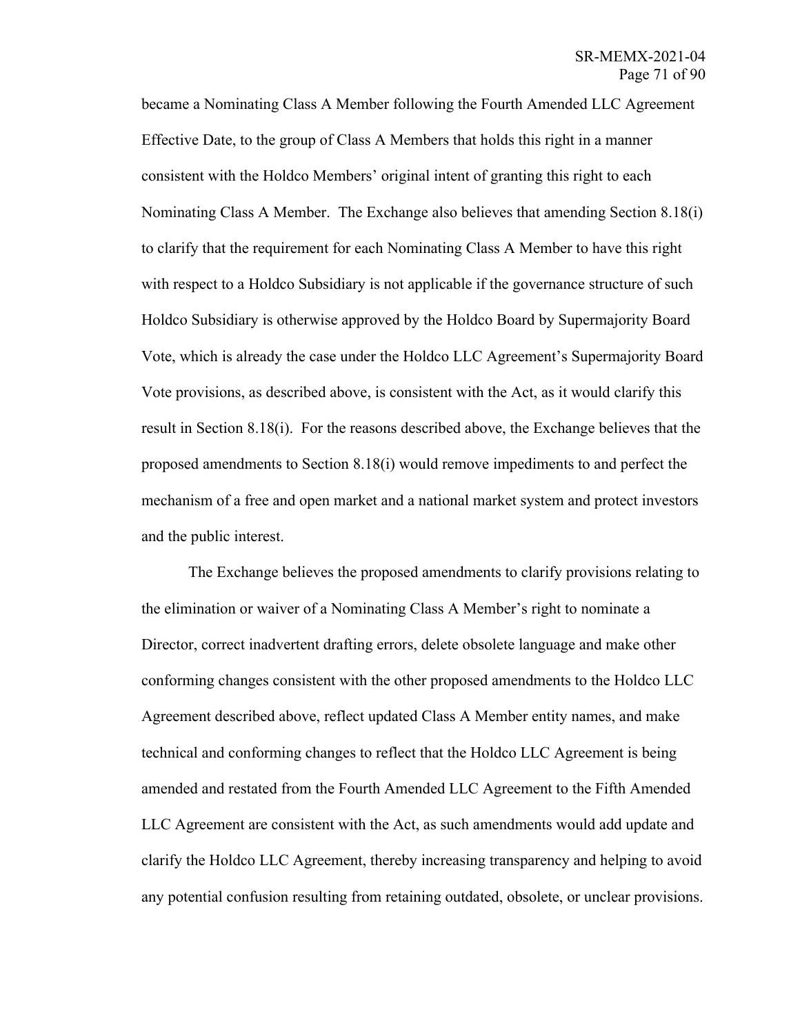became a Nominating Class A Member following the Fourth Amended LLC Agreement Effective Date, to the group of Class A Members that holds this right in a manner consistent with the Holdco Members' original intent of granting this right to each Nominating Class A Member. The Exchange also believes that amending Section 8.18(i) to clarify that the requirement for each Nominating Class A Member to have this right with respect to a Holdco Subsidiary is not applicable if the governance structure of such Holdco Subsidiary is otherwise approved by the Holdco Board by Supermajority Board Vote, which is already the case under the Holdco LLC Agreement's Supermajority Board Vote provisions, as described above, is consistent with the Act, as it would clarify this result in Section 8.18(i). For the reasons described above, the Exchange believes that the proposed amendments to Section 8.18(i) would remove impediments to and perfect the mechanism of a free and open market and a national market system and protect investors and the public interest.

The Exchange believes the proposed amendments to clarify provisions relating to the elimination or waiver of a Nominating Class A Member's right to nominate a Director, correct inadvertent drafting errors, delete obsolete language and make other conforming changes consistent with the other proposed amendments to the Holdco LLC Agreement described above, reflect updated Class A Member entity names, and make technical and conforming changes to reflect that the Holdco LLC Agreement is being amended and restated from the Fourth Amended LLC Agreement to the Fifth Amended LLC Agreement are consistent with the Act, as such amendments would add update and clarify the Holdco LLC Agreement, thereby increasing transparency and helping to avoid any potential confusion resulting from retaining outdated, obsolete, or unclear provisions.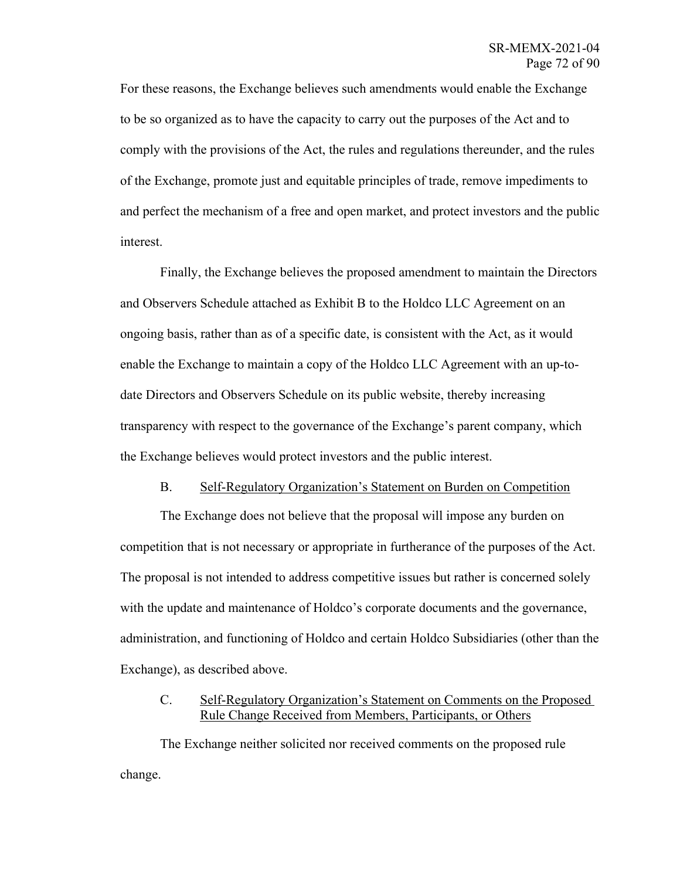For these reasons, the Exchange believes such amendments would enable the Exchange to be so organized as to have the capacity to carry out the purposes of the Act and to comply with the provisions of the Act, the rules and regulations thereunder, and the rules of the Exchange, promote just and equitable principles of trade, remove impediments to and perfect the mechanism of a free and open market, and protect investors and the public interest.

Finally, the Exchange believes the proposed amendment to maintain the Directors and Observers Schedule attached as Exhibit B to the Holdco LLC Agreement on an ongoing basis, rather than as of a specific date, is consistent with the Act, as it would enable the Exchange to maintain a copy of the Holdco LLC Agreement with an up-to-date Directors and Observers Schedule on its public website, thereby increasing transparency with respect to the governance of the Exchange's parent company, which the Exchange believes would protect investors and the public interest.

B. Self-Regulatory Organization's Statement on Burden on Competition

The Exchange does not believe that the proposal will impose any burden on competition that is not necessary or appropriate in furtherance of the purposes of the Act. The proposal is not intended to address competitive issues but rather is concerned solely with the update and maintenance of Holdco's corporate documents and the governance, administration, and functioning of Holdco and certain Holdco Subsidiaries (other than the Exchange), as described above.

C. Self-Regulatory Organization's Statement on Comments on the Proposed Rule Change Received from Members, Participants, or Others

The Exchange neither solicited nor received comments on the proposed rule change.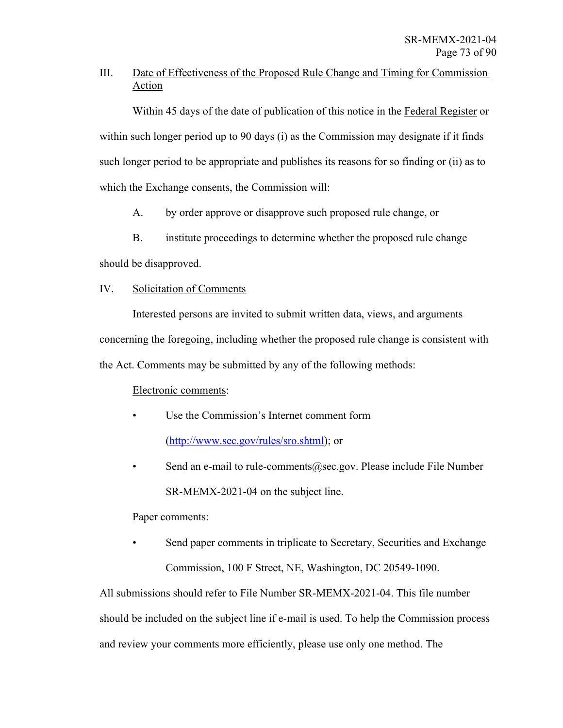## III. Date of Effectiveness of the Proposed Rule Change and Timing for Commission Action

Within 45 days of the date of publication of this notice in the Federal Register or within such longer period up to 90 days (i) as the Commission may designate if it finds such longer period to be appropriate and publishes its reasons for so finding or (ii) as to which the Exchange consents, the Commission will:

A. by order approve or disapprove such proposed rule change, or

B. institute proceedings to determine whether the proposed rule change should be disapproved.

## IV. Solicitation of Comments

Interested persons are invited to submit written data, views, and arguments concerning the foregoing, including whether the proposed rule change is consistent with the Act. Comments may be submitted by any of the following methods:

Electronic comments:

- Use the Commission's Internet comment form (http://www.sec.gov/rules/sro.shtml); or
- Send an e-mail to rule-comments@sec.gov. Please include File Number SR-MEMX-2021-04 on the subject line.

Paper comments:

- Send paper comments in triplicate to Secretary, Securities and Exchange Commission, 100 F Street, NE, Washington, DC 20549-1090.

All submissions should refer to File Number SR-MEMX-2021-04. This file number should be included on the subject line if e-mail is used. To help the Commission process and review your comments more efficiently, please use only one method. The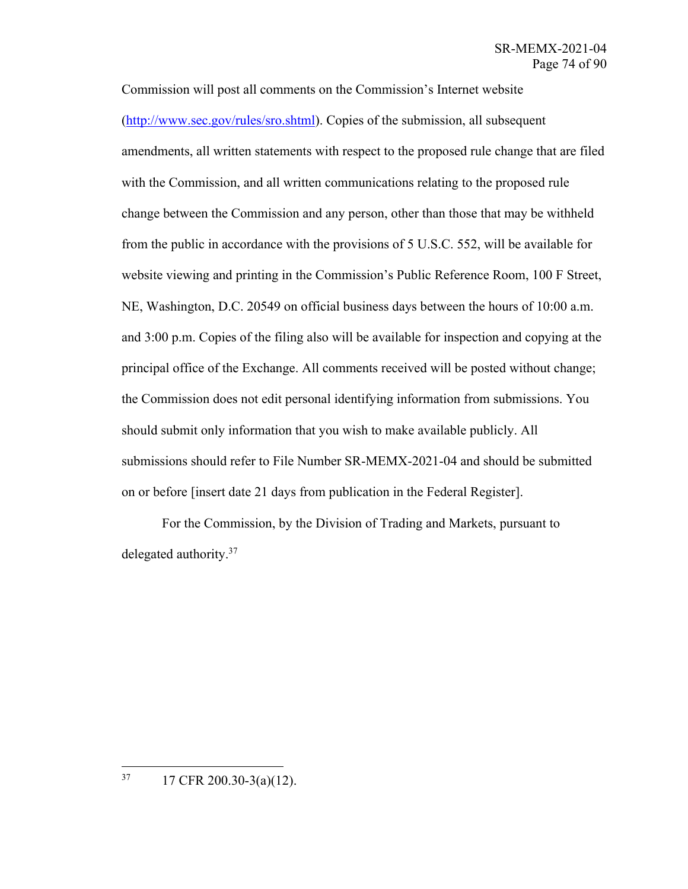Commission will post all comments on the Commission's Internet website (http://www.sec.gov/rules/sro.shtml). Copies of the submission, all subsequent amendments, all written statements with respect to the proposed rule change that are filed with the Commission, and all written communications relating to the proposed rule change between the Commission and any person, other than those that may be withheld from the public in accordance with the provisions of 5 U.S.C. 552, will be available for website viewing and printing in the Commission's Public Reference Room, 100 F Street, NE, Washington, D.C. 20549 on official business days between the hours of 10:00 a.m. and 3:00 p.m. Copies of the filing also will be available for inspection and copying at the principal office of the Exchange. All comments received will be posted without change; the Commission does not edit personal identifying information from submissions. You should submit only information that you wish to make available publicly. All submissions should refer to File Number SR-MEMX-2021-04 and should be submitted on or before [insert date 21 days from publication in the Federal Register].

For the Commission, by the Division of Trading and Markets, pursuant to delegated authority.[37]

---

[37] 17 CFR 200.30-3(a)(12).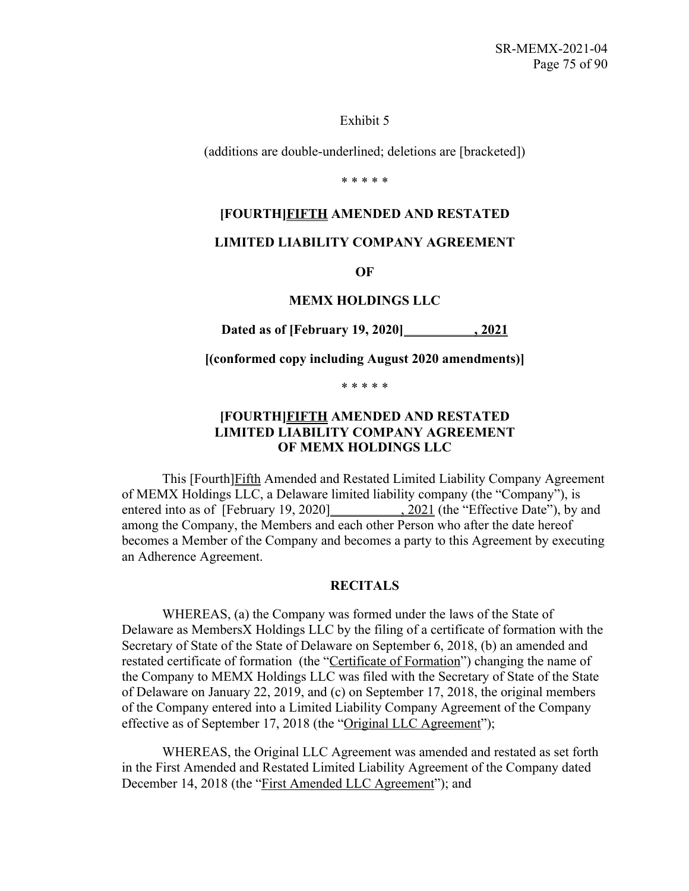Exhibit 5

(additions are double-underlined; deletions are [bracketed])

\* \* \* \* \*

**[FOURTH]FIFTH AMENDED AND RESTATED**

**LIMITED LIABILITY COMPANY AGREEMENT**

**OF**

**MEMX HOLDINGS LLC**

**Dated as of [February 19, 2020]\_\_\_\_\_\_\_\_\_\_, 2021**

**[(conformed copy including August 2020 amendments)]**

\* \* \* \* \*

**[FOURTH]FIFTH AMENDED AND RESTATED LIMITED LIABILITY COMPANY AGREEMENT OF MEMX HOLDINGS LLC**

This [Fourth]Fifth Amended and Restated Limited Liability Company Agreement of MEMX Holdings LLC, a Delaware limited liability company (the "Company"), is entered into as of [February 19, 2020]\_\_\_\_\_\_\_\_\_\_, 2021 (the "Effective Date"), by and among the Company, the Members and each other Person who after the date hereof becomes a Member of the Company and becomes a party to this Agreement by executing an Adherence Agreement.

**RECITALS**

WHEREAS, (a) the Company was formed under the laws of the State of Delaware as MembersX Holdings LLC by the filing of a certificate of formation with the Secretary of State of the State of Delaware on September 6, 2018, (b) an amended and restated certificate of formation (the "Certificate of Formation") changing the name of the Company to MEMX Holdings LLC was filed with the Secretary of State of the State of Delaware on January 22, 2019, and (c) on September 17, 2018, the original members of the Company entered into a Limited Liability Company Agreement of the Company effective as of September 17, 2018 (the "Original LLC Agreement");

WHEREAS, the Original LLC Agreement was amended and restated as set forth in the First Amended and Restated Limited Liability Agreement of the Company dated December 14, 2018 (the "First Amended LLC Agreement"); and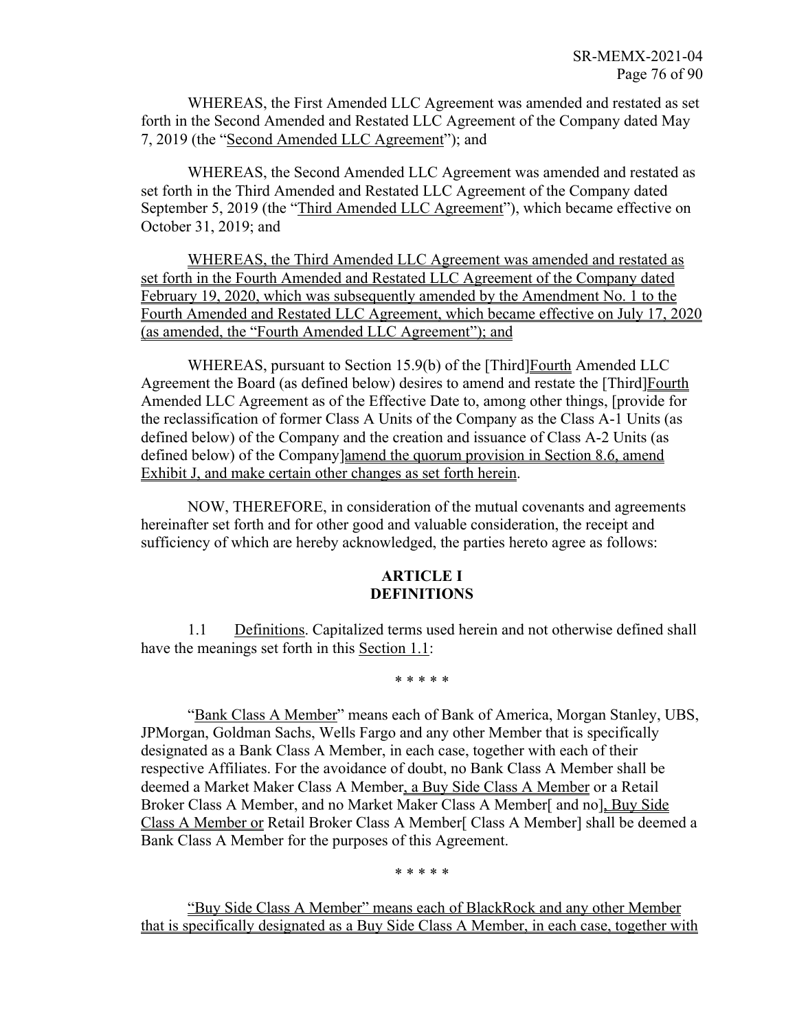WHEREAS, the First Amended LLC Agreement was amended and restated as set forth in the Second Amended and Restated LLC Agreement of the Company dated May 7, 2019 (the "Second Amended LLC Agreement"); and

WHEREAS, the Second Amended LLC Agreement was amended and restated as set forth in the Third Amended and Restated LLC Agreement of the Company dated September 5, 2019 (the "Third Amended LLC Agreement"), which became effective on October 31, 2019; and

WHEREAS, the Third Amended LLC Agreement was amended and restated as set forth in the Fourth Amended and Restated LLC Agreement of the Company dated February 19, 2020, which was subsequently amended by the Amendment No. 1 to the Fourth Amended and Restated LLC Agreement, which became effective on July 17, 2020 (as amended, the "Fourth Amended LLC Agreement"); and

WHEREAS, pursuant to Section 15.9(b) of the [Third]Fourth Amended LLC Agreement the Board (as defined below) desires to amend and restate the [Third]Fourth Amended LLC Agreement as of the Effective Date to, among other things, [provide for the reclassification of former Class A Units of the Company as the Class A-1 Units (as defined below) of the Company and the creation and issuance of Class A-2 Units (as defined below) of the Company]amend the quorum provision in Section 8.6, amend Exhibit J, and make certain other changes as set forth herein.

NOW, THEREFORE, in consideration of the mutual covenants and agreements hereinafter set forth and for other good and valuable consideration, the receipt and sufficiency of which are hereby acknowledged, the parties hereto agree as follows:

## ARTICLE I
## DEFINITIONS

1.1 Definitions. Capitalized terms used herein and not otherwise defined shall have the meanings set forth in this Section 1.1:

\* \* \* \* \*

"Bank Class A Member" means each of Bank of America, Morgan Stanley, UBS, JPMorgan, Goldman Sachs, Wells Fargo and any other Member that is specifically designated as a Bank Class A Member, in each case, together with each of their respective Affiliates. For the avoidance of doubt, no Bank Class A Member shall be deemed a Market Maker Class A Member, a Buy Side Class A Member or a Retail Broker Class A Member, and no Market Maker Class A Member[ and no], Buy Side Class A Member or Retail Broker Class A Member[ Class A Member] shall be deemed a Bank Class A Member for the purposes of this Agreement.

\* \* \* \* \*

"Buy Side Class A Member" means each of BlackRock and any other Member that is specifically designated as a Buy Side Class A Member, in each case, together with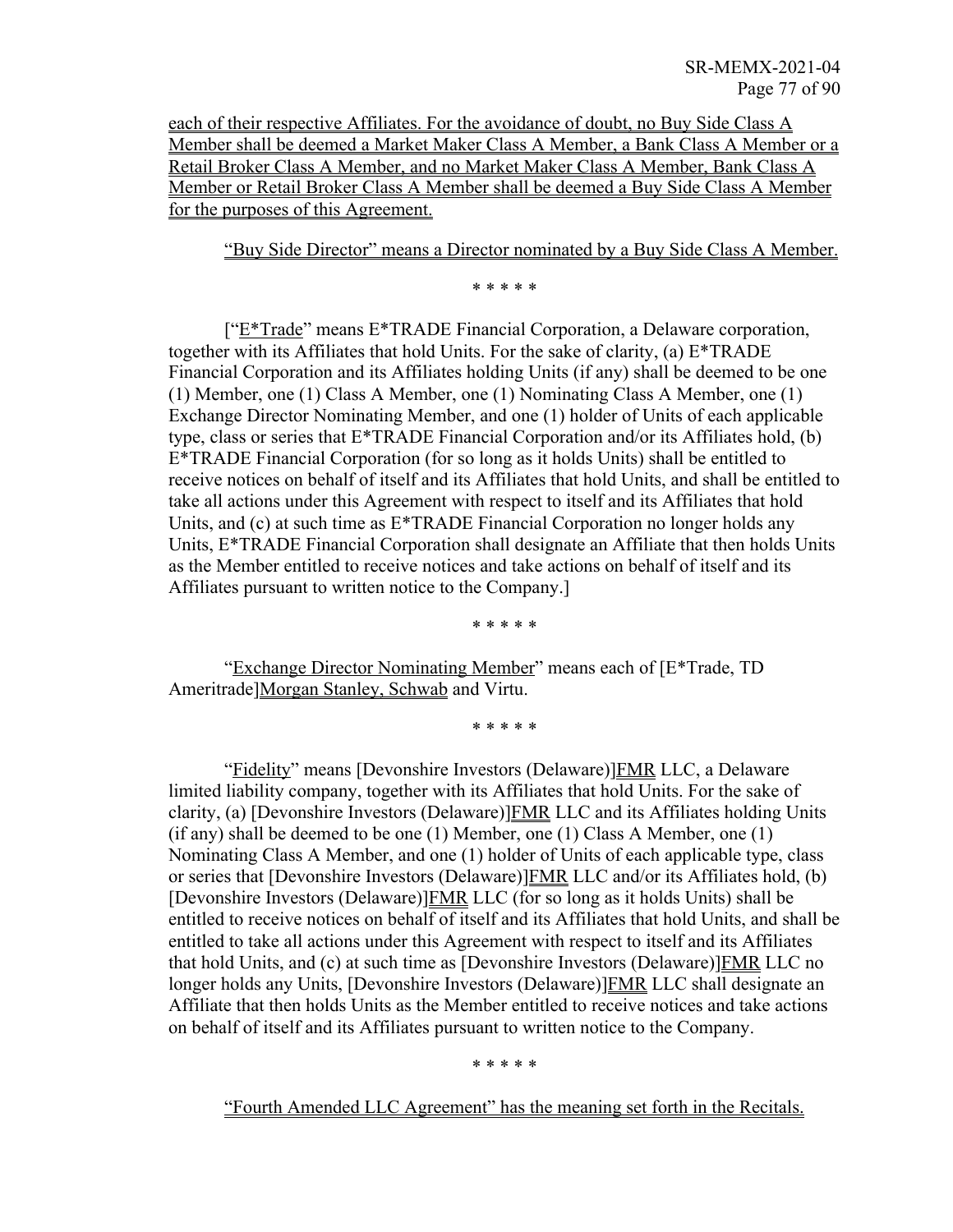each of their respective Affiliates. For the avoidance of doubt, no Buy Side Class A Member shall be deemed a Market Maker Class A Member, a Bank Class A Member or a Retail Broker Class A Member, and no Market Maker Class A Member, Bank Class A Member or Retail Broker Class A Member shall be deemed a Buy Side Class A Member for the purposes of this Agreement.

"Buy Side Director" means a Director nominated by a Buy Side Class A Member.

\* \* \* \* \*

["E*Trade" means E*TRADE Financial Corporation, a Delaware corporation, together with its Affiliates that hold Units. For the sake of clarity, (a) E*TRADE Financial Corporation and its Affiliates holding Units (if any) shall be deemed to be one (1) Member, one (1) Class A Member, one (1) Nominating Class A Member, one (1) Exchange Director Nominating Member, and one (1) holder of Units of each applicable type, class or series that E*TRADE Financial Corporation and/or its Affiliates hold, (b) E*TRADE Financial Corporation (for so long as it holds Units) shall be entitled to receive notices on behalf of itself and its Affiliates that hold Units, and shall be entitled to take all actions under this Agreement with respect to itself and its Affiliates that hold Units, and (c) at such time as E*TRADE Financial Corporation no longer holds any Units, E*TRADE Financial Corporation shall designate an Affiliate that then holds Units as the Member entitled to receive notices and take actions on behalf of itself and its Affiliates pursuant to written notice to the Company.]

\* \* \* \* \*

"Exchange Director Nominating Member" means each of [E*Trade, TD Ameritrade]Morgan Stanley, Schwab and Virtu.

\* \* \* \* \*

"Fidelity" means [Devonshire Investors (Delaware)]FMR LLC, a Delaware limited liability company, together with its Affiliates that hold Units. For the sake of clarity, (a) [Devonshire Investors (Delaware)]FMR LLC and its Affiliates holding Units (if any) shall be deemed to be one (1) Member, one (1) Class A Member, one (1) Nominating Class A Member, and one (1) holder of Units of each applicable type, class or series that [Devonshire Investors (Delaware)]FMR LLC and/or its Affiliates hold, (b) [Devonshire Investors (Delaware)]FMR LLC (for so long as it holds Units) shall be entitled to receive notices on behalf of itself and its Affiliates that hold Units, and shall be entitled to take all actions under this Agreement with respect to itself and its Affiliates that hold Units, and (c) at such time as [Devonshire Investors (Delaware)]FMR LLC no longer holds any Units, [Devonshire Investors (Delaware)]FMR LLC shall designate an Affiliate that then holds Units as the Member entitled to receive notices and take actions on behalf of itself and its Affiliates pursuant to written notice to the Company.

\* \* \* \* \*

"Fourth Amended LLC Agreement" has the meaning set forth in the Recitals.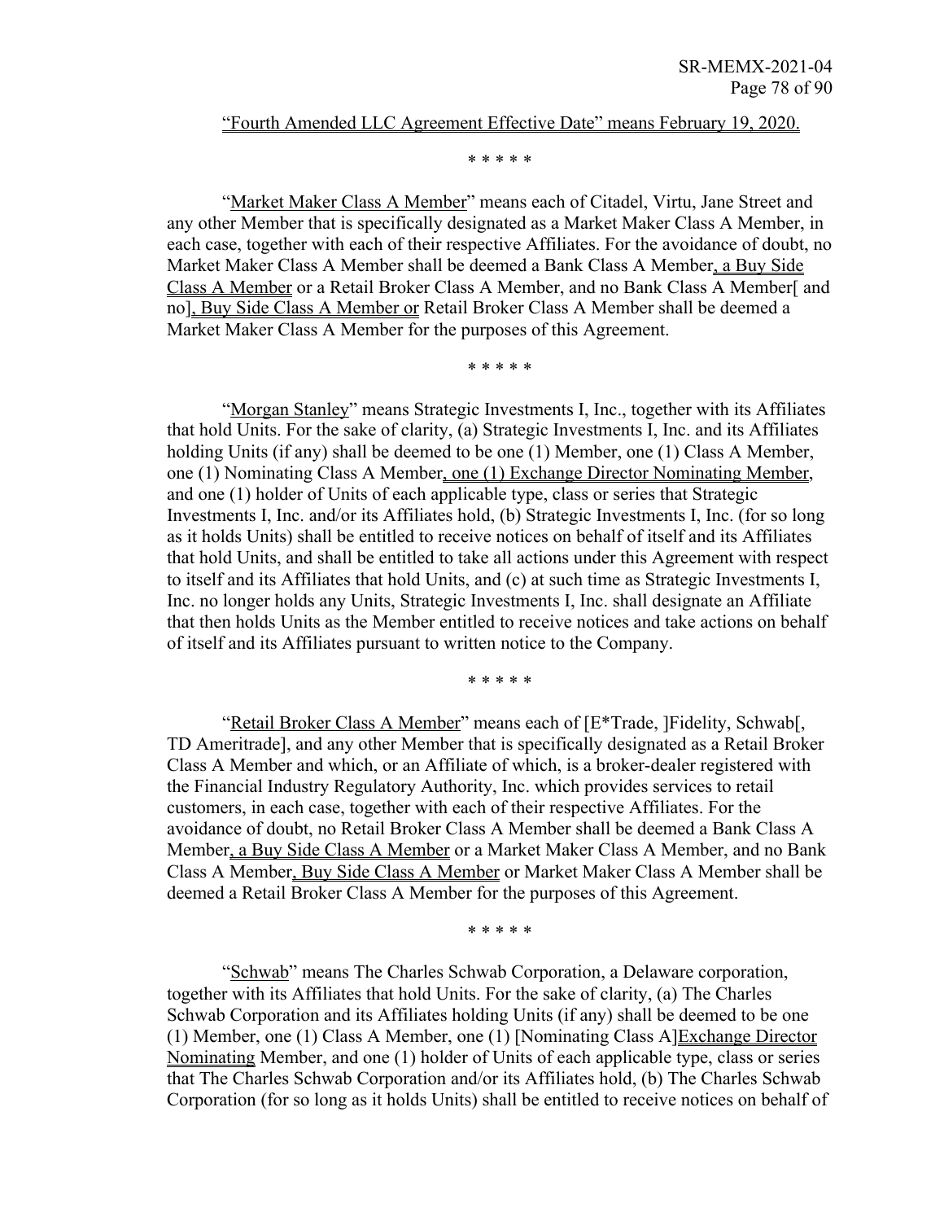<u>"Fourth Amended LLC Agreement Effective Date" means February 19, 2020.</u>

\* \* \* \* \*

"<u>Market Maker Class A Member</u>" means each of Citadel, Virtu, Jane Street and any other Member that is specifically designated as a Market Maker Class A Member, in each case, together with each of their respective Affiliates. For the avoidance of doubt, no Market Maker Class A Member shall be deemed a Bank Class A Member<u>, a Buy Side Class A Member</u> or a Retail Broker Class A Member, and no Bank Class A Member[ and no]<u>, Buy Side Class A Member or</u> Retail Broker Class A Member shall be deemed a Market Maker Class A Member for the purposes of this Agreement.

\* \* \* \* \*

"<u>Morgan Stanley</u>" means Strategic Investments I, Inc., together with its Affiliates that hold Units. For the sake of clarity, (a) Strategic Investments I, Inc. and its Affiliates holding Units (if any) shall be deemed to be one (1) Member, one (1) Class A Member, one (1) Nominating Class A Member<u>, one (1) Exchange Director Nominating Member</u>, and one (1) holder of Units of each applicable type, class or series that Strategic Investments I, Inc. and/or its Affiliates hold, (b) Strategic Investments I, Inc. (for so long as it holds Units) shall be entitled to receive notices on behalf of itself and its Affiliates that hold Units, and shall be entitled to take all actions under this Agreement with respect to itself and its Affiliates that hold Units, and (c) at such time as Strategic Investments I, Inc. no longer holds any Units, Strategic Investments I, Inc. shall designate an Affiliate that then holds Units as the Member entitled to receive notices and take actions on behalf of itself and its Affiliates pursuant to written notice to the Company.

\* \* \* \* \*

"<u>Retail Broker Class A Member</u>" means each of [E*Trade, ]Fidelity, Schwab[, TD Ameritrade], and any other Member that is specifically designated as a Retail Broker Class A Member and which, or an Affiliate of which, is a broker-dealer registered with the Financial Industry Regulatory Authority, Inc. which provides services to retail customers, in each case, together with each of their respective Affiliates. For the avoidance of doubt, no Retail Broker Class A Member shall be deemed a Bank Class A Member<u>, a Buy Side Class A Member</u> or a Market Maker Class A Member, and no Bank Class A Member<u>, Buy Side Class A Member</u> or Market Maker Class A Member shall be deemed a Retail Broker Class A Member for the purposes of this Agreement.

\* \* \* \* \*

"<u>Schwab</u>" means The Charles Schwab Corporation, a Delaware corporation, together with its Affiliates that hold Units. For the sake of clarity, (a) The Charles Schwab Corporation and its Affiliates holding Units (if any) shall be deemed to be one (1) Member, one (1) Class A Member, one (1) [Nominating Class A]<u>Exchange Director Nominating</u> Member, and one (1) holder of Units of each applicable type, class or series that The Charles Schwab Corporation and/or its Affiliates hold, (b) The Charles Schwab Corporation (for so long as it holds Units) shall be entitled to receive notices on behalf of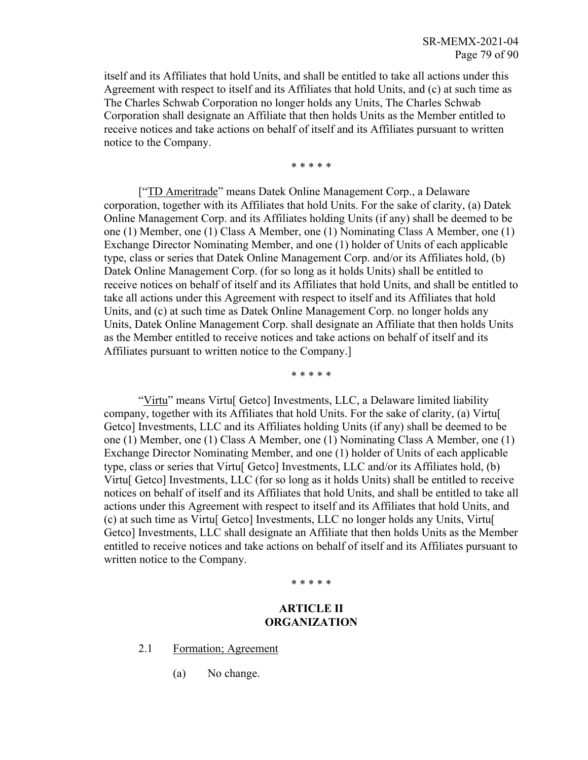itself and its Affiliates that hold Units, and shall be entitled to take all actions under this Agreement with respect to itself and its Affiliates that hold Units, and (c) at such time as The Charles Schwab Corporation no longer holds any Units, The Charles Schwab Corporation shall designate an Affiliate that then holds Units as the Member entitled to receive notices and take actions on behalf of itself and its Affiliates pursuant to written notice to the Company.

\* \* \* \* \*

["TD Ameritrade" means Datek Online Management Corp., a Delaware corporation, together with its Affiliates that hold Units. For the sake of clarity, (a) Datek Online Management Corp. and its Affiliates holding Units (if any) shall be deemed to be one (1) Member, one (1) Class A Member, one (1) Nominating Class A Member, one (1) Exchange Director Nominating Member, and one (1) holder of Units of each applicable type, class or series that Datek Online Management Corp. and/or its Affiliates hold, (b) Datek Online Management Corp. (for so long as it holds Units) shall be entitled to receive notices on behalf of itself and its Affiliates that hold Units, and shall be entitled to take all actions under this Agreement with respect to itself and its Affiliates that hold Units, and (c) at such time as Datek Online Management Corp. no longer holds any Units, Datek Online Management Corp. shall designate an Affiliate that then holds Units as the Member entitled to receive notices and take actions on behalf of itself and its Affiliates pursuant to written notice to the Company.]

\* \* \* \* \*

"Virtu" means Virtu[ Getco] Investments, LLC, a Delaware limited liability company, together with its Affiliates that hold Units. For the sake of clarity, (a) Virtu[ Getco] Investments, LLC and its Affiliates holding Units (if any) shall be deemed to be one (1) Member, one (1) Class A Member, one (1) Nominating Class A Member, one (1) Exchange Director Nominating Member, and one (1) holder of Units of each applicable type, class or series that Virtu[ Getco] Investments, LLC and/or its Affiliates hold, (b) Virtu[ Getco] Investments, LLC (for so long as it holds Units) shall be entitled to receive notices on behalf of itself and its Affiliates that hold Units, and shall be entitled to take all actions under this Agreement with respect to itself and its Affiliates that hold Units, and (c) at such time as Virtu[ Getco] Investments, LLC no longer holds any Units, Virtu[ Getco] Investments, LLC shall designate an Affiliate that then holds Units as the Member entitled to receive notices and take actions on behalf of itself and its Affiliates pursuant to written notice to the Company.

\* \* \* \* \*

## ARTICLE II
## ORGANIZATION

2.1 Formation; Agreement

(a) No change.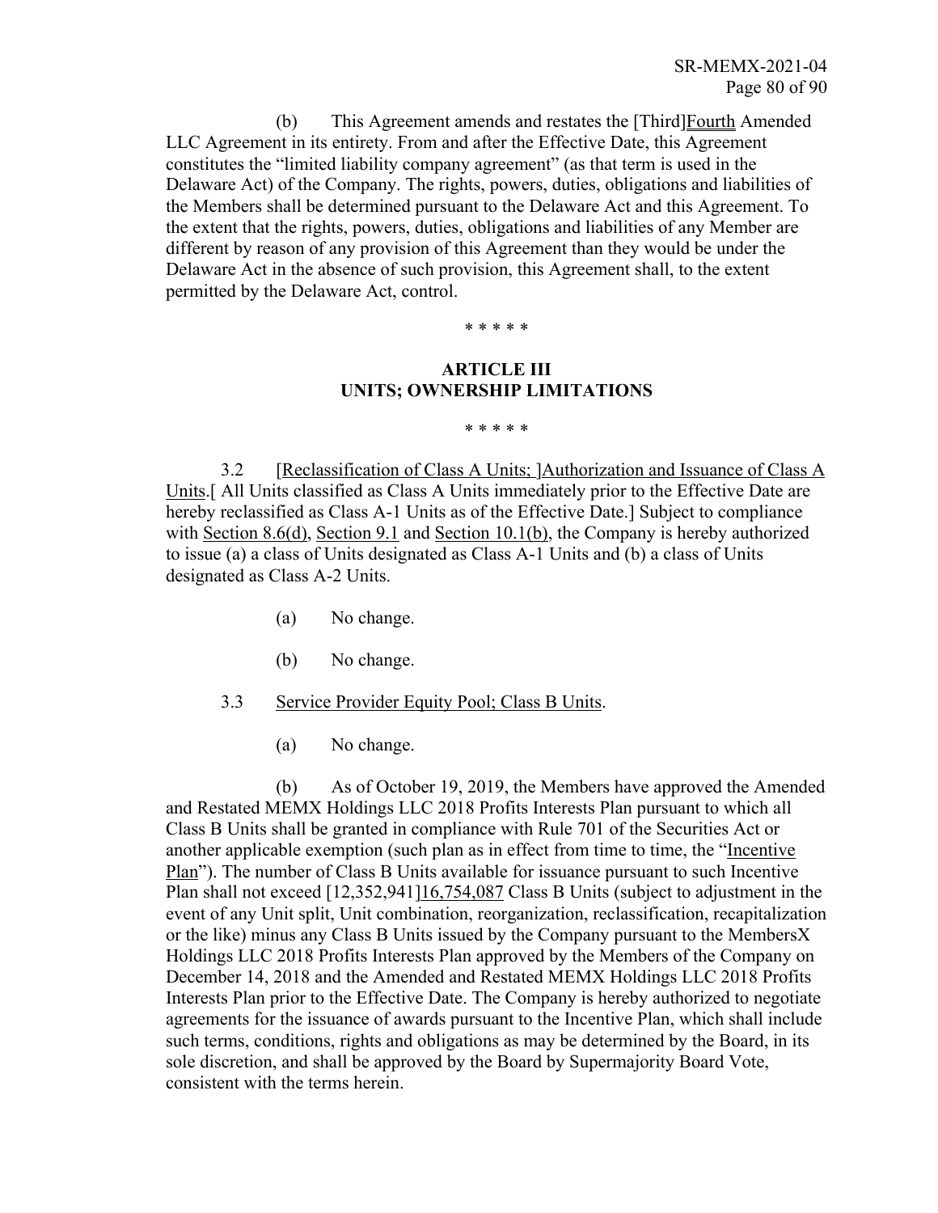(b) This Agreement amends and restates the [Third]Fourth Amended LLC Agreement in its entirety. From and after the Effective Date, this Agreement constitutes the "limited liability company agreement" (as that term is used in the Delaware Act) of the Company. The rights, powers, duties, obligations and liabilities of the Members shall be determined pursuant to the Delaware Act and this Agreement. To the extent that the rights, powers, duties, obligations and liabilities of any Member are different by reason of any provision of this Agreement than they would be under the Delaware Act in the absence of such provision, this Agreement shall, to the extent permitted by the Delaware Act, control.

\* \* \* \* \*

## ARTICLE III
## UNITS; OWNERSHIP LIMITATIONS

\* \* \* \* \*

3.2 [Reclassification of Class A Units; ]Authorization and Issuance of Class A Units.[ All Units classified as Class A Units immediately prior to the Effective Date are hereby reclassified as Class A-1 Units as of the Effective Date.] Subject to compliance with Section 8.6(d), Section 9.1 and Section 10.1(b), the Company is hereby authorized to issue (a) a class of Units designated as Class A-1 Units and (b) a class of Units designated as Class A-2 Units.

(a) No change.

(b) No change.

3.3 Service Provider Equity Pool; Class B Units.

(a) No change.

(b) As of October 19, 2019, the Members have approved the Amended and Restated MEMX Holdings LLC 2018 Profits Interests Plan pursuant to which all Class B Units shall be granted in compliance with Rule 701 of the Securities Act or another applicable exemption (such plan as in effect from time to time, the "Incentive Plan"). The number of Class B Units available for issuance pursuant to such Incentive Plan shall not exceed [12,352,941]16,754,087 Class B Units (subject to adjustment in the event of any Unit split, Unit combination, reorganization, reclassification, recapitalization or the like) minus any Class B Units issued by the Company pursuant to the MembersX Holdings LLC 2018 Profits Interests Plan approved by the Members of the Company on December 14, 2018 and the Amended and Restated MEMX Holdings LLC 2018 Profits Interests Plan prior to the Effective Date. The Company is hereby authorized to negotiate agreements for the issuance of awards pursuant to the Incentive Plan, which shall include such terms, conditions, rights and obligations as may be determined by the Board, in its sole discretion, and shall be approved by the Board by Supermajority Board Vote, consistent with the terms herein.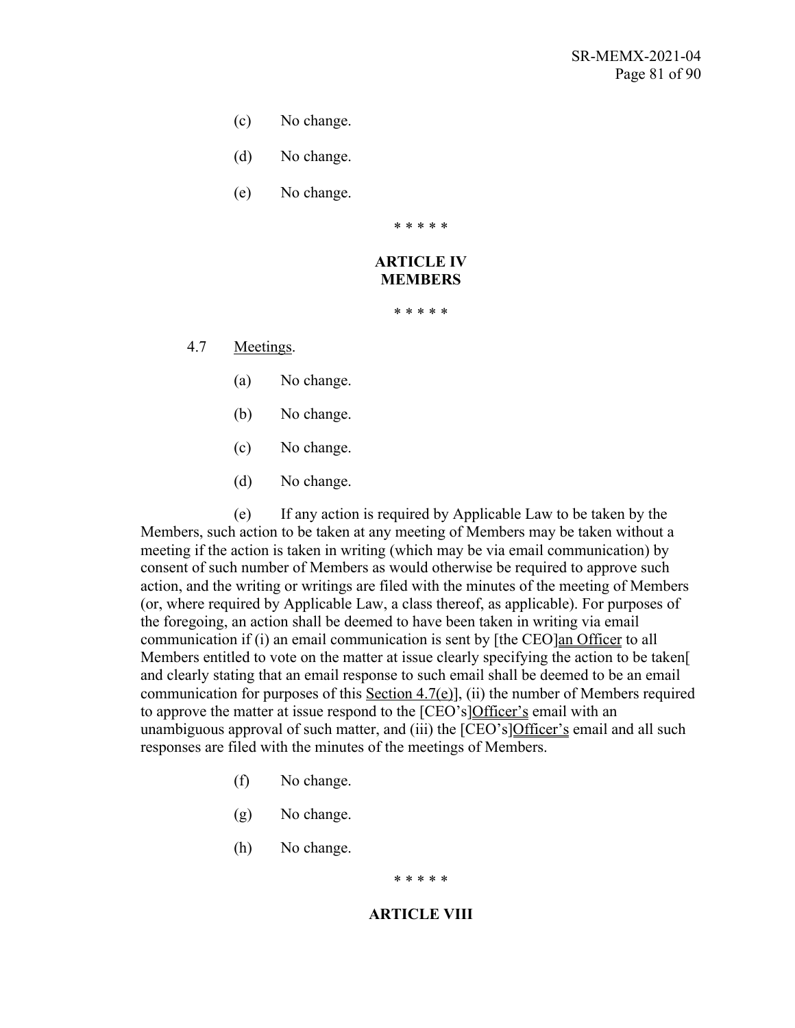(c) No change.

(d) No change.

(e) No change.

\* \* \* \* \*

**ARTICLE IV**
**MEMBERS**

\* \* \* \* \*

4.7 Meetings.

(a) No change.

(b) No change.

(c) No change.

(d) No change.

(e) If any action is required by Applicable Law to be taken by the Members, such action to be taken at any meeting of Members may be taken without a meeting if the action is taken in writing (which may be via email communication) by consent of such number of Members as would otherwise be required to approve such action, and the writing or writings are filed with the minutes of the meeting of Members (or, where required by Applicable Law, a class thereof, as applicable). For purposes of the foregoing, an action shall be deemed to have been taken in writing via email communication if (i) an email communication is sent by [the CEO]an Officer to all Members entitled to vote on the matter at issue clearly specifying the action to be taken[ and clearly stating that an email response to such email shall be deemed to be an email communication for purposes of this Section 4.7(e)], (ii) the number of Members required to approve the matter at issue respond to the [CEO's]Officer's email with an unambiguous approval of such matter, and (iii) the [CEO's]Officer's email and all such responses are filed with the minutes of the meetings of Members.

(f) No change.

(g) No change.

(h) No change.

\* \* \* \* \*

**ARTICLE VIII**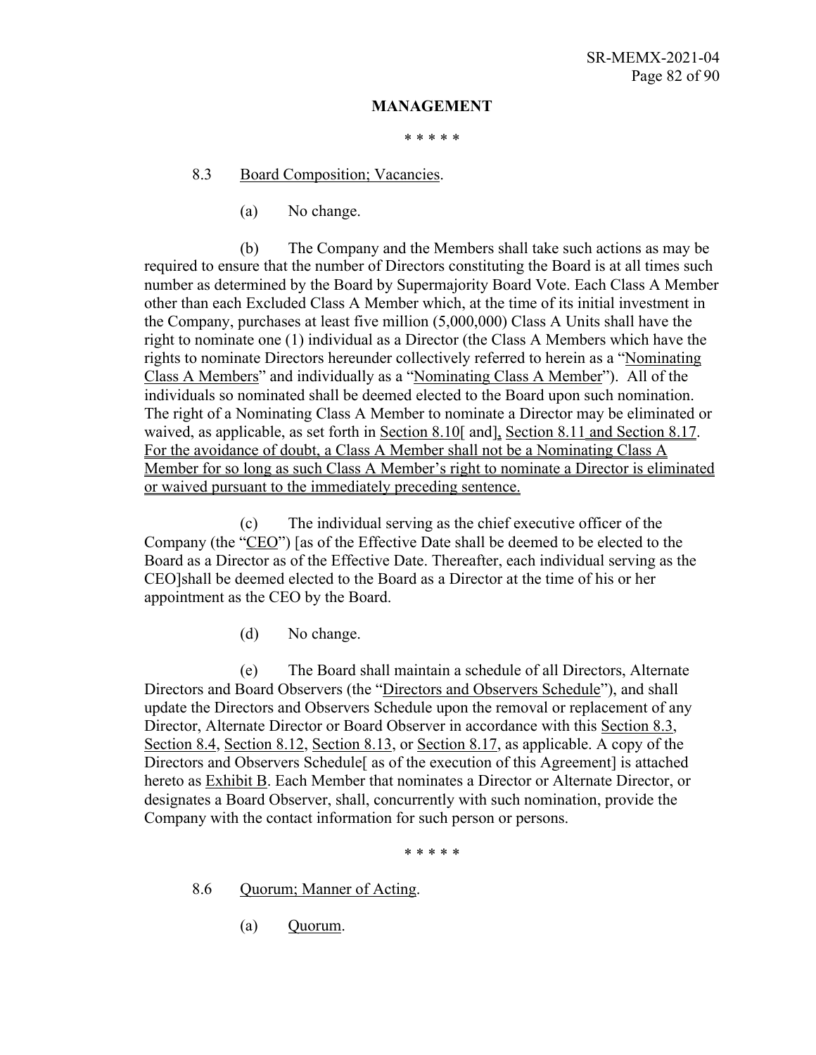**MANAGEMENT**

\* \* \* \* \*

8.3 Board Composition; Vacancies.

(a) No change.

(b) The Company and the Members shall take such actions as may be required to ensure that the number of Directors constituting the Board is at all times such number as determined by the Board by Supermajority Board Vote. Each Class A Member other than each Excluded Class A Member which, at the time of its initial investment in the Company, purchases at least five million (5,000,000) Class A Units shall have the right to nominate one (1) individual as a Director (the Class A Members which have the rights to nominate Directors hereunder collectively referred to herein as a "Nominating Class A Members" and individually as a "Nominating Class A Member"). All of the individuals so nominated shall be deemed elected to the Board upon such nomination. The right of a Nominating Class A Member to nominate a Director may be eliminated or waived, as applicable, as set forth in Section 8.10[ and], Section 8.11 and Section 8.17. For the avoidance of doubt, a Class A Member shall not be a Nominating Class A Member for so long as such Class A Member's right to nominate a Director is eliminated or waived pursuant to the immediately preceding sentence.

(c) The individual serving as the chief executive officer of the Company (the "CEO") [as of the Effective Date shall be deemed to be elected to the Board as a Director as of the Effective Date. Thereafter, each individual serving as the CEO]shall be deemed elected to the Board as a Director at the time of his or her appointment as the CEO by the Board.

(d) No change.

(e) The Board shall maintain a schedule of all Directors, Alternate Directors and Board Observers (the "Directors and Observers Schedule"), and shall update the Directors and Observers Schedule upon the removal or replacement of any Director, Alternate Director or Board Observer in accordance with this Section 8.3, Section 8.4, Section 8.12, Section 8.13, or Section 8.17, as applicable. A copy of the Directors and Observers Schedule[ as of the execution of this Agreement] is attached hereto as Exhibit B. Each Member that nominates a Director or Alternate Director, or designates a Board Observer, shall, concurrently with such nomination, provide the Company with the contact information for such person or persons.

\* \* \* \* \*

8.6 Quorum; Manner of Acting.

(a) Quorum.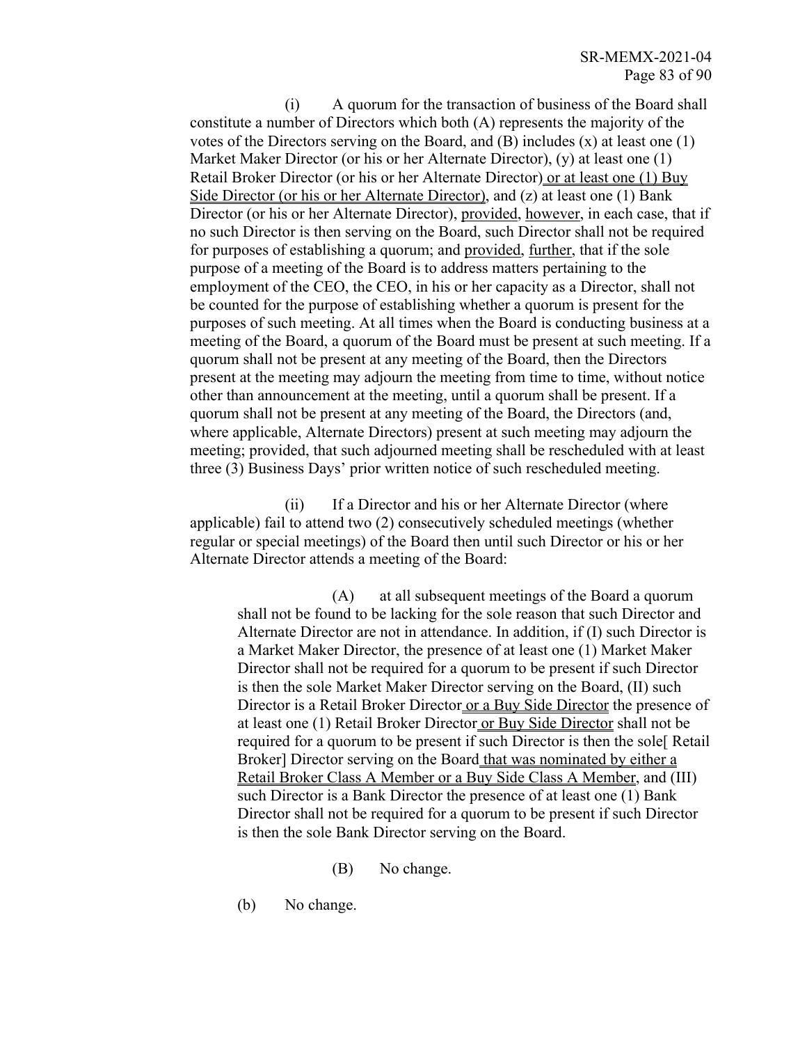(i) A quorum for the transaction of business of the Board shall constitute a number of Directors which both (A) represents the majority of the votes of the Directors serving on the Board, and (B) includes (x) at least one (1) Market Maker Director (or his or her Alternate Director), (y) at least one (1) Retail Broker Director (or his or her Alternate Director) or at least one (1) Buy Side Director (or his or her Alternate Director), and (z) at least one (1) Bank Director (or his or her Alternate Director), provided, however, in each case, that if no such Director is then serving on the Board, such Director shall not be required for purposes of establishing a quorum; and provided, further, that if the sole purpose of a meeting of the Board is to address matters pertaining to the employment of the CEO, the CEO, in his or her capacity as a Director, shall not be counted for the purpose of establishing whether a quorum is present for the purposes of such meeting. At all times when the Board is conducting business at a meeting of the Board, a quorum of the Board must be present at such meeting. If a quorum shall not be present at any meeting of the Board, then the Directors present at the meeting may adjourn the meeting from time to time, without notice other than announcement at the meeting, until a quorum shall be present. If a quorum shall not be present at any meeting of the Board, the Directors (and, where applicable, Alternate Directors) present at such meeting may adjourn the meeting; provided, that such adjourned meeting shall be rescheduled with at least three (3) Business Days' prior written notice of such rescheduled meeting.

(ii) If a Director and his or her Alternate Director (where applicable) fail to attend two (2) consecutively scheduled meetings (whether regular or special meetings) of the Board then until such Director or his or her Alternate Director attends a meeting of the Board:

> (A) at all subsequent meetings of the Board a quorum shall not be found to be lacking for the sole reason that such Director and Alternate Director are not in attendance. In addition, if (I) such Director is a Market Maker Director, the presence of at least one (1) Market Maker Director shall not be required for a quorum to be present if such Director is then the sole Market Maker Director serving on the Board, (II) such Director is a Retail Broker Director or a Buy Side Director the presence of at least one (1) Retail Broker Director or Buy Side Director shall not be required for a quorum to be present if such Director is then the sole[ Retail Broker] Director serving on the Board that was nominated by either a Retail Broker Class A Member or a Buy Side Class A Member, and (III) such Director is a Bank Director the presence of at least one (1) Bank Director shall not be required for a quorum to be present if such Director is then the sole Bank Director serving on the Board.
>
> (B) No change.

(b) No change.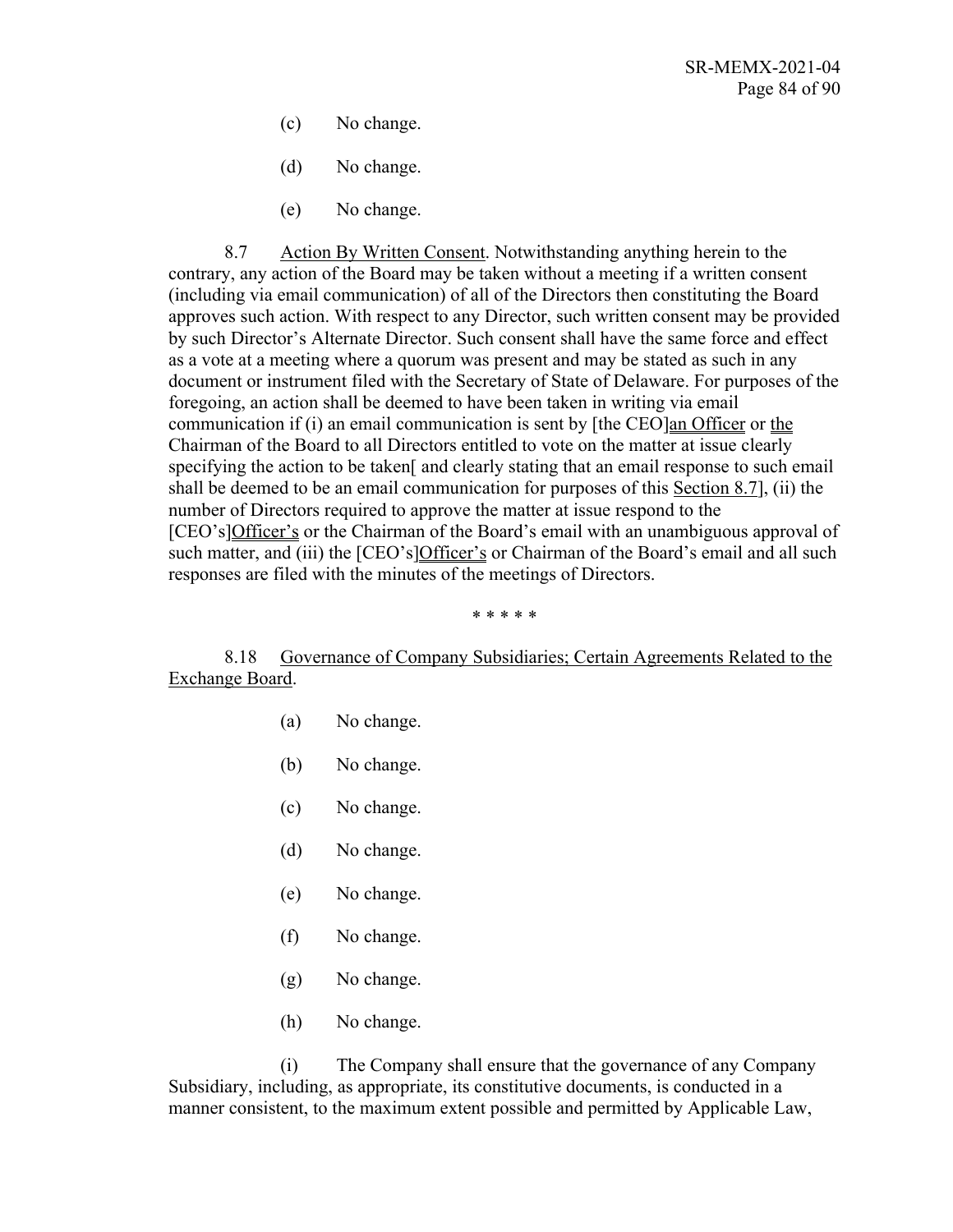(c) No change.

(d) No change.

(e) No change.

8.7 Action By Written Consent. Notwithstanding anything herein to the contrary, any action of the Board may be taken without a meeting if a written consent (including via email communication) of all of the Directors then constituting the Board approves such action. With respect to any Director, such written consent may be provided by such Director's Alternate Director. Such consent shall have the same force and effect as a vote at a meeting where a quorum was present and may be stated as such in any document or instrument filed with the Secretary of State of Delaware. For purposes of the foregoing, an action shall be deemed to have been taken in writing via email communication if (i) an email communication is sent by [the CEO]an Officer or the Chairman of the Board to all Directors entitled to vote on the matter at issue clearly specifying the action to be taken[ and clearly stating that an email response to such email shall be deemed to be an email communication for purposes of this Section 8.7], (ii) the number of Directors required to approve the matter at issue respond to the [CEO's]Officer's or the Chairman of the Board's email with an unambiguous approval of such matter, and (iii) the [CEO's]Officer's or Chairman of the Board's email and all such responses are filed with the minutes of the meetings of Directors.

\* \* \* \* \*

8.18 Governance of Company Subsidiaries; Certain Agreements Related to the Exchange Board.

(a) No change.

(b) No change.

(c) No change.

(d) No change.

(e) No change.

(f) No change.

(g) No change.

(h) No change.

(i) The Company shall ensure that the governance of any Company Subsidiary, including, as appropriate, its constitutive documents, is conducted in a manner consistent, to the maximum extent possible and permitted by Applicable Law,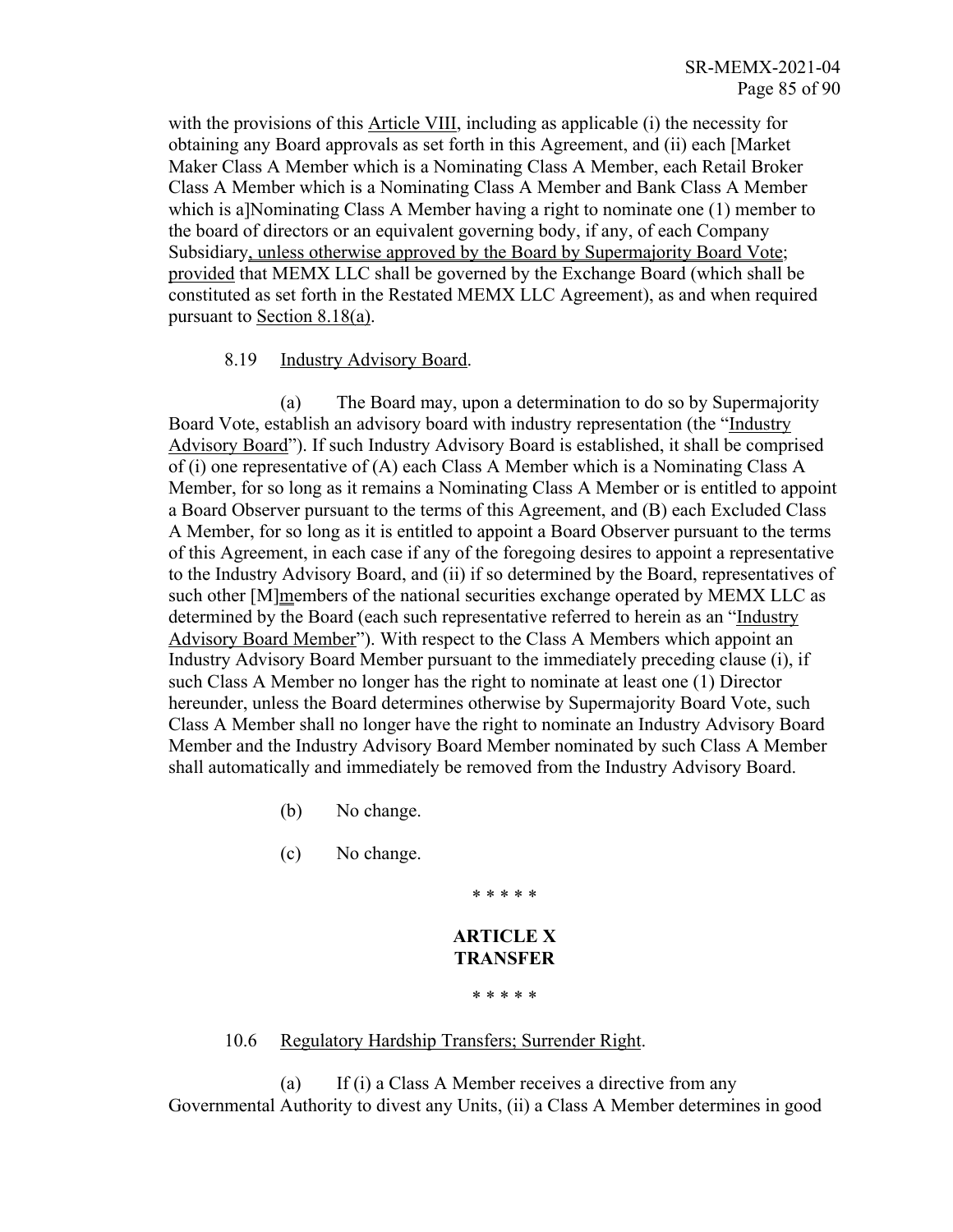with the provisions of this Article VIII, including as applicable (i) the necessity for obtaining any Board approvals as set forth in this Agreement, and (ii) each [Market Maker Class A Member which is a Nominating Class A Member, each Retail Broker Class A Member which is a Nominating Class A Member and Bank Class A Member which is a]Nominating Class A Member having a right to nominate one (1) member to the board of directors or an equivalent governing body, if any, of each Company Subsidiary, unless otherwise approved by the Board by Supermajority Board Vote; provided that MEMX LLC shall be governed by the Exchange Board (which shall be constituted as set forth in the Restated MEMX LLC Agreement), as and when required pursuant to Section 8.18(a).

8.19 Industry Advisory Board.

(a) The Board may, upon a determination to do so by Supermajority Board Vote, establish an advisory board with industry representation (the "Industry Advisory Board"). If such Industry Advisory Board is established, it shall be comprised of (i) one representative of (A) each Class A Member which is a Nominating Class A Member, for so long as it remains a Nominating Class A Member or is entitled to appoint a Board Observer pursuant to the terms of this Agreement, and (B) each Excluded Class A Member, for so long as it is entitled to appoint a Board Observer pursuant to the terms of this Agreement, in each case if any of the foregoing desires to appoint a representative to the Industry Advisory Board, and (ii) if so determined by the Board, representatives of such other [M]members of the national securities exchange operated by MEMX LLC as determined by the Board (each such representative referred to herein as an "Industry Advisory Board Member"). With respect to the Class A Members which appoint an Industry Advisory Board Member pursuant to the immediately preceding clause (i), if such Class A Member no longer has the right to nominate at least one (1) Director hereunder, unless the Board determines otherwise by Supermajority Board Vote, such Class A Member shall no longer have the right to nominate an Industry Advisory Board Member and the Industry Advisory Board Member nominated by such Class A Member shall automatically and immediately be removed from the Industry Advisory Board.

(b) No change.

(c) No change.

\* \* \* \* \*

**ARTICLE X**
**TRANSFER**

\* \* \* \* \*

10.6 Regulatory Hardship Transfers; Surrender Right.

(a) If (i) a Class A Member receives a directive from any Governmental Authority to divest any Units, (ii) a Class A Member determines in good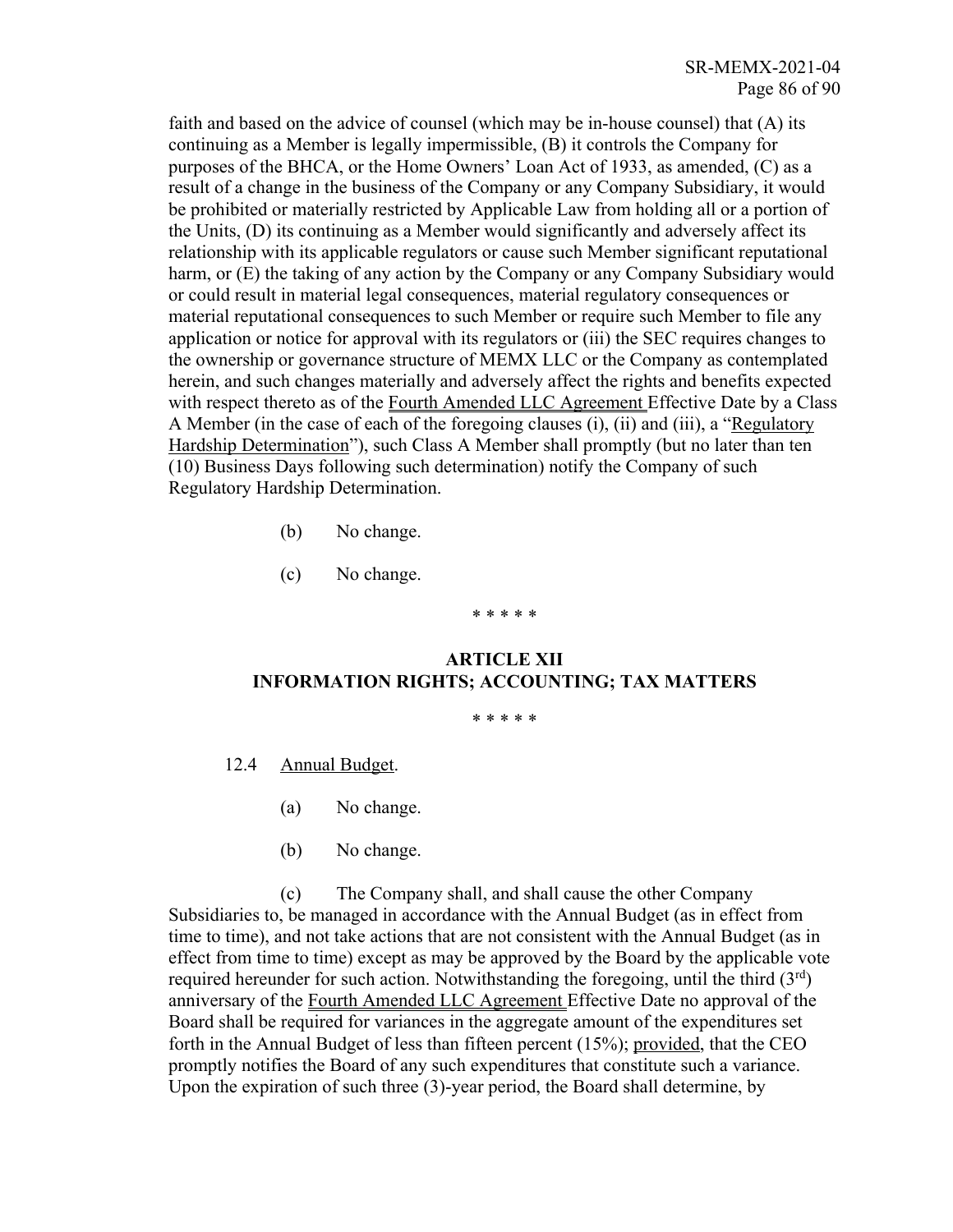faith and based on the advice of counsel (which may be in-house counsel) that (A) its continuing as a Member is legally impermissible, (B) it controls the Company for purposes of the BHCA, or the Home Owners' Loan Act of 1933, as amended, (C) as a result of a change in the business of the Company or any Company Subsidiary, it would be prohibited or materially restricted by Applicable Law from holding all or a portion of the Units, (D) its continuing as a Member would significantly and adversely affect its relationship with its applicable regulators or cause such Member significant reputational harm, or (E) the taking of any action by the Company or any Company Subsidiary would or could result in material legal consequences, material regulatory consequences or material reputational consequences to such Member or require such Member to file any application or notice for approval with its regulators or (iii) the SEC requires changes to the ownership or governance structure of MEMX LLC or the Company as contemplated herein, and such changes materially and adversely affect the rights and benefits expected with respect thereto as of the <u>Fourth Amended LLC Agreement</u> Effective Date by a Class A Member (in the case of each of the foregoing clauses (i), (ii) and (iii), a "<u>Regulatory Hardship Determination</u>"), such Class A Member shall promptly (but no later than ten (10) Business Days following such determination) notify the Company of such Regulatory Hardship Determination.

(b) No change.

(c) No change.

\* \* \* \* \*

## ARTICLE XII
## INFORMATION RIGHTS; ACCOUNTING; TAX MATTERS

\* \* \* \* \*

12.4 <u>Annual Budget</u>.

(a) No change.

(b) No change.

(c) The Company shall, and shall cause the other Company Subsidiaries to, be managed in accordance with the Annual Budget (as in effect from time to time), and not take actions that are not consistent with the Annual Budget (as in effect from time to time) except as may be approved by the Board by the applicable vote required hereunder for such action. Notwithstanding the foregoing, until the third (3rd) anniversary of the <u>Fourth Amended LLC Agreement</u> Effective Date no approval of the Board shall be required for variances in the aggregate amount of the expenditures set forth in the Annual Budget of less than fifteen percent (15%); <u>provided</u>, that the CEO promptly notifies the Board of any such expenditures that constitute such a variance. Upon the expiration of such three (3)-year period, the Board shall determine, by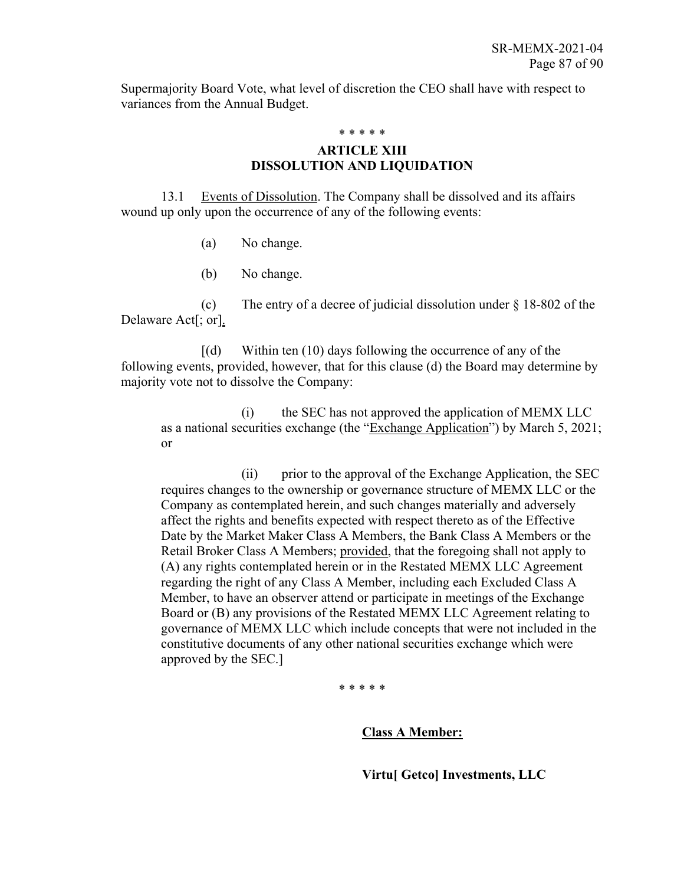Supermajority Board Vote, what level of discretion the CEO shall have with respect to variances from the Annual Budget.

\* \* \* \* \*

## ARTICLE XIII
## DISSOLUTION AND LIQUIDATION

13.1 Events of Dissolution. The Company shall be dissolved and its affairs wound up only upon the occurrence of any of the following events:

(a) No change.

(b) No change.

(c) The entry of a decree of judicial dissolution under § 18-802 of the Delaware Act[; or].

[(d) Within ten (10) days following the occurrence of any of the following events, provided, however, that for this clause (d) the Board may determine by majority vote not to dissolve the Company:

> (i) the SEC has not approved the application of MEMX LLC as a national securities exchange (the "Exchange Application") by March 5, 2021; or
>
> (ii) prior to the approval of the Exchange Application, the SEC requires changes to the ownership or governance structure of MEMX LLC or the Company as contemplated herein, and such changes materially and adversely affect the rights and benefits expected with respect thereto as of the Effective Date by the Market Maker Class A Members, the Bank Class A Members or the Retail Broker Class A Members; provided, that the foregoing shall not apply to (A) any rights contemplated herein or in the Restated MEMX LLC Agreement regarding the right of any Class A Member, including each Excluded Class A Member, to have an observer attend or participate in meetings of the Exchange Board or (B) any provisions of the Restated MEMX LLC Agreement relating to governance of MEMX LLC which include concepts that were not included in the constitutive documents of any other national securities exchange which were approved by the SEC.]

\* \* \* \* \*

**Class A Member:**

**Virtu[ Getco] Investments, LLC**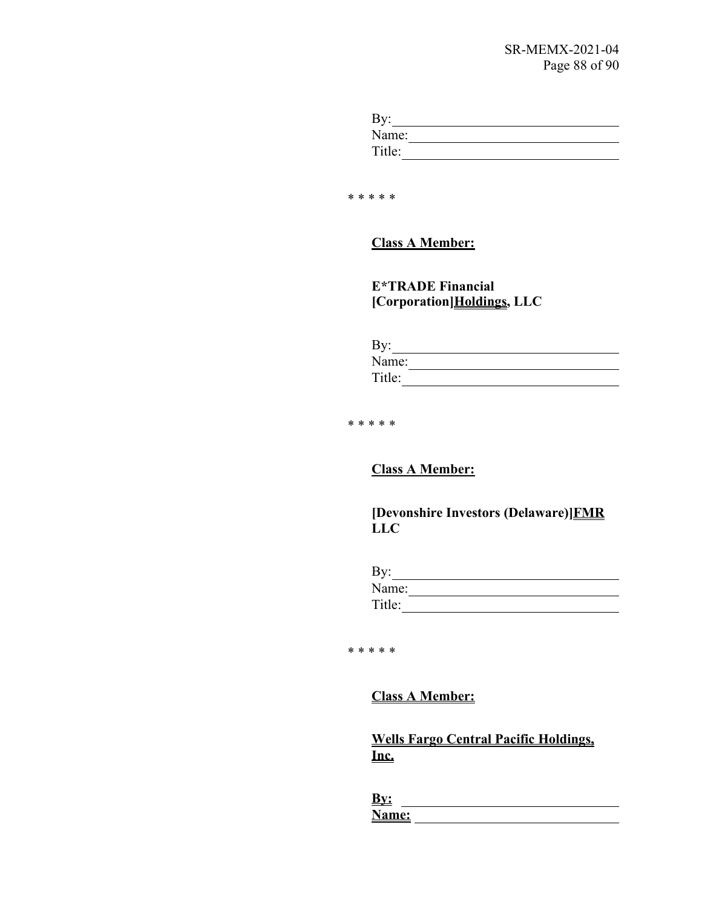By: ______________________________
Name: ____________________________
Title: ____________________________

\* \* \* \* \*

**<u>Class A Member:</u>**

**E*TRADE Financial [Corporation]<u>Holdings</u>, LLC**

By: ______________________________
Name: ____________________________
Title: ____________________________

\* \* \* \* \*

**<u>Class A Member:</u>**

**[Devonshire Investors (Delaware)]<u>FMR</u> LLC**

By: ______________________________
Name: ____________________________
Title: ____________________________

\* \* \* \* \*

**<u>Class A Member:</u>**

**<u>Wells Fargo Central Pacific Holdings, Inc.</u>**

**<u>By:</u>** ______________________________
**<u>Name:</u>** ____________________________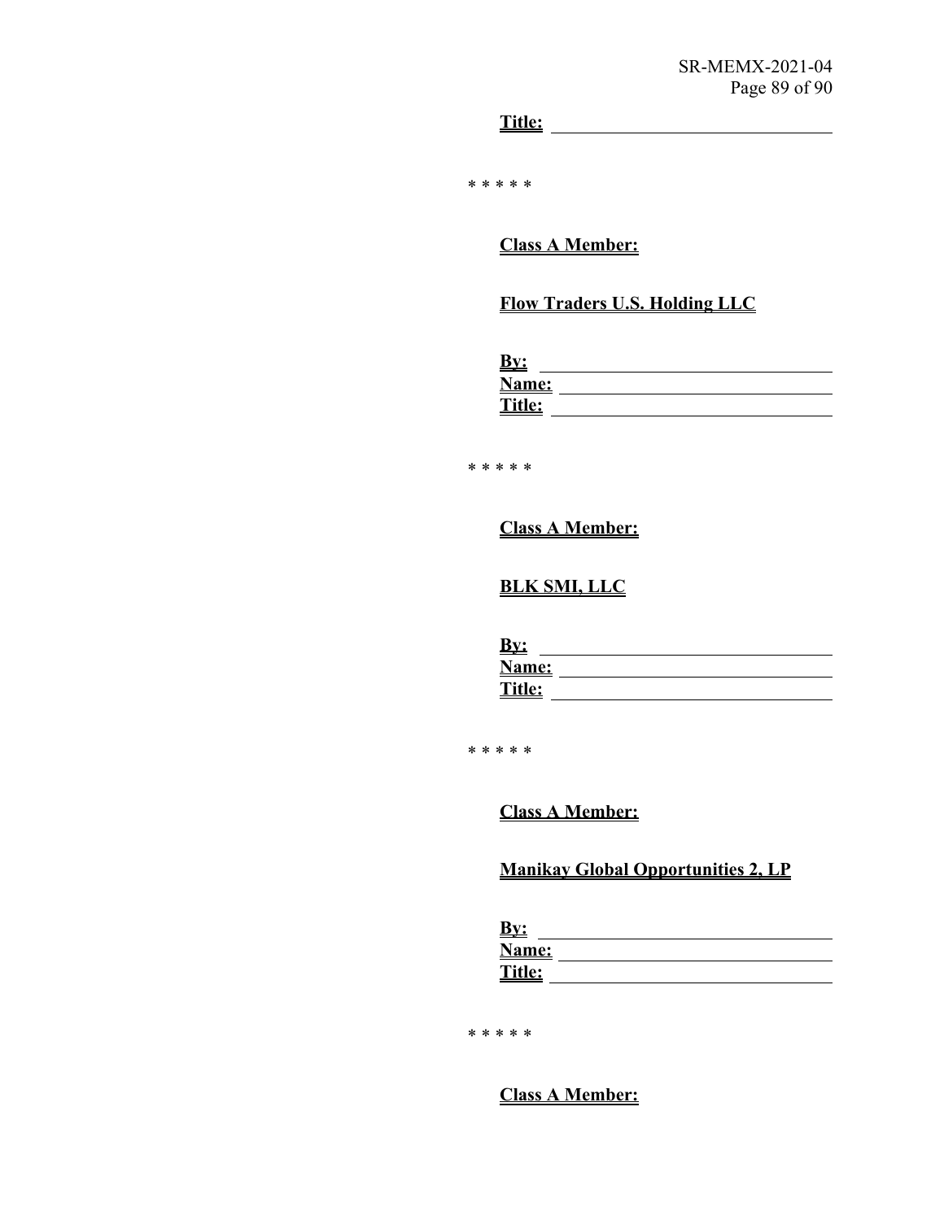**Title:** ______________________________

* * * * *

**Class A Member:**

**Flow Traders U.S. Holding LLC**

**By:** ______________________________
**Name:** ______________________________
**Title:** ______________________________

* * * * *

**Class A Member:**

**BLK SMI, LLC**

**By:** ______________________________
**Name:** ______________________________
**Title:** ______________________________

* * * * *

**Class A Member:**

**Manikay Global Opportunities 2, LP**

**By:** ______________________________
**Name:** ______________________________
**Title:** ______________________________

* * * * *

**Class A Member:**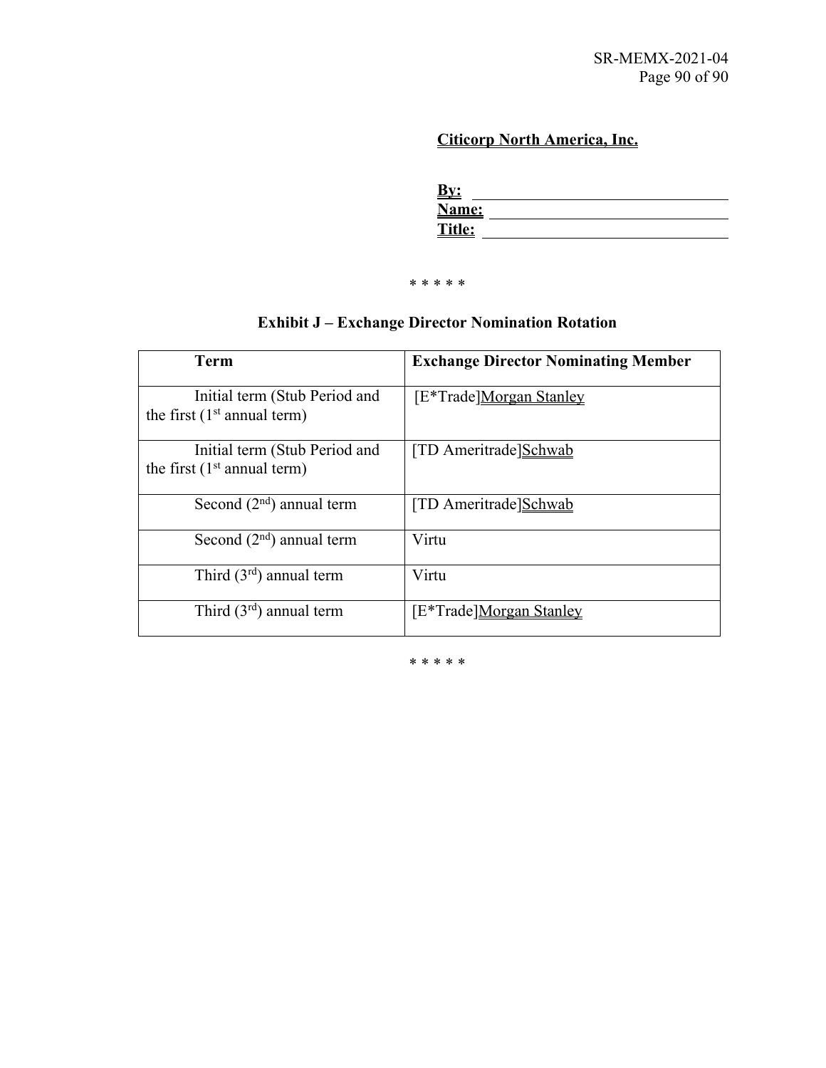**Citicorp North America, Inc.**

**By:** ______________________________
**Name:** ____________________________
**Title:** _____________________________

\* \* \* \* \*

**Exhibit J – Exchange Director Nomination Rotation**

| **Term** | **Exchange Director Nominating Member** |
|---|---|
| Initial term (Stub Period and the first (1st annual term) | [E*Trade]Morgan Stanley |
| Initial term (Stub Period and the first (1st annual term) | [TD Ameritrade]Schwab |
| Second (2nd) annual term | [TD Ameritrade]Schwab |
| Second (2nd) annual term | Virtu |
| Third (3rd) annual term | Virtu |
| Third (3rd) annual term | [E*Trade]Morgan Stanley |

\* \* \* \* \*